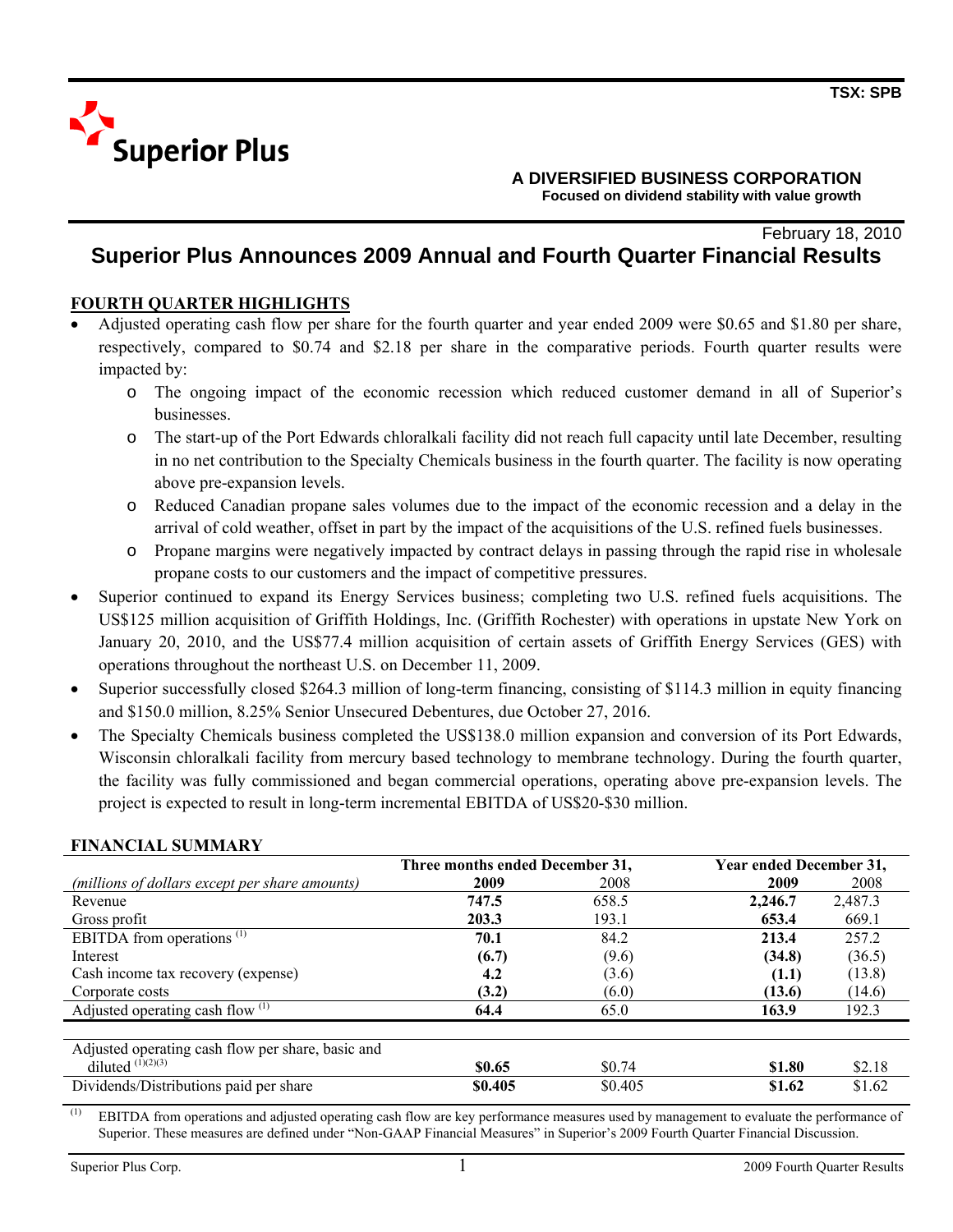TSX: SPB

# Superior Plus

**A DIVERSIFIED BUSINESS CORPORATION**
**Focused on dividend stability with value growth**

February 18, 2010

## Superior Plus Announces 2009 Annual and Fourth Quarter Financial Results

### FOURTH QUARTER HIGHLIGHTS

- Adjusted operating cash flow per share for the fourth quarter and year ended 2009 were $0.65 and $1.80 per share, respectively, compared to $0.74 and $2.18 per share in the comparative periods. Fourth quarter results were impacted by:
  - The ongoing impact of the economic recession which reduced customer demand in all of Superior's businesses.
  - The start-up of the Port Edwards chloralkali facility did not reach full capacity until late December, resulting in no net contribution to the Specialty Chemicals business in the fourth quarter. The facility is now operating above pre-expansion levels.
  - Reduced Canadian propane sales volumes due to the impact of the economic recession and a delay in the arrival of cold weather, offset in part by the impact of the acquisitions of the U.S. refined fuels businesses.
  - Propane margins were negatively impacted by contract delays in passing through the rapid rise in wholesale propane costs to our customers and the impact of competitive pressures.
- Superior continued to expand its Energy Services business; completing two U.S. refined fuels acquisitions. The US$125 million acquisition of Griffith Holdings, Inc. (Griffith Rochester) with operations in upstate New York on January 20, 2010, and the US$77.4 million acquisition of certain assets of Griffith Energy Services (GES) with operations throughout the northeast U.S. on December 11, 2009.
- Superior successfully closed $264.3 million of long-term financing, consisting of $114.3 million in equity financing and $150.0 million, 8.25% Senior Unsecured Debentures, due October 27, 2016.
- The Specialty Chemicals business completed the US$138.0 million expansion and conversion of its Port Edwards, Wisconsin chloralkali facility from mercury based technology to membrane technology. During the fourth quarter, the facility was fully commissioned and began commercial operations, operating above pre-expansion levels. The project is expected to result in long-term incremental EBITDA of US$20-$30 million.

### FINANCIAL SUMMARY

| | Three months ended December 31, | | Year ended December 31, | |
|---|---|---|---|---|
| *(millions of dollars except per share amounts)* | **2009** | 2008 | **2009** | 2008 |
| Revenue | **747.5** | 658.5 | **2,246.7** | 2,487.3 |
| Gross profit | **203.3** | 193.1 | **653.4** | 669.1 |
| EBITDA from operations [(1)] | **70.1** | 84.2 | **213.4** | 257.2 |
| Interest | **(6.7)** | (9.6) | **(34.8)** | (36.5) |
| Cash income tax recovery (expense) | **4.2** | (3.6) | **(1.1)** | (13.8) |
| Corporate costs | **(3.2)** | (6.0) | **(13.6)** | (14.6) |
| Adjusted operating cash flow [(1)] | **64.4** | 65.0 | **163.9** | 192.3 |
| | | | | |
| Adjusted operating cash flow per share, basic and diluted [(1)(2)(3)] | **$0.65** | $0.74 | **$1.80** | $2.18 |
| Dividends/Distributions paid per share | **$0.405** | $0.405 | **$1.62** | $1.62 |

(1) EBITDA from operations and adjusted operating cash flow are key performance measures used by management to evaluate the performance of Superior. These measures are defined under "Non-GAAP Financial Measures" in Superior's 2009 Fourth Quarter Financial Discussion.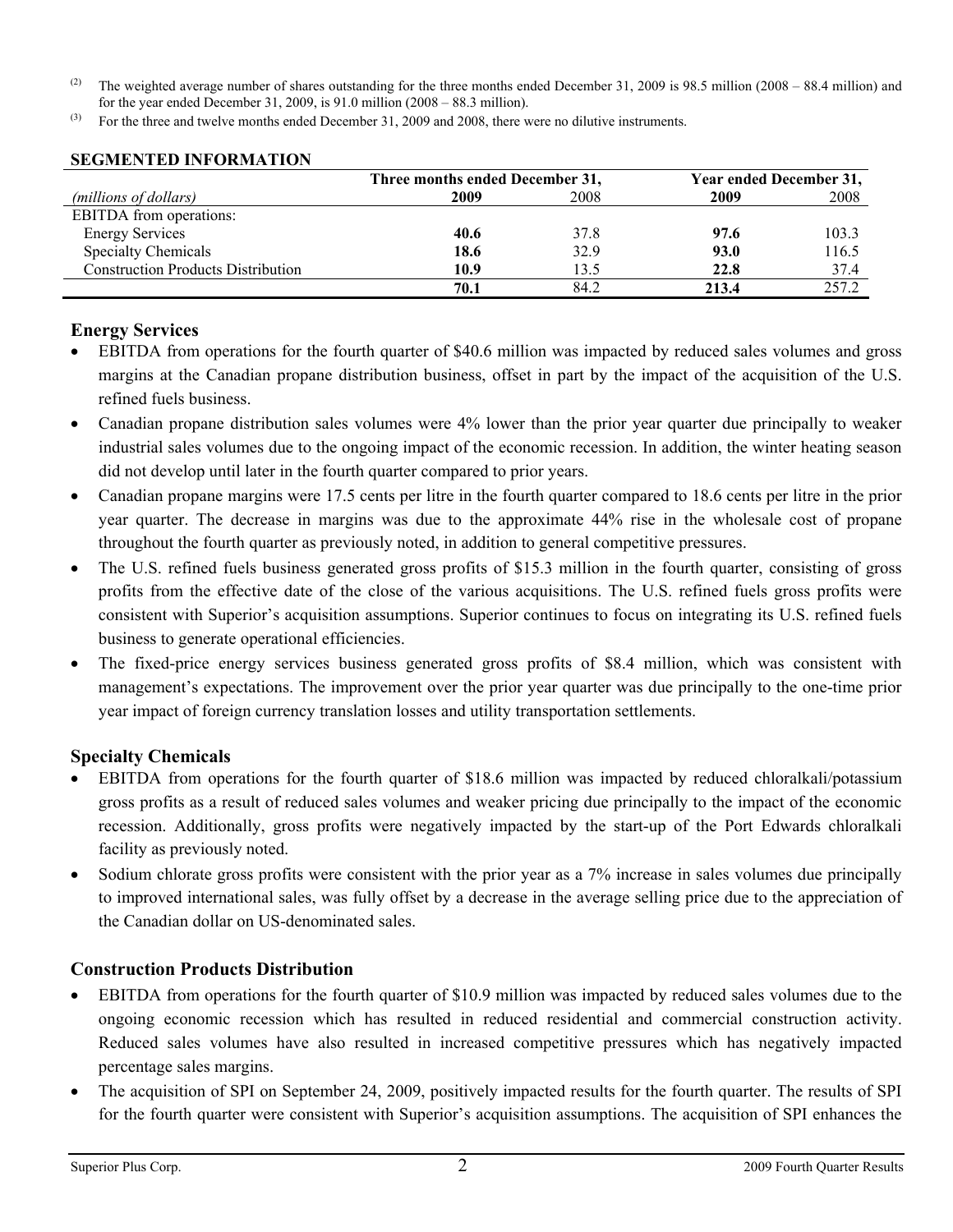(2) The weighted average number of shares outstanding for the three months ended December 31, 2009 is 98.5 million (2008 – 88.4 million) and for the year ended December 31, 2009, is 91.0 million (2008 – 88.3 million).

(3) For the three and twelve months ended December 31, 2009 and 2008, there were no dilutive instruments.

## SEGMENTED INFORMATION

| | Three months ended December 31, | | Year ended December 31, | |
|---|---|---|---|---|
| *(millions of dollars)* | **2009** | 2008 | **2009** | 2008 |
| EBITDA from operations: | | | | |
| Energy Services | **40.6** | 37.8 | **97.6** | 103.3 |
| Specialty Chemicals | **18.6** | 32.9 | **93.0** | 116.5 |
| Construction Products Distribution | **10.9** | 13.5 | **22.8** | 37.4 |
| | **70.1** | 84.2 | **213.4** | 257.2 |

## Energy Services

- EBITDA from operations for the fourth quarter of $40.6 million was impacted by reduced sales volumes and gross margins at the Canadian propane distribution business, offset in part by the impact of the acquisition of the U.S. refined fuels business.
- Canadian propane distribution sales volumes were 4% lower than the prior year quarter due principally to weaker industrial sales volumes due to the ongoing impact of the economic recession. In addition, the winter heating season did not develop until later in the fourth quarter compared to prior years.
- Canadian propane margins were 17.5 cents per litre in the fourth quarter compared to 18.6 cents per litre in the prior year quarter. The decrease in margins was due to the approximate 44% rise in the wholesale cost of propane throughout the fourth quarter as previously noted, in addition to general competitive pressures.
- The U.S. refined fuels business generated gross profits of $15.3 million in the fourth quarter, consisting of gross profits from the effective date of the close of the various acquisitions. The U.S. refined fuels gross profits were consistent with Superior's acquisition assumptions. Superior continues to focus on integrating its U.S. refined fuels business to generate operational efficiencies.
- The fixed-price energy services business generated gross profits of $8.4 million, which was consistent with management's expectations. The improvement over the prior year quarter was due principally to the one-time prior year impact of foreign currency translation losses and utility transportation settlements.

## Specialty Chemicals

- EBITDA from operations for the fourth quarter of $18.6 million was impacted by reduced chloralkali/potassium gross profits as a result of reduced sales volumes and weaker pricing due principally to the impact of the economic recession. Additionally, gross profits were negatively impacted by the start-up of the Port Edwards chloralkali facility as previously noted.
- Sodium chlorate gross profits were consistent with the prior year as a 7% increase in sales volumes due principally to improved international sales, was fully offset by a decrease in the average selling price due to the appreciation of the Canadian dollar on US-denominated sales.

## Construction Products Distribution

- EBITDA from operations for the fourth quarter of $10.9 million was impacted by reduced sales volumes due to the ongoing economic recession which has resulted in reduced residential and commercial construction activity. Reduced sales volumes have also resulted in increased competitive pressures which has negatively impacted percentage sales margins.
- The acquisition of SPI on September 24, 2009, positively impacted results for the fourth quarter. The results of SPI for the fourth quarter were consistent with Superior's acquisition assumptions. The acquisition of SPI enhances the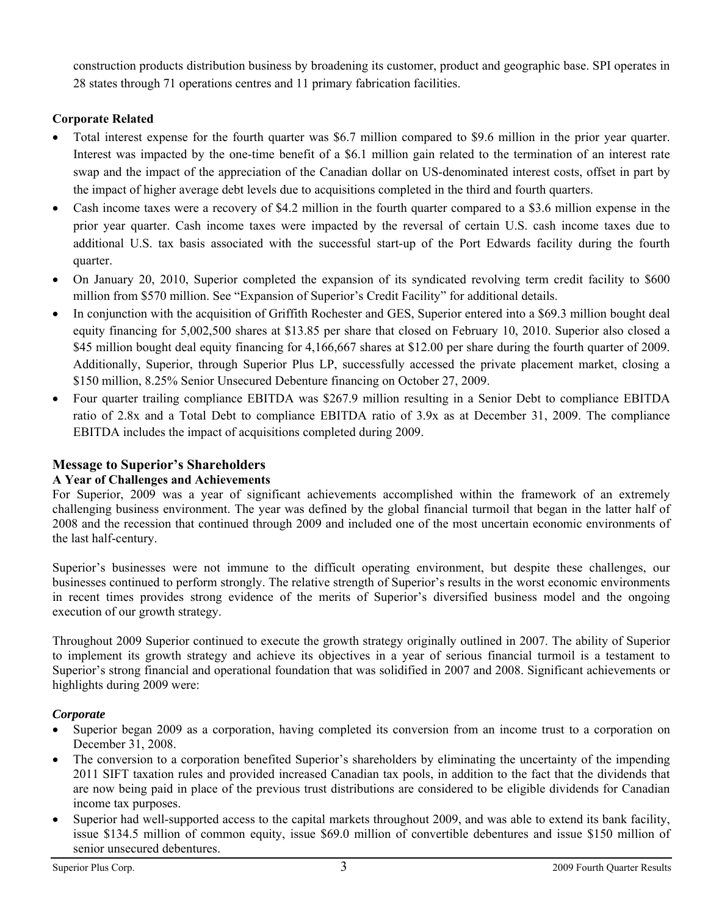construction products distribution business by broadening its customer, product and geographic base. SPI operates in 28 states through 71 operations centres and 11 primary fabrication facilities.

**Corporate Related**

- Total interest expense for the fourth quarter was $6.7 million compared to $9.6 million in the prior year quarter. Interest was impacted by the one-time benefit of a $6.1 million gain related to the termination of an interest rate swap and the impact of the appreciation of the Canadian dollar on US-denominated interest costs, offset in part by the impact of higher average debt levels due to acquisitions completed in the third and fourth quarters.
- Cash income taxes were a recovery of $4.2 million in the fourth quarter compared to a $3.6 million expense in the prior year quarter. Cash income taxes were impacted by the reversal of certain U.S. cash income taxes due to additional U.S. tax basis associated with the successful start-up of the Port Edwards facility during the fourth quarter.
- On January 20, 2010, Superior completed the expansion of its syndicated revolving term credit facility to $600 million from $570 million. See "Expansion of Superior's Credit Facility" for additional details.
- In conjunction with the acquisition of Griffith Rochester and GES, Superior entered into a $69.3 million bought deal equity financing for 5,002,500 shares at $13.85 per share that closed on February 10, 2010. Superior also closed a $45 million bought deal equity financing for 4,166,667 shares at $12.00 per share during the fourth quarter of 2009. Additionally, Superior, through Superior Plus LP, successfully accessed the private placement market, closing a $150 million, 8.25% Senior Unsecured Debenture financing on October 27, 2009.
- Four quarter trailing compliance EBITDA was $267.9 million resulting in a Senior Debt to compliance EBITDA ratio of 2.8x and a Total Debt to compliance EBITDA ratio of 3.9x as at December 31, 2009. The compliance EBITDA includes the impact of acquisitions completed during 2009.

## Message to Superior's Shareholders

### A Year of Challenges and Achievements

For Superior, 2009 was a year of significant achievements accomplished within the framework of an extremely challenging business environment. The year was defined by the global financial turmoil that began in the latter half of 2008 and the recession that continued through 2009 and included one of the most uncertain economic environments of the last half-century.

Superior's businesses were not immune to the difficult operating environment, but despite these challenges, our businesses continued to perform strongly. The relative strength of Superior's results in the worst economic environments in recent times provides strong evidence of the merits of Superior's diversified business model and the ongoing execution of our growth strategy.

Throughout 2009 Superior continued to execute the growth strategy originally outlined in 2007. The ability of Superior to implement its growth strategy and achieve its objectives in a year of serious financial turmoil is a testament to Superior's strong financial and operational foundation that was solidified in 2007 and 2008. Significant achievements or highlights during 2009 were:

***Corporate***

- Superior began 2009 as a corporation, having completed its conversion from an income trust to a corporation on December 31, 2008.
- The conversion to a corporation benefited Superior's shareholders by eliminating the uncertainty of the impending 2011 SIFT taxation rules and provided increased Canadian tax pools, in addition to the fact that the dividends that are now being paid in place of the previous trust distributions are considered to be eligible dividends for Canadian income tax purposes.
- Superior had well-supported access to the capital markets throughout 2009, and was able to extend its bank facility, issue $134.5 million of common equity, issue $69.0 million of convertible debentures and issue $150 million of senior unsecured debentures.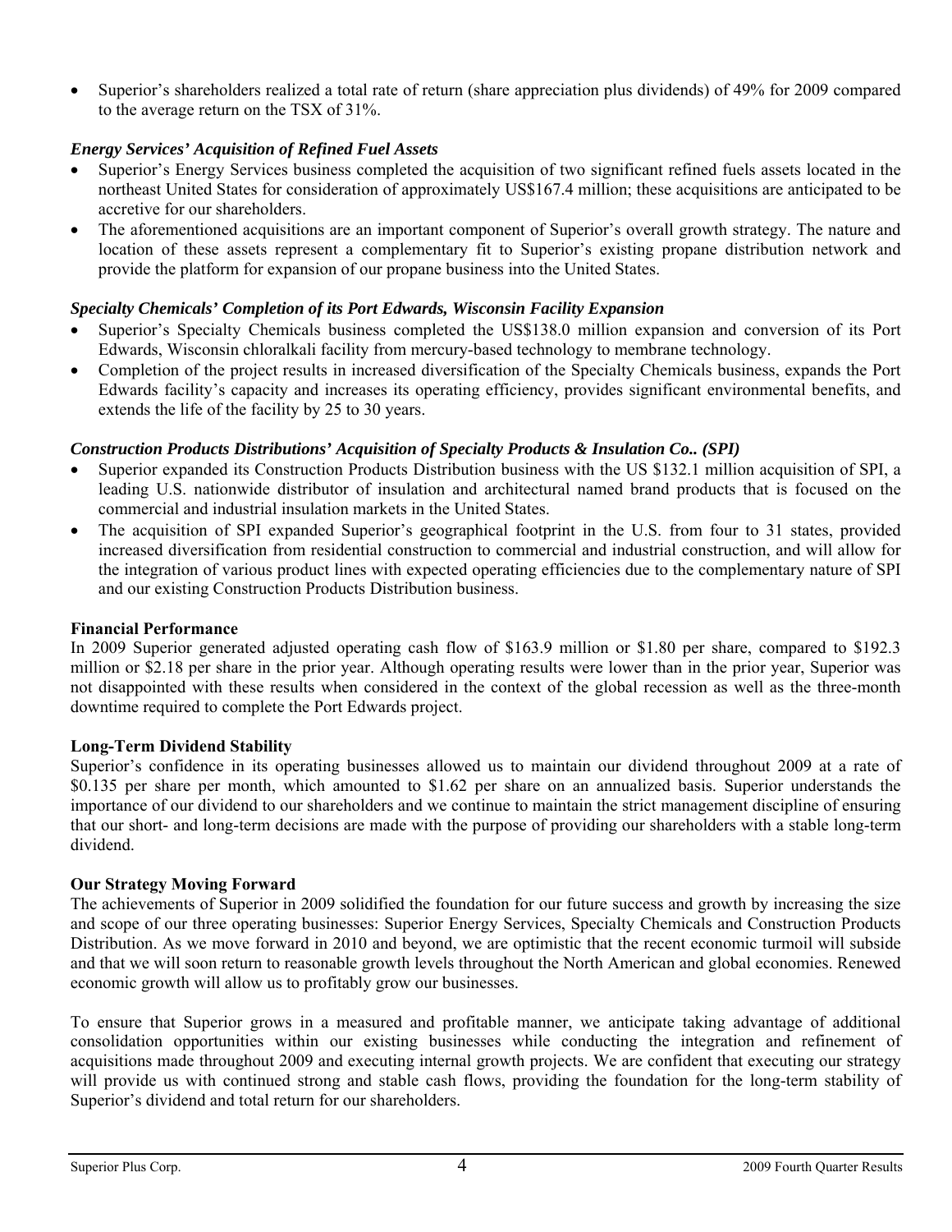- Superior's shareholders realized a total rate of return (share appreciation plus dividends) of 49% for 2009 compared to the average return on the TSX of 31%.

***Energy Services' Acquisition of Refined Fuel Assets***

- Superior's Energy Services business completed the acquisition of two significant refined fuels assets located in the northeast United States for consideration of approximately US$167.4 million; these acquisitions are anticipated to be accretive for our shareholders.
- The aforementioned acquisitions are an important component of Superior's overall growth strategy. The nature and location of these assets represent a complementary fit to Superior's existing propane distribution network and provide the platform for expansion of our propane business into the United States.

***Specialty Chemicals' Completion of its Port Edwards, Wisconsin Facility Expansion***

- Superior's Specialty Chemicals business completed the US$138.0 million expansion and conversion of its Port Edwards, Wisconsin chloralkali facility from mercury-based technology to membrane technology.
- Completion of the project results in increased diversification of the Specialty Chemicals business, expands the Port Edwards facility's capacity and increases its operating efficiency, provides significant environmental benefits, and extends the life of the facility by 25 to 30 years.

***Construction Products Distributions' Acquisition of Specialty Products & Insulation Co.. (SPI)***

- Superior expanded its Construction Products Distribution business with the US $132.1 million acquisition of SPI, a leading U.S. nationwide distributor of insulation and architectural named brand products that is focused on the commercial and industrial insulation markets in the United States.
- The acquisition of SPI expanded Superior's geographical footprint in the U.S. from four to 31 states, provided increased diversification from residential construction to commercial and industrial construction, and will allow for the integration of various product lines with expected operating efficiencies due to the complementary nature of SPI and our existing Construction Products Distribution business.

**Financial Performance**

In 2009 Superior generated adjusted operating cash flow of $163.9 million or $1.80 per share, compared to $192.3 million or $2.18 per share in the prior year. Although operating results were lower than in the prior year, Superior was not disappointed with these results when considered in the context of the global recession as well as the three-month downtime required to complete the Port Edwards project.

**Long-Term Dividend Stability**

Superior's confidence in its operating businesses allowed us to maintain our dividend throughout 2009 at a rate of $0.135 per share per month, which amounted to $1.62 per share on an annualized basis. Superior understands the importance of our dividend to our shareholders and we continue to maintain the strict management discipline of ensuring that our short- and long-term decisions are made with the purpose of providing our shareholders with a stable long-term dividend.

**Our Strategy Moving Forward**

The achievements of Superior in 2009 solidified the foundation for our future success and growth by increasing the size and scope of our three operating businesses: Superior Energy Services, Specialty Chemicals and Construction Products Distribution. As we move forward in 2010 and beyond, we are optimistic that the recent economic turmoil will subside and that we will soon return to reasonable growth levels throughout the North American and global economies. Renewed economic growth will allow us to profitably grow our businesses.

To ensure that Superior grows in a measured and profitable manner, we anticipate taking advantage of additional consolidation opportunities within our existing businesses while conducting the integration and refinement of acquisitions made throughout 2009 and executing internal growth projects. We are confident that executing our strategy will provide us with continued strong and stable cash flows, providing the foundation for the long-term stability of Superior's dividend and total return for our shareholders.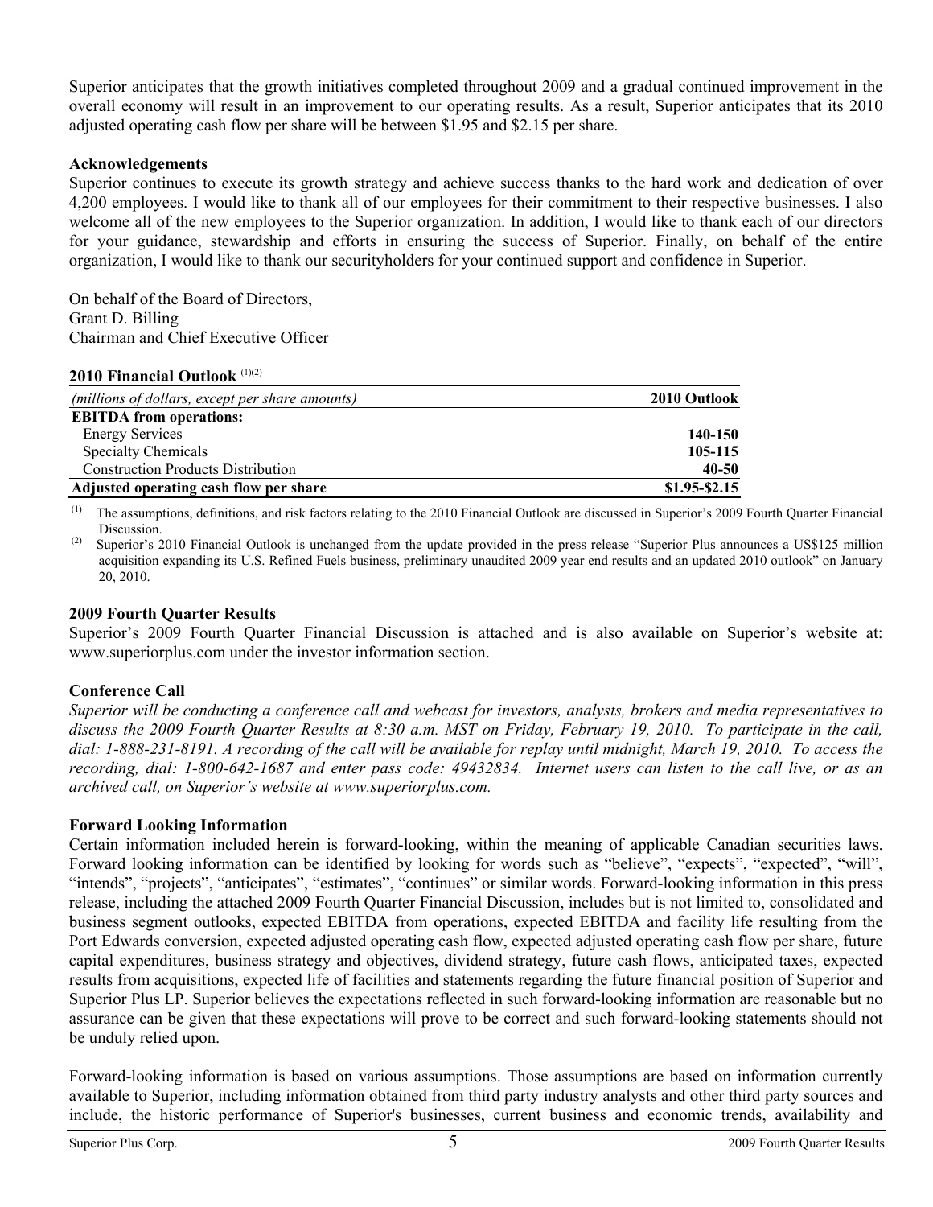Superior anticipates that the growth initiatives completed throughout 2009 and a gradual continued improvement in the overall economy will result in an improvement to our operating results. As a result, Superior anticipates that its 2010 adjusted operating cash flow per share will be between \$1.95 and \$2.15 per share.

**Acknowledgements**

Superior continues to execute its growth strategy and achieve success thanks to the hard work and dedication of over 4,200 employees. I would like to thank all of our employees for their commitment to their respective businesses. I also welcome all of the new employees to the Superior organization. In addition, I would like to thank each of our directors for your guidance, stewardship and efforts in ensuring the success of Superior. Finally, on behalf of the entire organization, I would like to thank our securityholders for your continued support and confidence in Superior.

On behalf of the Board of Directors,
Grant D. Billing
Chairman and Chief Executive Officer

**2010 Financial Outlook** [(1)(2)]

| *(millions of dollars, except per share amounts)* | **2010 Outlook** |
|---|---|
| **EBITDA from operations:** | |
| Energy Services | **140-150** |
| Specialty Chemicals | **105-115** |
| Construction Products Distribution | **40-50** |
| **Adjusted operating cash flow per share** | **\$1.95-\$2.15** |

(1) The assumptions, definitions, and risk factors relating to the 2010 Financial Outlook are discussed in Superior's 2009 Fourth Quarter Financial Discussion.

(2) Superior's 2010 Financial Outlook is unchanged from the update provided in the press release "Superior Plus announces a US\$125 million acquisition expanding its U.S. Refined Fuels business, preliminary unaudited 2009 year end results and an updated 2010 outlook" on January 20, 2010.

**2009 Fourth Quarter Results**

Superior's 2009 Fourth Quarter Financial Discussion is attached and is also available on Superior's website at: www.superiorplus.com under the investor information section.

**Conference Call**

*Superior will be conducting a conference call and webcast for investors, analysts, brokers and media representatives to discuss the 2009 Fourth Quarter Results at 8:30 a.m. MST on Friday, February 19, 2010. To participate in the call, dial: 1-888-231-8191. A recording of the call will be available for replay until midnight, March 19, 2010. To access the recording, dial: 1-800-642-1687 and enter pass code: 49432834. Internet users can listen to the call live, or as an archived call, on Superior's website at www.superiorplus.com.*

**Forward Looking Information**

Certain information included herein is forward-looking, within the meaning of applicable Canadian securities laws. Forward looking information can be identified by looking for words such as "believe", "expects", "expected", "will", "intends", "projects", "anticipates", "estimates", "continues" or similar words. Forward-looking information in this press release, including the attached 2009 Fourth Quarter Financial Discussion, includes but is not limited to, consolidated and business segment outlooks, expected EBITDA from operations, expected EBITDA and facility life resulting from the Port Edwards conversion, expected adjusted operating cash flow, expected adjusted operating cash flow per share, future capital expenditures, business strategy and objectives, dividend strategy, future cash flows, anticipated taxes, expected results from acquisitions, expected life of facilities and statements regarding the future financial position of Superior and Superior Plus LP. Superior believes the expectations reflected in such forward-looking information are reasonable but no assurance can be given that these expectations will prove to be correct and such forward-looking statements should not be unduly relied upon.

Forward-looking information is based on various assumptions. Those assumptions are based on information currently available to Superior, including information obtained from third party industry analysts and other third party sources and include, the historic performance of Superior's businesses, current business and economic trends, availability and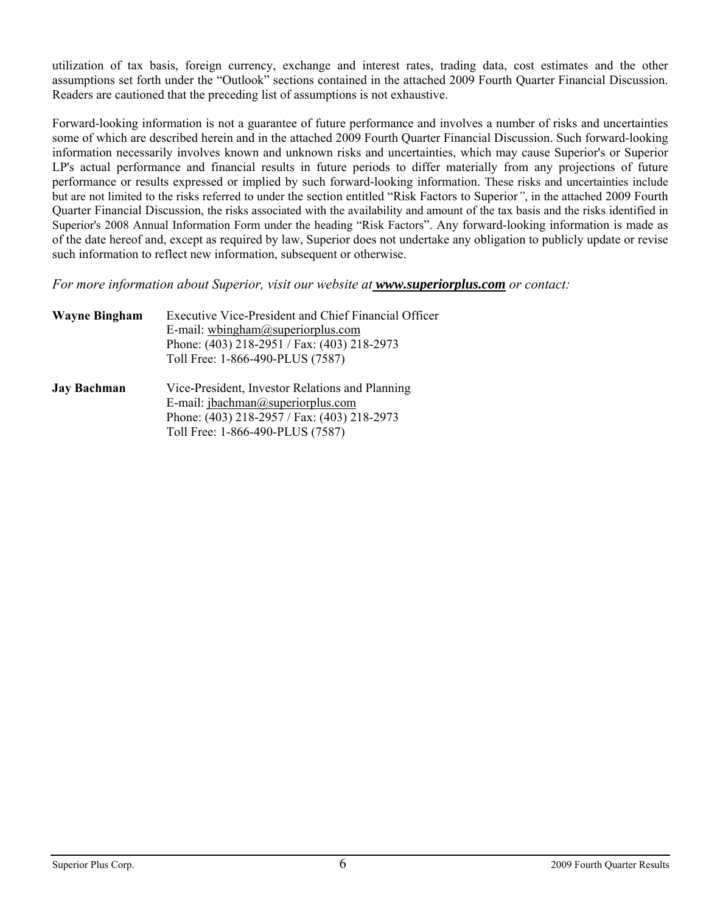utilization of tax basis, foreign currency, exchange and interest rates, trading data, cost estimates and the other assumptions set forth under the "Outlook" sections contained in the attached 2009 Fourth Quarter Financial Discussion. Readers are cautioned that the preceding list of assumptions is not exhaustive.

Forward-looking information is not a guarantee of future performance and involves a number of risks and uncertainties some of which are described herein and in the attached 2009 Fourth Quarter Financial Discussion. Such forward-looking information necessarily involves known and unknown risks and uncertainties, which may cause Superior's or Superior LP's actual performance and financial results in future periods to differ materially from any projections of future performance or results expressed or implied by such forward-looking information. These risks and uncertainties include but are not limited to the risks referred to under the section entitled "Risk Factors to Superior", in the attached 2009 Fourth Quarter Financial Discussion, the risks associated with the availability and amount of the tax basis and the risks identified in Superior's 2008 Annual Information Form under the heading "Risk Factors". Any forward-looking information is made as of the date hereof and, except as required by law, Superior does not undertake any obligation to publicly update or revise such information to reflect new information, subsequent or otherwise.

*For more information about Superior, visit our website at* ***www.superiorplus.com*** *or contact:*

**Wayne Bingham** Executive Vice-President and Chief Financial Officer
E-mail: wbingham@superiorplus.com
Phone: (403) 218-2951 / Fax: (403) 218-2973
Toll Free: 1-866-490-PLUS (7587)

**Jay Bachman** Vice-President, Investor Relations and Planning
E-mail: jbachman@superiorplus.com
Phone: (403) 218-2957 / Fax: (403) 218-2973
Toll Free: 1-866-490-PLUS (7587)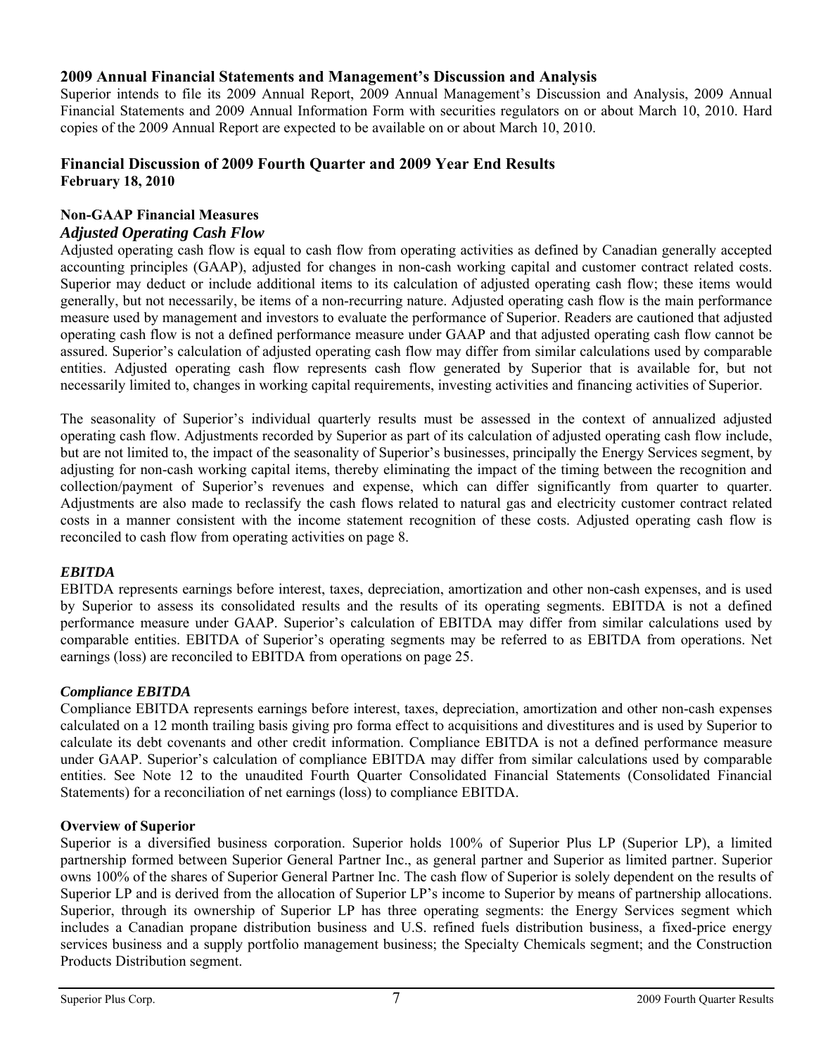## 2009 Annual Financial Statements and Management's Discussion and Analysis

Superior intends to file its 2009 Annual Report, 2009 Annual Management's Discussion and Analysis, 2009 Annual Financial Statements and 2009 Annual Information Form with securities regulators on or about March 10, 2010. Hard copies of the 2009 Annual Report are expected to be available on or about March 10, 2010.

## Financial Discussion of 2009 Fourth Quarter and 2009 Year End Results

**February 18, 2010**

### Non-GAAP Financial Measures

#### *Adjusted Operating Cash Flow*

Adjusted operating cash flow is equal to cash flow from operating activities as defined by Canadian generally accepted accounting principles (GAAP), adjusted for changes in non-cash working capital and customer contract related costs. Superior may deduct or include additional items to its calculation of adjusted operating cash flow; these items would generally, but not necessarily, be items of a non-recurring nature. Adjusted operating cash flow is the main performance measure used by management and investors to evaluate the performance of Superior. Readers are cautioned that adjusted operating cash flow is not a defined performance measure under GAAP and that adjusted operating cash flow cannot be assured. Superior's calculation of adjusted operating cash flow may differ from similar calculations used by comparable entities. Adjusted operating cash flow represents cash flow generated by Superior that is available for, but not necessarily limited to, changes in working capital requirements, investing activities and financing activities of Superior.

The seasonality of Superior's individual quarterly results must be assessed in the context of annualized adjusted operating cash flow. Adjustments recorded by Superior as part of its calculation of adjusted operating cash flow include, but are not limited to, the impact of the seasonality of Superior's businesses, principally the Energy Services segment, by adjusting for non-cash working capital items, thereby eliminating the impact of the timing between the recognition and collection/payment of Superior's revenues and expense, which can differ significantly from quarter to quarter. Adjustments are also made to reclassify the cash flows related to natural gas and electricity customer contract related costs in a manner consistent with the income statement recognition of these costs. Adjusted operating cash flow is reconciled to cash flow from operating activities on page 8.

#### *EBITDA*

EBITDA represents earnings before interest, taxes, depreciation, amortization and other non-cash expenses, and is used by Superior to assess its consolidated results and the results of its operating segments. EBITDA is not a defined performance measure under GAAP. Superior's calculation of EBITDA may differ from similar calculations used by comparable entities. EBITDA of Superior's operating segments may be referred to as EBITDA from operations. Net earnings (loss) are reconciled to EBITDA from operations on page 25.

#### *Compliance EBITDA*

Compliance EBITDA represents earnings before interest, taxes, depreciation, amortization and other non-cash expenses calculated on a 12 month trailing basis giving pro forma effect to acquisitions and divestitures and is used by Superior to calculate its debt covenants and other credit information. Compliance EBITDA is not a defined performance measure under GAAP. Superior's calculation of compliance EBITDA may differ from similar calculations used by comparable entities. See Note 12 to the unaudited Fourth Quarter Consolidated Financial Statements (Consolidated Financial Statements) for a reconciliation of net earnings (loss) to compliance EBITDA.

### Overview of Superior

Superior is a diversified business corporation. Superior holds 100% of Superior Plus LP (Superior LP), a limited partnership formed between Superior General Partner Inc., as general partner and Superior as limited partner. Superior owns 100% of the shares of Superior General Partner Inc. The cash flow of Superior is solely dependent on the results of Superior LP and is derived from the allocation of Superior LP's income to Superior by means of partnership allocations. Superior, through its ownership of Superior LP has three operating segments: the Energy Services segment which includes a Canadian propane distribution business and U.S. refined fuels distribution business, a fixed-price energy services business and a supply portfolio management business; the Specialty Chemicals segment; and the Construction Products Distribution segment.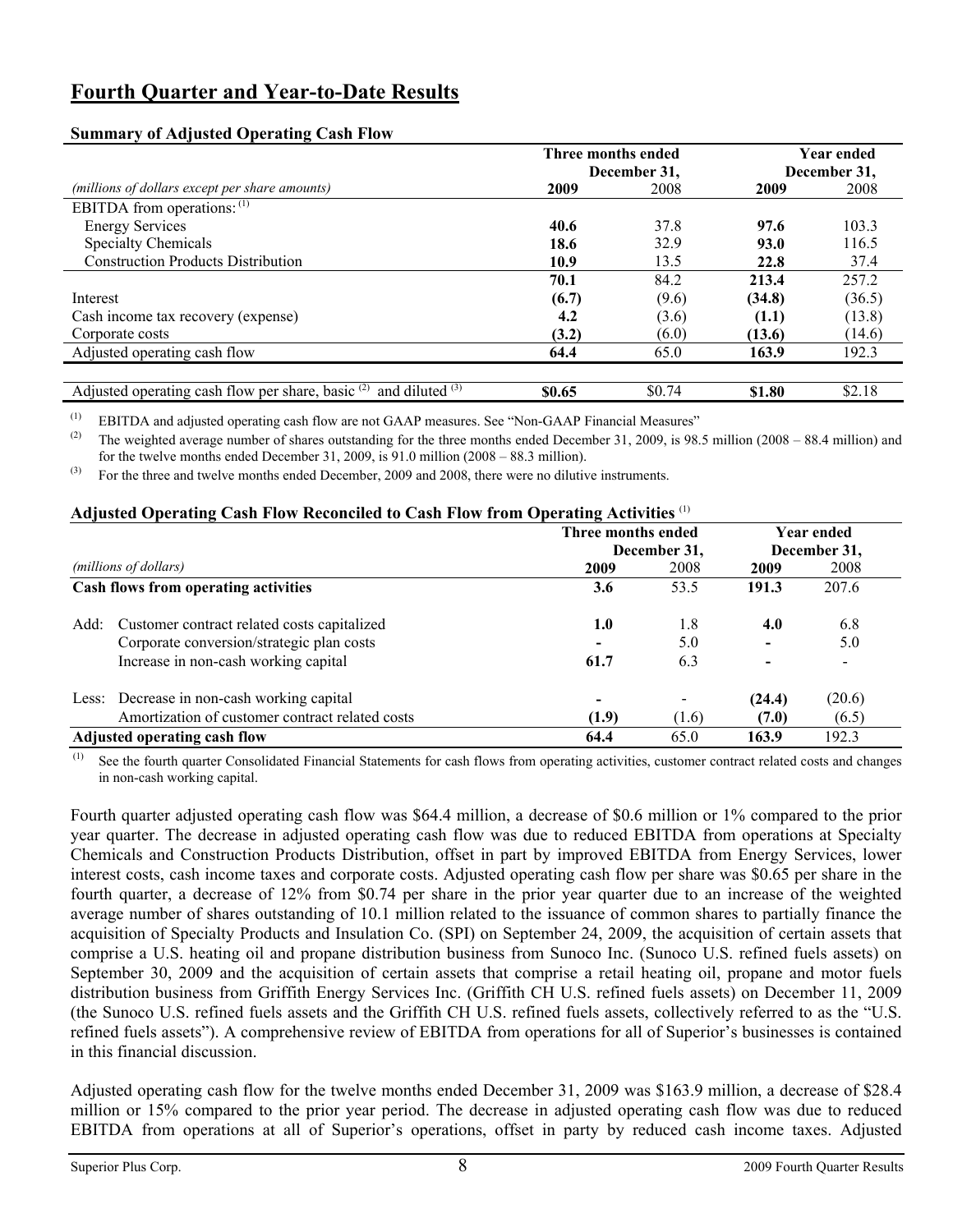# Fourth Quarter and Year-to-Date Results

### Summary of Adjusted Operating Cash Flow

| *(millions of dollars except per share amounts)* | Three months ended December 31, 2009 | 2008 | Year ended December 31, 2009 | 2008 |
|---|---|---|---|---|
| EBITDA from operations: [(1)] | | | | |
| Energy Services | **40.6** | 37.8 | **97.6** | 103.3 |
| Specialty Chemicals | **18.6** | 32.9 | **93.0** | 116.5 |
| Construction Products Distribution | **10.9** | 13.5 | **22.8** | 37.4 |
| | **70.1** | 84.2 | **213.4** | 257.2 |
| Interest | **(6.7)** | (9.6) | **(34.8)** | (36.5) |
| Cash income tax recovery (expense) | **4.2** | (3.6) | **(1.1)** | (13.8) |
| Corporate costs | **(3.2)** | (6.0) | **(13.6)** | (14.6) |
| Adjusted operating cash flow | **64.4** | 65.0 | **163.9** | 192.3 |
| Adjusted operating cash flow per share, basic [(2)] and diluted [(3)] | **$0.65** | $0.74 | **$1.80** | $2.18 |

(1) EBITDA and adjusted operating cash flow are not GAAP measures. See "Non-GAAP Financial Measures"

(2) The weighted average number of shares outstanding for the three months ended December 31, 2009, is 98.5 million (2008 – 88.4 million) and for the twelve months ended December 31, 2009, is 91.0 million (2008 – 88.3 million).

(3) For the three and twelve months ended December, 2009 and 2008, there were no dilutive instruments.

### Adjusted Operating Cash Flow Reconciled to Cash Flow from Operating Activities [(1)]

| *(millions of dollars)* | Three months ended December 31, 2009 | 2008 | Year ended December 31, 2009 | 2008 |
|---|---|---|---|---|
| **Cash flows from operating activities** | **3.6** | 53.5 | **191.3** | 207.6 |
| Add: Customer contract related costs capitalized | **1.0** | 1.8 | **4.0** | 6.8 |
| Corporate conversion/strategic plan costs | **-** | 5.0 | **-** | 5.0 |
| Increase in non-cash working capital | **61.7** | 6.3 | **-** | - |
| Less: Decrease in non-cash working capital | **-** | - | **(24.4)** | (20.6) |
| Amortization of customer contract related costs | **(1.9)** | (1.6) | **(7.0)** | (6.5) |
| **Adjusted operating cash flow** | **64.4** | 65.0 | **163.9** | 192.3 |

(1) See the fourth quarter Consolidated Financial Statements for cash flows from operating activities, customer contract related costs and changes in non-cash working capital.

Fourth quarter adjusted operating cash flow was $64.4 million, a decrease of $0.6 million or 1% compared to the prior year quarter. The decrease in adjusted operating cash flow was due to reduced EBITDA from operations at Specialty Chemicals and Construction Products Distribution, offset in part by improved EBITDA from Energy Services, lower interest costs, cash income taxes and corporate costs. Adjusted operating cash flow per share was $0.65 per share in the fourth quarter, a decrease of 12% from $0.74 per share in the prior year quarter due to an increase of the weighted average number of shares outstanding of 10.1 million related to the issuance of common shares to partially finance the acquisition of Specialty Products and Insulation Co. (SPI) on September 24, 2009, the acquisition of certain assets that comprise a U.S. heating oil and propane distribution business from Sunoco Inc. (Sunoco U.S. refined fuels assets) on September 30, 2009 and the acquisition of certain assets that comprise a retail heating oil, propane and motor fuels distribution business from Griffith Energy Services Inc. (Griffith CH U.S. refined fuels assets) on December 11, 2009 (the Sunoco U.S. refined fuels assets and the Griffith CH U.S. refined fuels assets, collectively referred to as the "U.S. refined fuels assets"). A comprehensive review of EBITDA from operations for all of Superior's businesses is contained in this financial discussion.

Adjusted operating cash flow for the twelve months ended December 31, 2009 was $163.9 million, a decrease of $28.4 million or 15% compared to the prior year period. The decrease in adjusted operating cash flow was due to reduced EBITDA from operations at all of Superior's operations, offset in party by reduced cash income taxes. Adjusted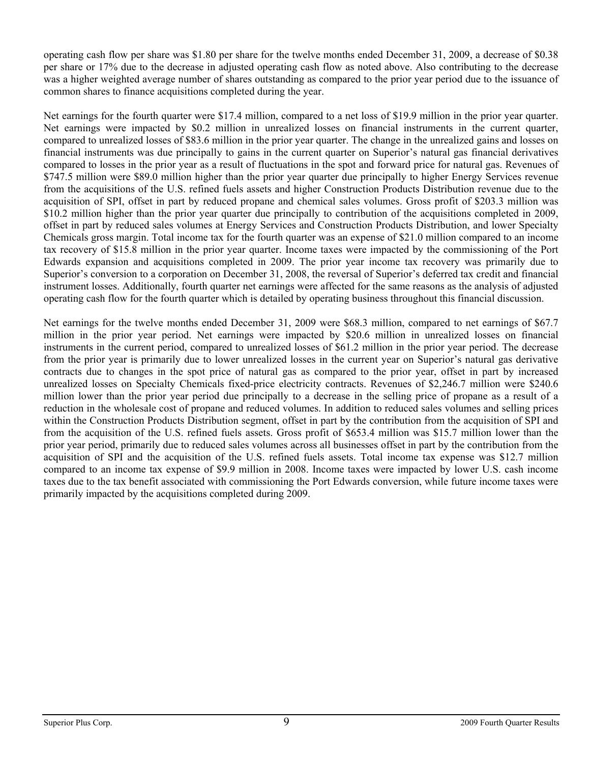operating cash flow per share was $1.80 per share for the twelve months ended December 31, 2009, a decrease of $0.38 per share or 17% due to the decrease in adjusted operating cash flow as noted above. Also contributing to the decrease was a higher weighted average number of shares outstanding as compared to the prior year period due to the issuance of common shares to finance acquisitions completed during the year.

Net earnings for the fourth quarter were $17.4 million, compared to a net loss of $19.9 million in the prior year quarter. Net earnings were impacted by $0.2 million in unrealized losses on financial instruments in the current quarter, compared to unrealized losses of $83.6 million in the prior year quarter. The change in the unrealized gains and losses on financial instruments was due principally to gains in the current quarter on Superior's natural gas financial derivatives compared to losses in the prior year as a result of fluctuations in the spot and forward price for natural gas. Revenues of $747.5 million were $89.0 million higher than the prior year quarter due principally to higher Energy Services revenue from the acquisitions of the U.S. refined fuels assets and higher Construction Products Distribution revenue due to the acquisition of SPI, offset in part by reduced propane and chemical sales volumes. Gross profit of $203.3 million was $10.2 million higher than the prior year quarter due principally to contribution of the acquisitions completed in 2009, offset in part by reduced sales volumes at Energy Services and Construction Products Distribution, and lower Specialty Chemicals gross margin. Total income tax for the fourth quarter was an expense of $21.0 million compared to an income tax recovery of $15.8 million in the prior year quarter. Income taxes were impacted by the commissioning of the Port Edwards expansion and acquisitions completed in 2009. The prior year income tax recovery was primarily due to Superior's conversion to a corporation on December 31, 2008, the reversal of Superior's deferred tax credit and financial instrument losses. Additionally, fourth quarter net earnings were affected for the same reasons as the analysis of adjusted operating cash flow for the fourth quarter which is detailed by operating business throughout this financial discussion.

Net earnings for the twelve months ended December 31, 2009 were $68.3 million, compared to net earnings of $67.7 million in the prior year period. Net earnings were impacted by $20.6 million in unrealized losses on financial instruments in the current period, compared to unrealized losses of $61.2 million in the prior year period. The decrease from the prior year is primarily due to lower unrealized losses in the current year on Superior's natural gas derivative contracts due to changes in the spot price of natural gas as compared to the prior year, offset in part by increased unrealized losses on Specialty Chemicals fixed-price electricity contracts. Revenues of $2,246.7 million were $240.6 million lower than the prior year period due principally to a decrease in the selling price of propane as a result of a reduction in the wholesale cost of propane and reduced volumes. In addition to reduced sales volumes and selling prices within the Construction Products Distribution segment, offset in part by the contribution from the acquisition of SPI and from the acquisition of the U.S. refined fuels assets. Gross profit of $653.4 million was $15.7 million lower than the prior year period, primarily due to reduced sales volumes across all businesses offset in part by the contribution from the acquisition of SPI and the acquisition of the U.S. refined fuels assets. Total income tax expense was $12.7 million compared to an income tax expense of $9.9 million in 2008. Income taxes were impacted by lower U.S. cash income taxes due to the tax benefit associated with commissioning the Port Edwards conversion, while future income taxes were primarily impacted by the acquisitions completed during 2009.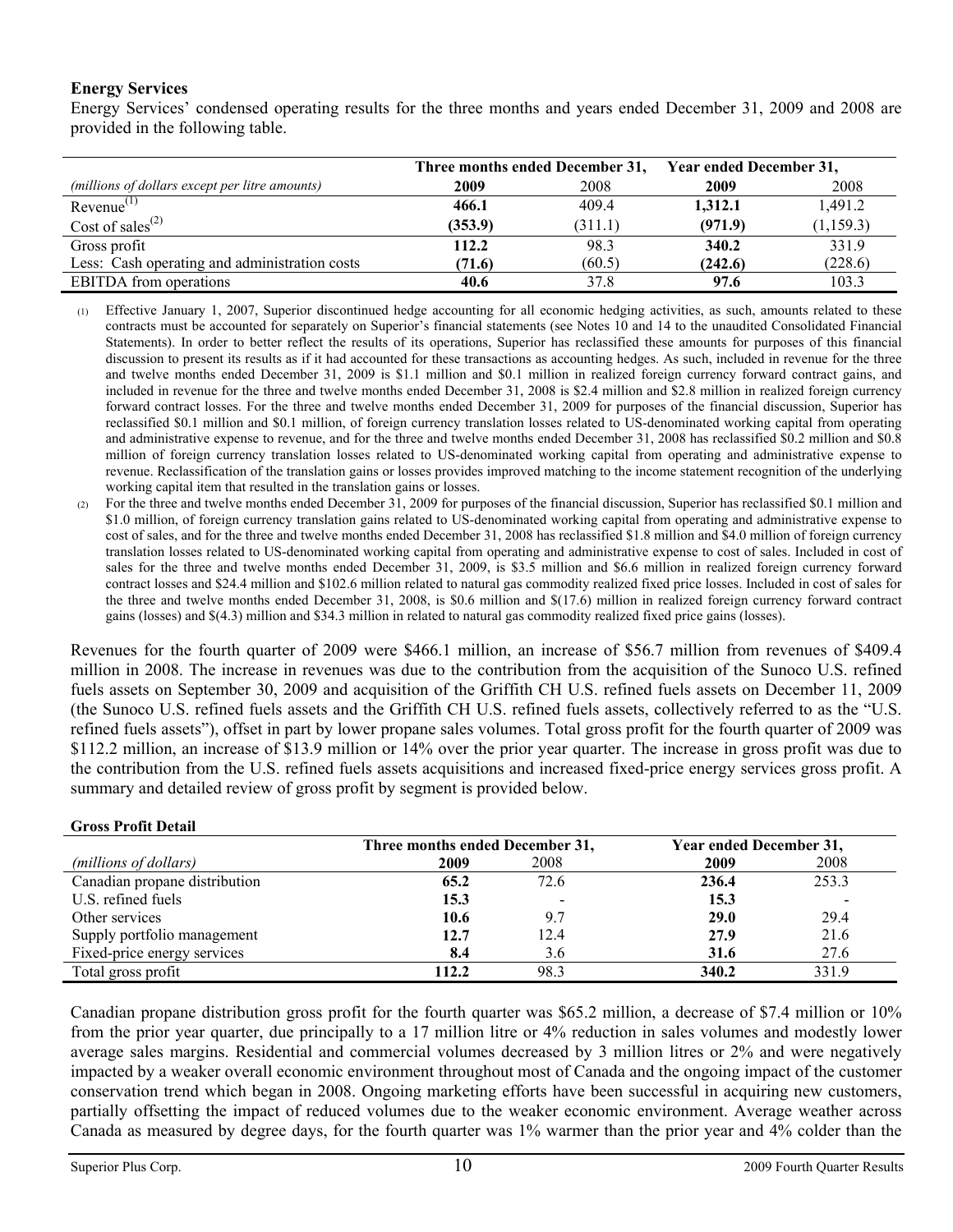## Energy Services

Energy Services' condensed operating results for the three months and years ended December 31, 2009 and 2008 are provided in the following table.

| *(millions of dollars except per litre amounts)* | Three months ended December 31, | | Year ended December 31, | |
|---|---|---|---|---|
| | **2009** | 2008 | **2009** | 2008 |
| Revenue[(1)] | **466.1** | 409.4 | **1,312.1** | 1,491.2 |
| Cost of sales[(2)] | **(353.9)** | (311.1) | **(971.9)** | (1,159.3) |
| Gross profit | **112.2** | 98.3 | **340.2** | 331.9 |
| Less: Cash operating and administration costs | **(71.6)** | (60.5) | **(242.6)** | (228.6) |
| EBITDA from operations | **40.6** | 37.8 | **97.6** | 103.3 |

(1) Effective January 1, 2007, Superior discontinued hedge accounting for all economic hedging activities, as such, amounts related to these contracts must be accounted for separately on Superior's financial statements (see Notes 10 and 14 to the unaudited Consolidated Financial Statements). In order to better reflect the results of its operations, Superior has reclassified these amounts for purposes of this financial discussion to present its results as if it had accounted for these transactions as accounting hedges. As such, included in revenue for the three and twelve months ended December 31, 2009 is $1.1 million and $0.1 million in realized foreign currency forward contract gains, and included in revenue for the three and twelve months ended December 31, 2008 is $2.4 million and $2.8 million in realized foreign currency forward contract losses. For the three and twelve months ended December 31, 2009 for purposes of the financial discussion, Superior has reclassified $0.1 million and $0.1 million, of foreign currency translation losses related to US-denominated working capital from operating and administrative expense to revenue, and for the three and twelve months ended December 31, 2008 has reclassified $0.2 million and $0.8 million of foreign currency translation losses related to US-denominated working capital from operating and administrative expense to revenue. Reclassification of the translation gains or losses provides improved matching to the income statement recognition of the underlying working capital item that resulted in the translation gains or losses.

(2) For the three and twelve months ended December 31, 2009 for purposes of the financial discussion, Superior has reclassified $0.1 million and $1.0 million, of foreign currency translation gains related to US-denominated working capital from operating and administrative expense to cost of sales, and for the three and twelve months ended December 31, 2008 has reclassified $1.8 million and $4.0 million of foreign currency translation losses related to US-denominated working capital from operating and administrative expense to cost of sales. Included in cost of sales for the three and twelve months ended December 31, 2009, is $3.5 million and $6.6 million in realized foreign currency forward contract losses and $24.4 million and $102.6 million related to natural gas commodity realized fixed price losses. Included in cost of sales for the three and twelve months ended December 31, 2008, is $0.6 million and $(17.6) million in realized foreign currency forward contract gains (losses) and $(4.3) million and $34.3 million in related to natural gas commodity realized fixed price gains (losses).

Revenues for the fourth quarter of 2009 were $466.1 million, an increase of $56.7 million from revenues of $409.4 million in 2008. The increase in revenues was due to the contribution from the acquisition of the Sunoco U.S. refined fuels assets on September 30, 2009 and acquisition of the Griffith CH U.S. refined fuels assets on December 11, 2009 (the Sunoco U.S. refined fuels assets and the Griffith CH U.S. refined fuels assets, collectively referred to as the "U.S. refined fuels assets"), offset in part by lower propane sales volumes. Total gross profit for the fourth quarter of 2009 was $112.2 million, an increase of $13.9 million or 14% over the prior year quarter. The increase in gross profit was due to the contribution from the U.S. refined fuels assets acquisitions and increased fixed-price energy services gross profit. A summary and detailed review of gross profit by segment is provided below.

### Gross Profit Detail

| *(millions of dollars)* | Three months ended December 31, | | Year ended December 31, | |
|---|---|---|---|---|
| | **2009** | 2008 | **2009** | 2008 |
| Canadian propane distribution | **65.2** | 72.6 | **236.4** | 253.3 |
| U.S. refined fuels | **15.3** | - | **15.3** | - |
| Other services | **10.6** | 9.7 | **29.0** | 29.4 |
| Supply portfolio management | **12.7** | 12.4 | **27.9** | 21.6 |
| Fixed-price energy services | **8.4** | 3.6 | **31.6** | 27.6 |
| Total gross profit | **112.2** | 98.3 | **340.2** | 331.9 |

Canadian propane distribution gross profit for the fourth quarter was $65.2 million, a decrease of $7.4 million or 10% from the prior year quarter, due principally to a 17 million litre or 4% reduction in sales volumes and modestly lower average sales margins. Residential and commercial volumes decreased by 3 million litres or 2% and were negatively impacted by a weaker overall economic environment throughout most of Canada and the ongoing impact of the customer conservation trend which began in 2008. Ongoing marketing efforts have been successful in acquiring new customers, partially offsetting the impact of reduced volumes due to the weaker economic environment. Average weather across Canada as measured by degree days, for the fourth quarter was 1% warmer than the prior year and 4% colder than the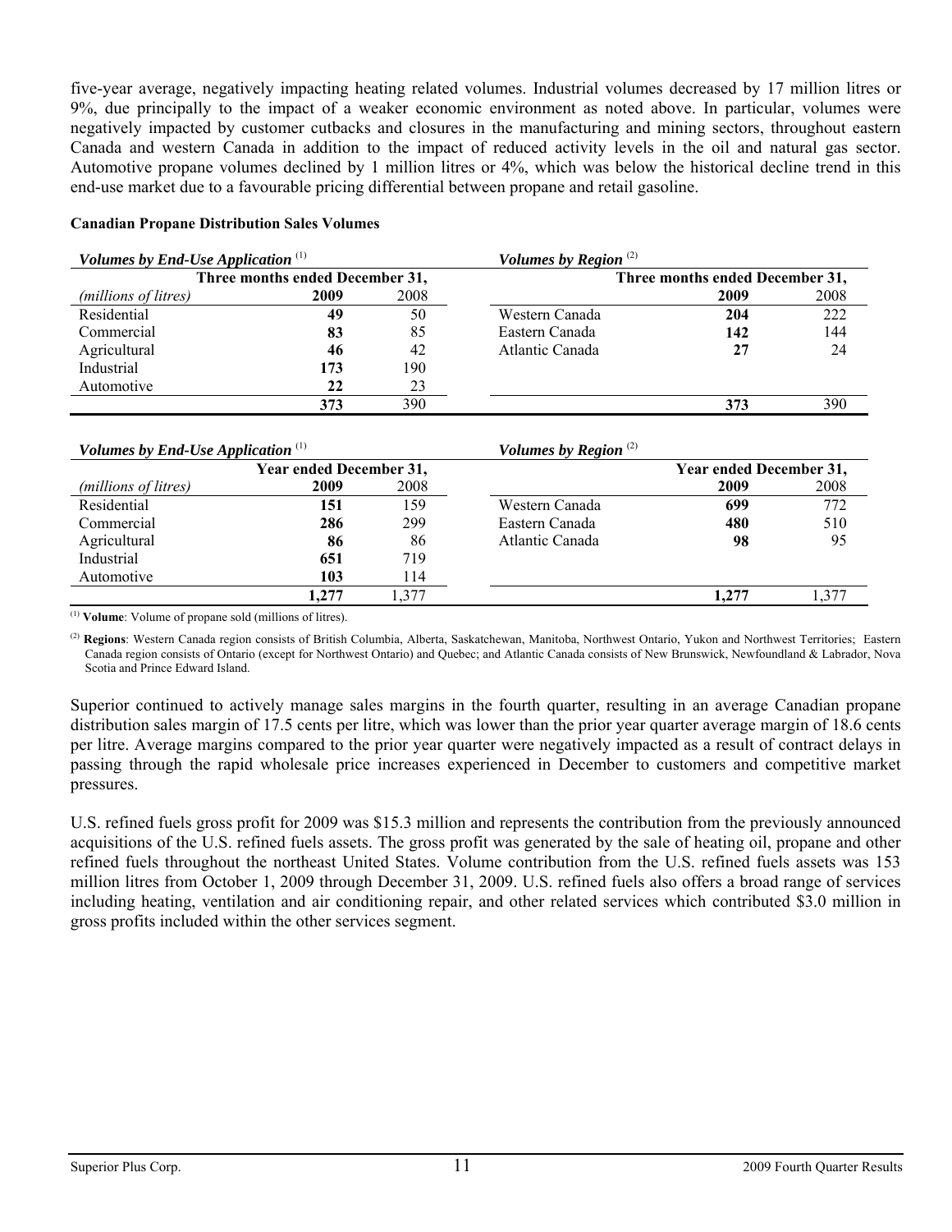five-year average, negatively impacting heating related volumes. Industrial volumes decreased by 17 million litres or 9%, due principally to the impact of a weaker economic environment as noted above. In particular, volumes were negatively impacted by customer cutbacks and closures in the manufacturing and mining sectors, throughout eastern Canada and western Canada in addition to the impact of reduced activity levels in the oil and natural gas sector. Automotive propane volumes declined by 1 million litres or 4%, which was below the historical decline trend in this end-use market due to a favourable pricing differential between propane and retail gasoline.

**Canadian Propane Distribution Sales Volumes**

| ***Volumes by End-Use Application*** [(1)] | | | ***Volumes by Region*** [(2)] | | |
|---|---|---|---|---|---|
| | **Three months ended December 31,** | | | **Three months ended December 31,** | |
| *(millions of litres)* | **2009** | 2008 | | **2009** | 2008 |
| Residential | **49** | 50 | Western Canada | **204** | 222 |
| Commercial | **83** | 85 | Eastern Canada | **142** | 144 |
| Agricultural | **46** | 42 | Atlantic Canada | **27** | 24 |
| Industrial | **173** | 190 | | | |
| Automotive | **22** | 23 | | | |
| | **373** | 390 | | **373** | 390 |

| ***Volumes by End-Use Application*** [(1)] | | | ***Volumes by Region*** [(2)] | | |
|---|---|---|---|---|---|
| | **Year ended December 31,** | | | **Year ended December 31,** | |
| *(millions of litres)* | **2009** | 2008 | | **2009** | 2008 |
| Residential | **151** | 159 | Western Canada | **699** | 772 |
| Commercial | **286** | 299 | Eastern Canada | **480** | 510 |
| Agricultural | **86** | 86 | Atlantic Canada | **98** | 95 |
| Industrial | **651** | 719 | | | |
| Automotive | **103** | 114 | | | |
| | **1,277** | 1,377 | | **1,277** | 1,377 |

[(1)] **Volume**: Volume of propane sold (millions of litres).

[(2)] **Regions**: Western Canada region consists of British Columbia, Alberta, Saskatchewan, Manitoba, Northwest Ontario, Yukon and Northwest Territories; Eastern Canada region consists of Ontario (except for Northwest Ontario) and Quebec; and Atlantic Canada consists of New Brunswick, Newfoundland & Labrador, Nova Scotia and Prince Edward Island.

Superior continued to actively manage sales margins in the fourth quarter, resulting in an average Canadian propane distribution sales margin of 17.5 cents per litre, which was lower than the prior year quarter average margin of 18.6 cents per litre. Average margins compared to the prior year quarter were negatively impacted as a result of contract delays in passing through the rapid wholesale price increases experienced in December to customers and competitive market pressures.

U.S. refined fuels gross profit for 2009 was $15.3 million and represents the contribution from the previously announced acquisitions of the U.S. refined fuels assets. The gross profit was generated by the sale of heating oil, propane and other refined fuels throughout the northeast United States. Volume contribution from the U.S. refined fuels assets was 153 million litres from October 1, 2009 through December 31, 2009. U.S. refined fuels also offers a broad range of services including heating, ventilation and air conditioning repair, and other related services which contributed $3.0 million in gross profits included within the other services segment.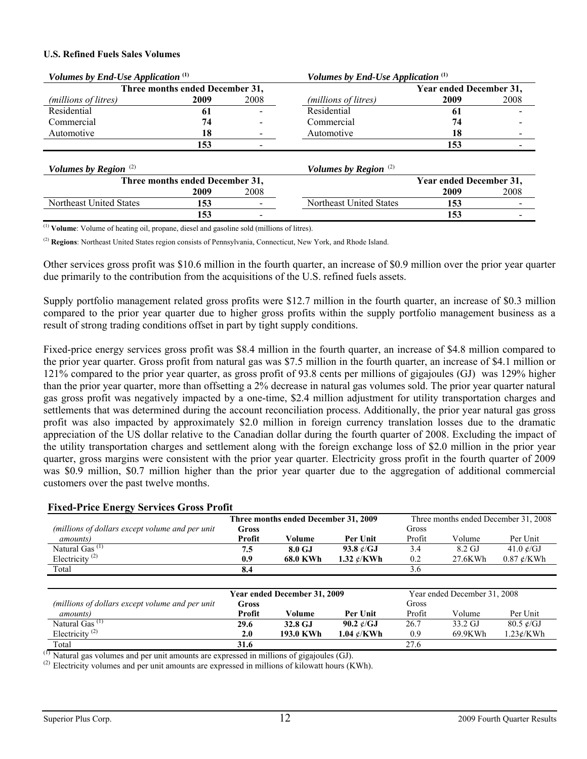**U.S. Refined Fuels Sales Volumes**

| *Volumes by End-Use Application* [(1)] | | | *Volumes by End-Use Application* [(1)] | | |
|---|---|---|---|---|---|
| | Three months ended December 31, | | | Year ended December 31, | |
| *(millions of litres)* | **2009** | 2008 | *(millions of litres)* | **2009** | 2008 |
| Residential | **61** | - | Residential | **61** | - |
| Commercial | **74** | - | Commercial | **74** | - |
| Automotive | **18** | - | Automotive | **18** | - |
| | **153** | - | | **153** | - |

| *Volumes by Region* [(2)] | | | *Volumes by Region* [(2)] | | |
|---|---|---|---|---|---|
| | Three months ended December 31, | | | Year ended December 31, | |
| | **2009** | 2008 | | **2009** | 2008 |
| Northeast United States | **153** | - | Northeast United States | **153** | - |
| | **153** | - | | **153** | - |

(1) **Volume**: Volume of heating oil, propane, diesel and gasoline sold (millions of litres).

(2) **Regions**: Northeast United States region consists of Pennsylvania, Connecticut, New York, and Rhode Island.

Other services gross profit was $10.6 million in the fourth quarter, an increase of $0.9 million over the prior year quarter due primarily to the contribution from the acquisitions of the U.S. refined fuels assets.

Supply portfolio management related gross profits were $12.7 million in the fourth quarter, an increase of $0.3 million compared to the prior year quarter due to higher gross profits within the supply portfolio management business as a result of strong trading conditions offset in part by tight supply conditions.

Fixed-price energy services gross profit was $8.4 million in the fourth quarter, an increase of $4.8 million compared to the prior year quarter. Gross profit from natural gas was $7.5 million in the fourth quarter, an increase of $4.1 million or 121% compared to the prior year quarter, as gross profit of 93.8 cents per millions of gigajoules (GJ) was 129% higher than the prior year quarter, more than offsetting a 2% decrease in natural gas volumes sold. The prior year quarter natural gas gross profit was negatively impacted by a one-time, $2.4 million adjustment for utility transportation charges and settlements that was determined during the account reconciliation process. Additionally, the prior year natural gas gross profit was also impacted by approximately $2.0 million in foreign currency translation losses due to the dramatic appreciation of the US dollar relative to the Canadian dollar during the fourth quarter of 2008. Excluding the impact of the utility transportation charges and settlement along with the foreign exchange loss of $2.0 million in the prior year quarter, gross margins were consistent with the prior year quarter. Electricity gross profit in the fourth quarter of 2009 was $0.9 million, $0.7 million higher than the prior year quarter due to the aggregation of additional commercial customers over the past twelve months.

**Fixed-Price Energy Services Gross Profit**

| | Three months ended December 31, 2009 | | | Three months ended December 31, 2008 | | |
|---|---|---|---|---|---|---|
| *(millions of dollars except volume and per unit amounts)* | **Gross Profit** | **Volume** | **Per Unit** | Gross Profit | Volume | Per Unit |
| Natural Gas [(1)] | **7.5** | **8.0 GJ** | **93.8 ¢/GJ** | 3.4 | 8.2 GJ | 41.0 ¢/GJ |
| Electricity [(2)] | **0.9** | **68.0 KWh** | **1.32 ¢/KWh** | 0.2 | 27.6KWh | 0.87 ¢/KWh |
| Total | **8.4** | | | 3.6 | | |

| | Year ended December 31, 2009 | | | Year ended December 31, 2008 | | |
|---|---|---|---|---|---|---|
| *(millions of dollars except volume and per unit amounts)* | **Gross Profit** | **Volume** | **Per Unit** | Gross Profit | Volume | Per Unit |
| Natural Gas [(1)] | **29.6** | **32.8 GJ** | **90.2 ¢/GJ** | 26.7 | 33.2 GJ | 80.5 ¢/GJ |
| Electricity [(2)] | **2.0** | **193.0 KWh** | **1.04 ¢/KWh** | 0.9 | 69.9KWh | 1.23¢/KWh |
| Total | **31.6** | | | 27.6 | | |

(1) Natural gas volumes and per unit amounts are expressed in millions of gigajoules (GJ).

(2) Electricity volumes and per unit amounts are expressed in millions of kilowatt hours (KWh).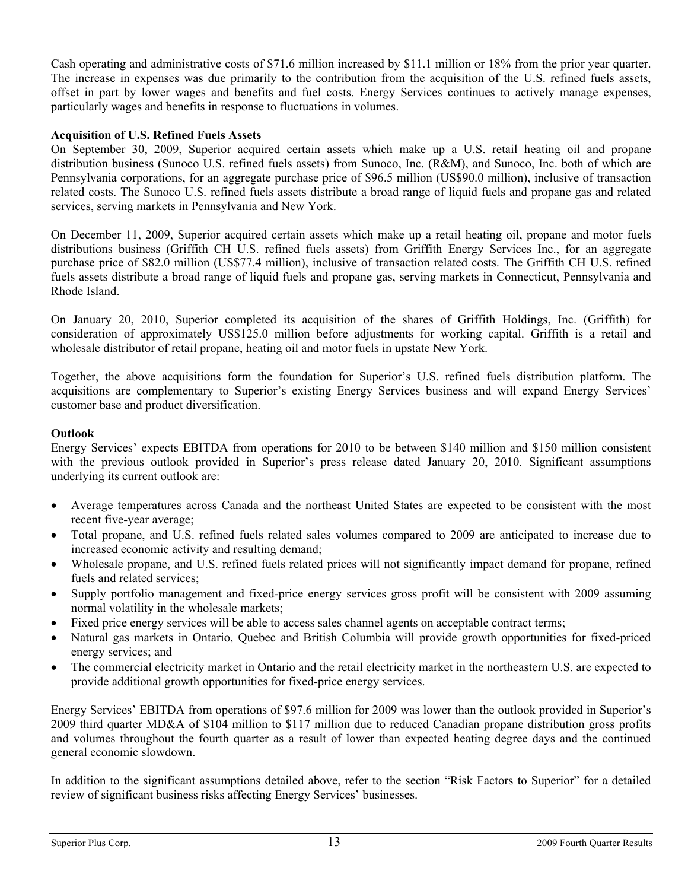Cash operating and administrative costs of $71.6 million increased by $11.1 million or 18% from the prior year quarter. The increase in expenses was due primarily to the contribution from the acquisition of the U.S. refined fuels assets, offset in part by lower wages and benefits and fuel costs. Energy Services continues to actively manage expenses, particularly wages and benefits in response to fluctuations in volumes.

**Acquisition of U.S. Refined Fuels Assets**

On September 30, 2009, Superior acquired certain assets which make up a U.S. retail heating oil and propane distribution business (Sunoco U.S. refined fuels assets) from Sunoco, Inc. (R&M), and Sunoco, Inc. both of which are Pennsylvania corporations, for an aggregate purchase price of $96.5 million (US$90.0 million), inclusive of transaction related costs. The Sunoco U.S. refined fuels assets distribute a broad range of liquid fuels and propane gas and related services, serving markets in Pennsylvania and New York.

On December 11, 2009, Superior acquired certain assets which make up a retail heating oil, propane and motor fuels distributions business (Griffith CH U.S. refined fuels assets) from Griffith Energy Services Inc., for an aggregate purchase price of $82.0 million (US$77.4 million), inclusive of transaction related costs. The Griffith CH U.S. refined fuels assets distribute a broad range of liquid fuels and propane gas, serving markets in Connecticut, Pennsylvania and Rhode Island.

On January 20, 2010, Superior completed its acquisition of the shares of Griffith Holdings, Inc. (Griffith) for consideration of approximately US$125.0 million before adjustments for working capital. Griffith is a retail and wholesale distributor of retail propane, heating oil and motor fuels in upstate New York.

Together, the above acquisitions form the foundation for Superior's U.S. refined fuels distribution platform. The acquisitions are complementary to Superior's existing Energy Services business and will expand Energy Services' customer base and product diversification.

**Outlook**

Energy Services' expects EBITDA from operations for 2010 to be between $140 million and $150 million consistent with the previous outlook provided in Superior's press release dated January 20, 2010. Significant assumptions underlying its current outlook are:

- Average temperatures across Canada and the northeast United States are expected to be consistent with the most recent five-year average;
- Total propane, and U.S. refined fuels related sales volumes compared to 2009 are anticipated to increase due to increased economic activity and resulting demand;
- Wholesale propane, and U.S. refined fuels related prices will not significantly impact demand for propane, refined fuels and related services;
- Supply portfolio management and fixed-price energy services gross profit will be consistent with 2009 assuming normal volatility in the wholesale markets;
- Fixed price energy services will be able to access sales channel agents on acceptable contract terms;
- Natural gas markets in Ontario, Quebec and British Columbia will provide growth opportunities for fixed-priced energy services; and
- The commercial electricity market in Ontario and the retail electricity market in the northeastern U.S. are expected to provide additional growth opportunities for fixed-price energy services.

Energy Services' EBITDA from operations of $97.6 million for 2009 was lower than the outlook provided in Superior's 2009 third quarter MD&A of $104 million to $117 million due to reduced Canadian propane distribution gross profits and volumes throughout the fourth quarter as a result of lower than expected heating degree days and the continued general economic slowdown.

In addition to the significant assumptions detailed above, refer to the section "Risk Factors to Superior" for a detailed review of significant business risks affecting Energy Services' businesses.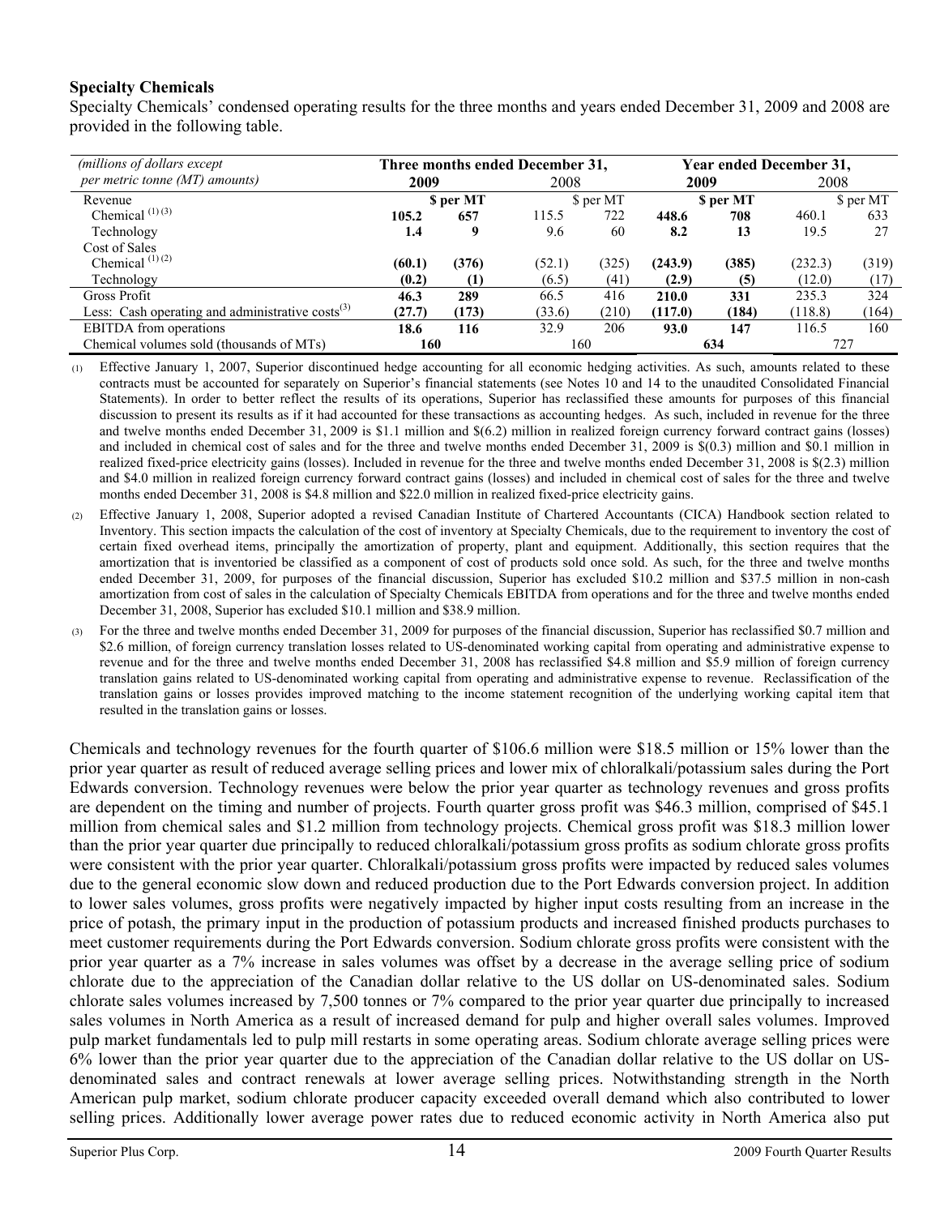**Specialty Chemicals**

Specialty Chemicals' condensed operating results for the three months and years ended December 31, 2009 and 2008 are provided in the following table.

| *(millions of dollars except per metric tonne (MT) amounts)* | Three months ended December 31, | | | | Year ended December 31, | | | |
|---|---|---|---|---|---|---|---|---|
| | **2009** | | 2008 | | **2009** | | 2008 | |
| Revenue | | **$ per MT** | | $ per MT | | **$ per MT** | | $ per MT |
| Chemical [(1) (3)] | **105.2** | **657** | 115.5 | 722 | **448.6** | **708** | 460.1 | 633 |
| Technology | **1.4** | **9** | 9.6 | 60 | **8.2** | **13** | 19.5 | 27 |
| Cost of Sales | | | | | | | | |
| Chemical [(1) (2)] | **(60.1)** | **(376)** | (52.1) | (325) | **(243.9)** | **(385)** | (232.3) | (319) |
| Technology | **(0.2)** | **(1)** | (6.5) | (41) | **(2.9)** | **(5)** | (12.0) | (17) |
| Gross Profit | **46.3** | **289** | 66.5 | 416 | **210.0** | **331** | 235.3 | 324 |
| Less: Cash operating and administrative costs[(3)] | **(27.7)** | **(173)** | (33.6) | (210) | **(117.0)** | **(184)** | (118.8) | (164) |
| EBITDA from operations | **18.6** | **116** | 32.9 | 206 | **93.0** | **147** | 116.5 | 160 |
| Chemical volumes sold (thousands of MTs) | **160** | | 160 | | **634** | | 727 | |

(1) Effective January 1, 2007, Superior discontinued hedge accounting for all economic hedging activities. As such, amounts related to these contracts must be accounted for separately on Superior's financial statements (see Notes 10 and 14 to the unaudited Consolidated Financial Statements). In order to better reflect the results of its operations, Superior has reclassified these amounts for purposes of this financial discussion to present its results as if it had accounted for these transactions as accounting hedges. As such, included in revenue for the three and twelve months ended December 31, 2009 is $1.1 million and $(6.2) million in realized foreign currency forward contract gains (losses) and included in chemical cost of sales and for the three and twelve months ended December 31, 2009 is $(0.3) million and $0.1 million in realized fixed-price electricity gains (losses). Included in revenue for the three and twelve months ended December 31, 2008 is $(2.3) million and $4.0 million in realized foreign currency forward contract gains (losses) and included in chemical cost of sales for the three and twelve months ended December 31, 2008 is $4.8 million and $22.0 million in realized fixed-price electricity gains.

(2) Effective January 1, 2008, Superior adopted a revised Canadian Institute of Chartered Accountants (CICA) Handbook section related to Inventory. This section impacts the calculation of the cost of inventory at Specialty Chemicals, due to the requirement to inventory the cost of certain fixed overhead items, principally the amortization of property, plant and equipment. Additionally, this section requires that the amortization that is inventoried be classified as a component of cost of products sold once sold. As such, for the three and twelve months ended December 31, 2009, for purposes of the financial discussion, Superior has excluded $10.2 million and $37.5 million in non-cash amortization from cost of sales in the calculation of Specialty Chemicals EBITDA from operations and for the three and twelve months ended December 31, 2008, Superior has excluded $10.1 million and $38.9 million.

(3) For the three and twelve months ended December 31, 2009 for purposes of the financial discussion, Superior has reclassified $0.7 million and $2.6 million, of foreign currency translation losses related to US-denominated working capital from operating and administrative expense to revenue and for the three and twelve months ended December 31, 2008 has reclassified $4.8 million and $5.9 million of foreign currency translation gains related to US-denominated working capital from operating and administrative expense to revenue. Reclassification of the translation gains or losses provides improved matching to the income statement recognition of the underlying working capital item that resulted in the translation gains or losses.

Chemicals and technology revenues for the fourth quarter of $106.6 million were $18.5 million or 15% lower than the prior year quarter as result of reduced average selling prices and lower mix of chloralkali/potassium sales during the Port Edwards conversion. Technology revenues were below the prior year quarter as technology revenues and gross profits are dependent on the timing and number of projects. Fourth quarter gross profit was $46.3 million, comprised of $45.1 million from chemical sales and $1.2 million from technology projects. Chemical gross profit was $18.3 million lower than the prior year quarter due principally to reduced chloralkali/potassium gross profits as sodium chlorate gross profits were consistent with the prior year quarter. Chloralkali/potassium gross profits were impacted by reduced sales volumes due to the general economic slow down and reduced production due to the Port Edwards conversion project. In addition to lower sales volumes, gross profits were negatively impacted by higher input costs resulting from an increase in the price of potash, the primary input in the production of potassium products and increased finished products purchases to meet customer requirements during the Port Edwards conversion. Sodium chlorate gross profits were consistent with the prior year quarter as a 7% increase in sales volumes was offset by a decrease in the average selling price of sodium chlorate due to the appreciation of the Canadian dollar relative to the US dollar on US-denominated sales. Sodium chlorate sales volumes increased by 7,500 tonnes or 7% compared to the prior year quarter due principally to increased sales volumes in North America as a result of increased demand for pulp and higher overall sales volumes. Improved pulp market fundamentals led to pulp mill restarts in some operating areas. Sodium chlorate average selling prices were 6% lower than the prior year quarter due to the appreciation of the Canadian dollar relative to the US dollar on US-denominated sales and contract renewals at lower average selling prices. Notwithstanding strength in the North American pulp market, sodium chlorate producer capacity exceeded overall demand which also contributed to lower selling prices. Additionally lower average power rates due to reduced economic activity in North America also put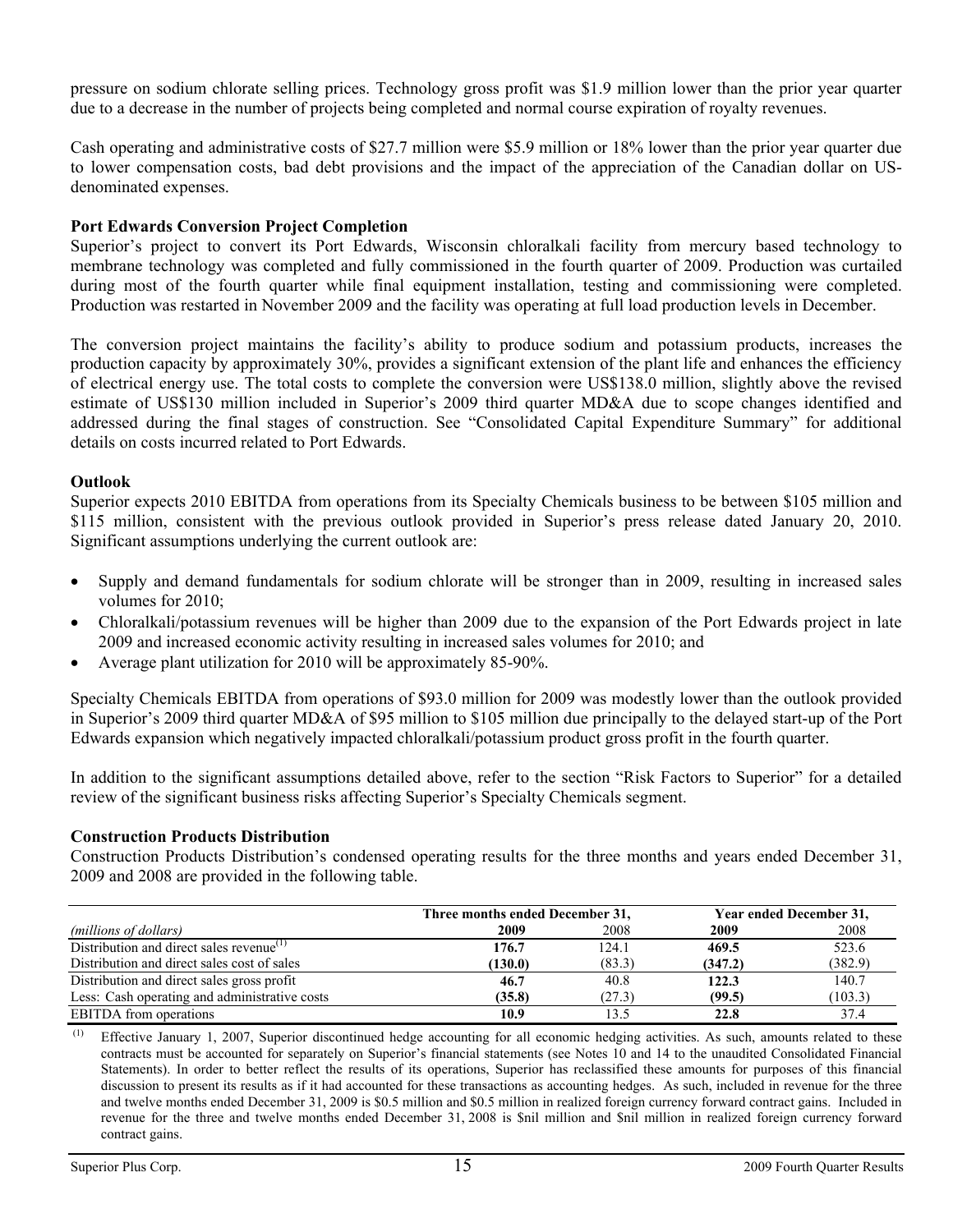pressure on sodium chlorate selling prices. Technology gross profit was $1.9 million lower than the prior year quarter due to a decrease in the number of projects being completed and normal course expiration of royalty revenues.

Cash operating and administrative costs of $27.7 million were $5.9 million or 18% lower than the prior year quarter due to lower compensation costs, bad debt provisions and the impact of the appreciation of the Canadian dollar on US-denominated expenses.

**Port Edwards Conversion Project Completion**

Superior's project to convert its Port Edwards, Wisconsin chloralkali facility from mercury based technology to membrane technology was completed and fully commissioned in the fourth quarter of 2009. Production was curtailed during most of the fourth quarter while final equipment installation, testing and commissioning were completed. Production was restarted in November 2009 and the facility was operating at full load production levels in December.

The conversion project maintains the facility's ability to produce sodium and potassium products, increases the production capacity by approximately 30%, provides a significant extension of the plant life and enhances the efficiency of electrical energy use. The total costs to complete the conversion were US$138.0 million, slightly above the revised estimate of US$130 million included in Superior's 2009 third quarter MD&A due to scope changes identified and addressed during the final stages of construction. See "Consolidated Capital Expenditure Summary" for additional details on costs incurred related to Port Edwards.

**Outlook**

Superior expects 2010 EBITDA from operations from its Specialty Chemicals business to be between $105 million and $115 million, consistent with the previous outlook provided in Superior's press release dated January 20, 2010. Significant assumptions underlying the current outlook are:

- Supply and demand fundamentals for sodium chlorate will be stronger than in 2009, resulting in increased sales volumes for 2010;
- Chloralkali/potassium revenues will be higher than 2009 due to the expansion of the Port Edwards project in late 2009 and increased economic activity resulting in increased sales volumes for 2010; and
- Average plant utilization for 2010 will be approximately 85-90%.

Specialty Chemicals EBITDA from operations of $93.0 million for 2009 was modestly lower than the outlook provided in Superior's 2009 third quarter MD&A of $95 million to $105 million due principally to the delayed start-up of the Port Edwards expansion which negatively impacted chloralkali/potassium product gross profit in the fourth quarter.

In addition to the significant assumptions detailed above, refer to the section "Risk Factors to Superior" for a detailed review of the significant business risks affecting Superior's Specialty Chemicals segment.

**Construction Products Distribution**

Construction Products Distribution's condensed operating results for the three months and years ended December 31, 2009 and 2008 are provided in the following table.

| | Three months ended December 31, | | Year ended December 31, | |
|---|---|---|---|---|
| *(millions of dollars)* | **2009** | 2008 | **2009** | 2008 |
| Distribution and direct sales revenue[(1)] | **176.7** | 124.1 | **469.5** | 523.6 |
| Distribution and direct sales cost of sales | **(130.0)** | (83.3) | **(347.2)** | (382.9) |
| Distribution and direct sales gross profit | **46.7** | 40.8 | **122.3** | 140.7 |
| Less: Cash operating and administrative costs | **(35.8)** | (27.3) | **(99.5)** | (103.3) |
| EBITDA from operations | **10.9** | 13.5 | **22.8** | 37.4 |

(1) Effective January 1, 2007, Superior discontinued hedge accounting for all economic hedging activities. As such, amounts related to these contracts must be accounted for separately on Superior's financial statements (see Notes 10 and 14 to the unaudited Consolidated Financial Statements). In order to better reflect the results of its operations, Superior has reclassified these amounts for purposes of this financial discussion to present its results as if it had accounted for these transactions as accounting hedges. As such, included in revenue for the three and twelve months ended December 31, 2009 is $0.5 million and $0.5 million in realized foreign currency forward contract gains. Included in revenue for the three and twelve months ended December 31, 2008 is $nil million and $nil million in realized foreign currency forward contract gains.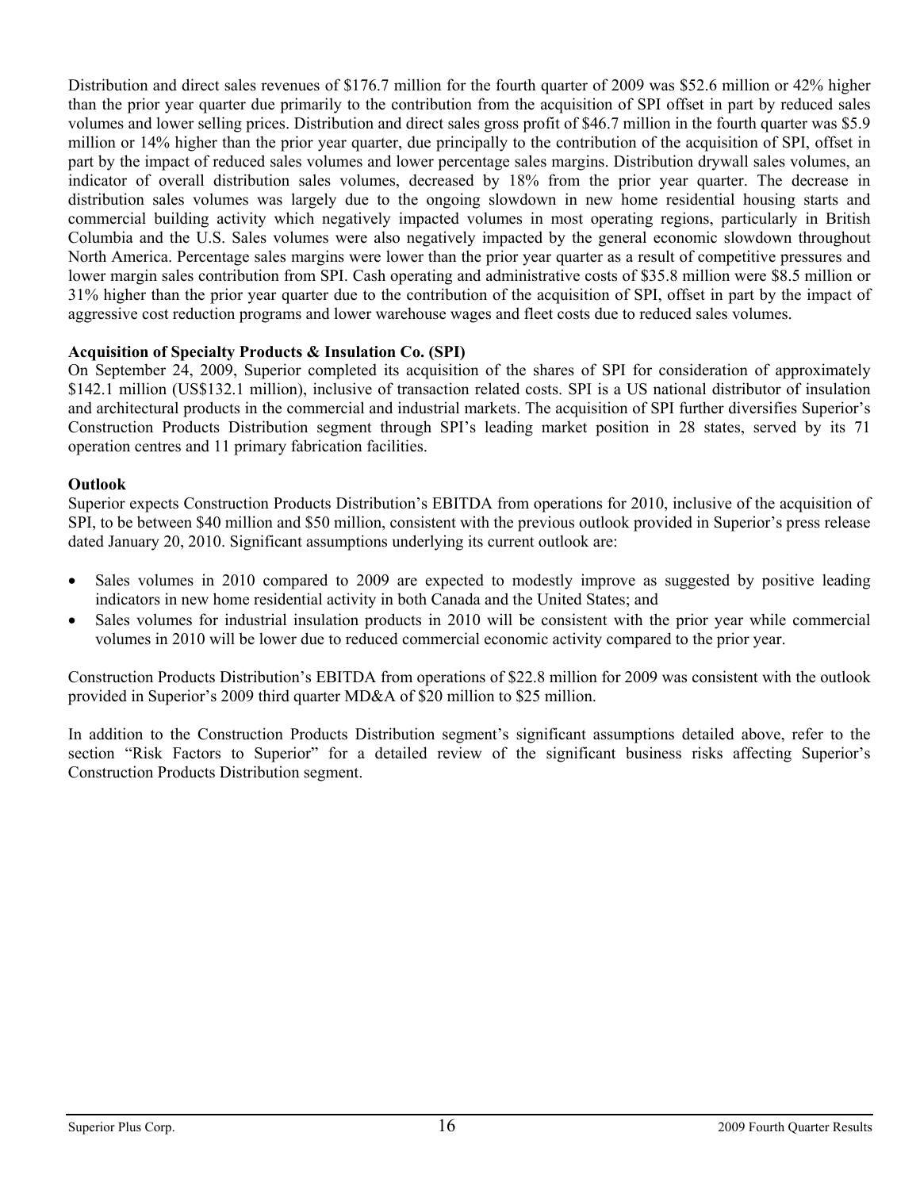Distribution and direct sales revenues of $176.7 million for the fourth quarter of 2009 was $52.6 million or 42% higher than the prior year quarter due primarily to the contribution from the acquisition of SPI offset in part by reduced sales volumes and lower selling prices. Distribution and direct sales gross profit of $46.7 million in the fourth quarter was $5.9 million or 14% higher than the prior year quarter, due principally to the contribution of the acquisition of SPI, offset in part by the impact of reduced sales volumes and lower percentage sales margins. Distribution drywall sales volumes, an indicator of overall distribution sales volumes, decreased by 18% from the prior year quarter. The decrease in distribution sales volumes was largely due to the ongoing slowdown in new home residential housing starts and commercial building activity which negatively impacted volumes in most operating regions, particularly in British Columbia and the U.S. Sales volumes were also negatively impacted by the general economic slowdown throughout North America. Percentage sales margins were lower than the prior year quarter as a result of competitive pressures and lower margin sales contribution from SPI. Cash operating and administrative costs of $35.8 million were $8.5 million or 31% higher than the prior year quarter due to the contribution of the acquisition of SPI, offset in part by the impact of aggressive cost reduction programs and lower warehouse wages and fleet costs due to reduced sales volumes.

**Acquisition of Specialty Products & Insulation Co. (SPI)**

On September 24, 2009, Superior completed its acquisition of the shares of SPI for consideration of approximately $142.1 million (US$132.1 million), inclusive of transaction related costs. SPI is a US national distributor of insulation and architectural products in the commercial and industrial markets. The acquisition of SPI further diversifies Superior's Construction Products Distribution segment through SPI's leading market position in 28 states, served by its 71 operation centres and 11 primary fabrication facilities.

**Outlook**

Superior expects Construction Products Distribution's EBITDA from operations for 2010, inclusive of the acquisition of SPI, to be between $40 million and $50 million, consistent with the previous outlook provided in Superior's press release dated January 20, 2010. Significant assumptions underlying its current outlook are:

- Sales volumes in 2010 compared to 2009 are expected to modestly improve as suggested by positive leading indicators in new home residential activity in both Canada and the United States; and
- Sales volumes for industrial insulation products in 2010 will be consistent with the prior year while commercial volumes in 2010 will be lower due to reduced commercial economic activity compared to the prior year.

Construction Products Distribution's EBITDA from operations of $22.8 million for 2009 was consistent with the outlook provided in Superior's 2009 third quarter MD&A of $20 million to $25 million.

In addition to the Construction Products Distribution segment's significant assumptions detailed above, refer to the section "Risk Factors to Superior" for a detailed review of the significant business risks affecting Superior's Construction Products Distribution segment.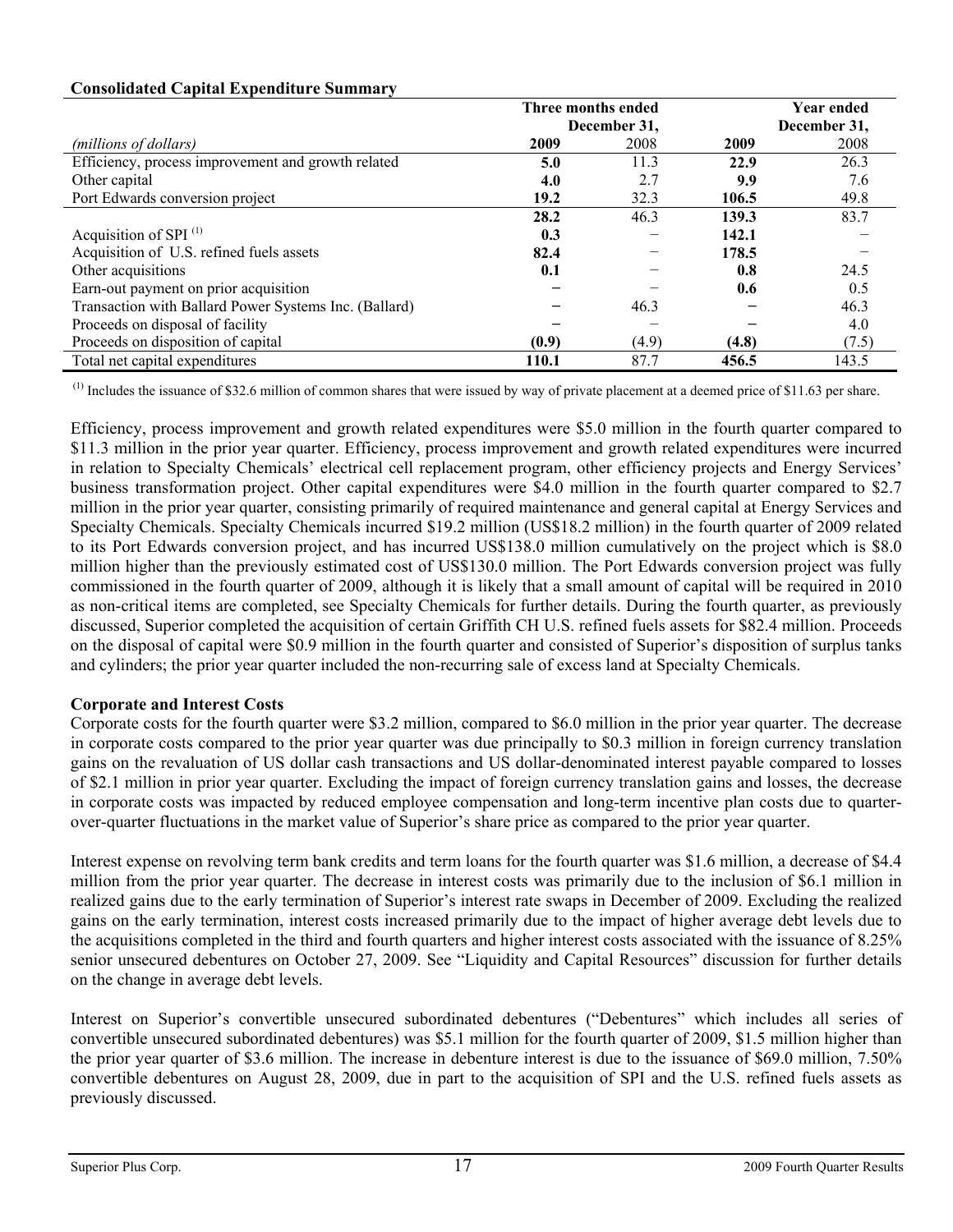**Consolidated Capital Expenditure Summary**

| (millions of dollars) | Three months ended December 31, 2009 | Three months ended December 31, 2008 | Year ended December 31, 2009 | Year ended December 31, 2008 |
|---|---|---|---|---|
| Efficiency, process improvement and growth related | **5.0** | 11.3 | **22.9** | 26.3 |
| Other capital | **4.0** | 2.7 | **9.9** | 7.6 |
| Port Edwards conversion project | **19.2** | 32.3 | **106.5** | 49.8 |
| | **28.2** | 46.3 | **139.3** | 83.7 |
| Acquisition of SPI [(1)] | **0.3** | − | **142.1** | − |
| Acquisition of U.S. refined fuels assets | **82.4** | − | **178.5** | − |
| Other acquisitions | **0.1** | − | **0.8** | 24.5 |
| Earn-out payment on prior acquisition | **−** | − | **0.6** | 0.5 |
| Transaction with Ballard Power Systems Inc. (Ballard) | **−** | 46.3 | **−** | 46.3 |
| Proceeds on disposal of facility | **−** | − | **−** | 4.0 |
| Proceeds on disposition of capital | **(0.9)** | (4.9) | **(4.8)** | (7.5) |
| Total net capital expenditures | **110.1** | 87.7 | **456.5** | 143.5 |

[(1)] Includes the issuance of $32.6 million of common shares that were issued by way of private placement at a deemed price of $11.63 per share.

Efficiency, process improvement and growth related expenditures were $5.0 million in the fourth quarter compared to $11.3 million in the prior year quarter. Efficiency, process improvement and growth related expenditures were incurred in relation to Specialty Chemicals' electrical cell replacement program, other efficiency projects and Energy Services' business transformation project. Other capital expenditures were $4.0 million in the fourth quarter compared to $2.7 million in the prior year quarter, consisting primarily of required maintenance and general capital at Energy Services and Specialty Chemicals. Specialty Chemicals incurred $19.2 million (US$18.2 million) in the fourth quarter of 2009 related to its Port Edwards conversion project, and has incurred US$138.0 million cumulatively on the project which is $8.0 million higher than the previously estimated cost of US$130.0 million. The Port Edwards conversion project was fully commissioned in the fourth quarter of 2009, although it is likely that a small amount of capital will be required in 2010 as non-critical items are completed, see Specialty Chemicals for further details. During the fourth quarter, as previously discussed, Superior completed the acquisition of certain Griffith CH U.S. refined fuels assets for $82.4 million. Proceeds on the disposal of capital were $0.9 million in the fourth quarter and consisted of Superior's disposition of surplus tanks and cylinders; the prior year quarter included the non-recurring sale of excess land at Specialty Chemicals.

**Corporate and Interest Costs**

Corporate costs for the fourth quarter were $3.2 million, compared to $6.0 million in the prior year quarter. The decrease in corporate costs compared to the prior year quarter was due principally to $0.3 million in foreign currency translation gains on the revaluation of US dollar cash transactions and US dollar-denominated interest payable compared to losses of $2.1 million in prior year quarter. Excluding the impact of foreign currency translation gains and losses, the decrease in corporate costs was impacted by reduced employee compensation and long-term incentive plan costs due to quarter-over-quarter fluctuations in the market value of Superior's share price as compared to the prior year quarter.

Interest expense on revolving term bank credits and term loans for the fourth quarter was $1.6 million, a decrease of $4.4 million from the prior year quarter. The decrease in interest costs was primarily due to the inclusion of $6.1 million in realized gains due to the early termination of Superior's interest rate swaps in December of 2009. Excluding the realized gains on the early termination, interest costs increased primarily due to the impact of higher average debt levels due to the acquisitions completed in the third and fourth quarters and higher interest costs associated with the issuance of 8.25% senior unsecured debentures on October 27, 2009. See "Liquidity and Capital Resources" discussion for further details on the change in average debt levels.

Interest on Superior's convertible unsecured subordinated debentures ("Debentures" which includes all series of convertible unsecured subordinated debentures) was $5.1 million for the fourth quarter of 2009, $1.5 million higher than the prior year quarter of $3.6 million. The increase in debenture interest is due to the issuance of $69.0 million, 7.50% convertible debentures on August 28, 2009, due in part to the acquisition of SPI and the U.S. refined fuels assets as previously discussed.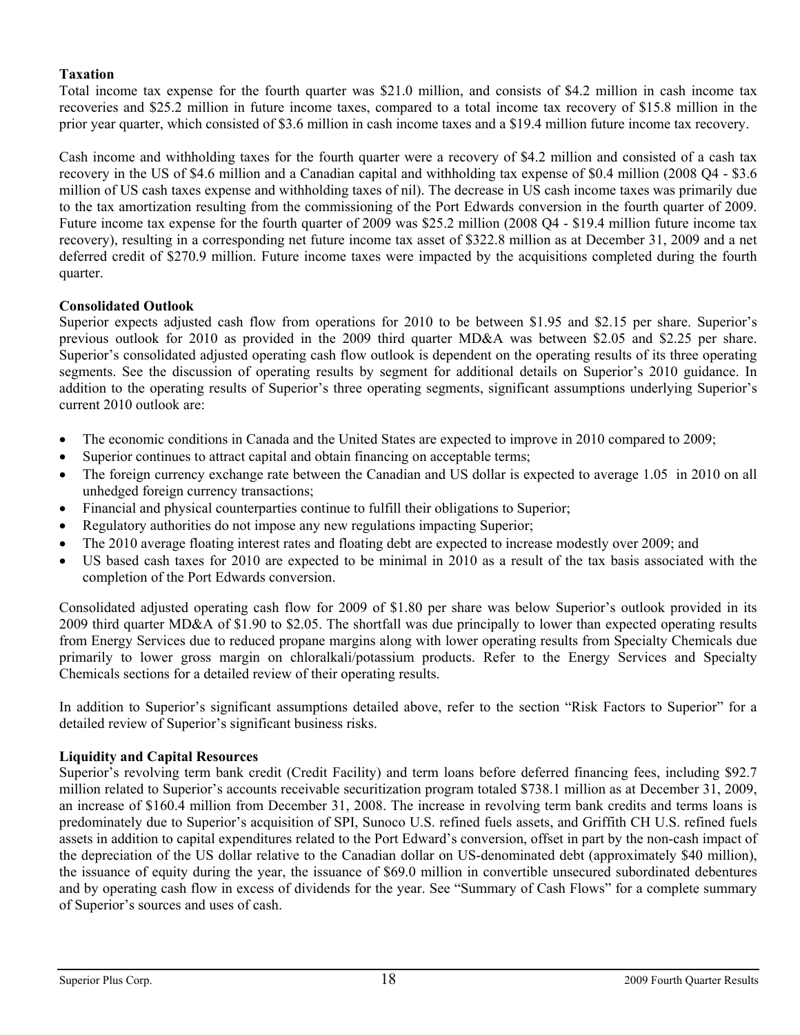**Taxation**

Total income tax expense for the fourth quarter was $21.0 million, and consists of $4.2 million in cash income tax recoveries and $25.2 million in future income taxes, compared to a total income tax recovery of $15.8 million in the prior year quarter, which consisted of $3.6 million in cash income taxes and a $19.4 million future income tax recovery.

Cash income and withholding taxes for the fourth quarter were a recovery of $4.2 million and consisted of a cash tax recovery in the US of $4.6 million and a Canadian capital and withholding tax expense of $0.4 million (2008 Q4 - $3.6 million of US cash taxes expense and withholding taxes of nil). The decrease in US cash income taxes was primarily due to the tax amortization resulting from the commissioning of the Port Edwards conversion in the fourth quarter of 2009. Future income tax expense for the fourth quarter of 2009 was $25.2 million (2008 Q4 - $19.4 million future income tax recovery), resulting in a corresponding net future income tax asset of $322.8 million as at December 31, 2009 and a net deferred credit of $270.9 million. Future income taxes were impacted by the acquisitions completed during the fourth quarter.

**Consolidated Outlook**

Superior expects adjusted cash flow from operations for 2010 to be between $1.95 and $2.15 per share. Superior's previous outlook for 2010 as provided in the 2009 third quarter MD&A was between $2.05 and $2.25 per share. Superior's consolidated adjusted operating cash flow outlook is dependent on the operating results of its three operating segments. See the discussion of operating results by segment for additional details on Superior's 2010 guidance. In addition to the operating results of Superior's three operating segments, significant assumptions underlying Superior's current 2010 outlook are:

- The economic conditions in Canada and the United States are expected to improve in 2010 compared to 2009;
- Superior continues to attract capital and obtain financing on acceptable terms;
- The foreign currency exchange rate between the Canadian and US dollar is expected to average 1.05 in 2010 on all unhedged foreign currency transactions;
- Financial and physical counterparties continue to fulfill their obligations to Superior;
- Regulatory authorities do not impose any new regulations impacting Superior;
- The 2010 average floating interest rates and floating debt are expected to increase modestly over 2009; and
- US based cash taxes for 2010 are expected to be minimal in 2010 as a result of the tax basis associated with the completion of the Port Edwards conversion.

Consolidated adjusted operating cash flow for 2009 of $1.80 per share was below Superior's outlook provided in its 2009 third quarter MD&A of $1.90 to $2.05. The shortfall was due principally to lower than expected operating results from Energy Services due to reduced propane margins along with lower operating results from Specialty Chemicals due primarily to lower gross margin on chloralkali/potassium products. Refer to the Energy Services and Specialty Chemicals sections for a detailed review of their operating results.

In addition to Superior's significant assumptions detailed above, refer to the section "Risk Factors to Superior" for a detailed review of Superior's significant business risks.

**Liquidity and Capital Resources**

Superior's revolving term bank credit (Credit Facility) and term loans before deferred financing fees, including $92.7 million related to Superior's accounts receivable securitization program totaled $738.1 million as at December 31, 2009, an increase of $160.4 million from December 31, 2008. The increase in revolving term bank credits and terms loans is predominately due to Superior's acquisition of SPI, Sunoco U.S. refined fuels assets, and Griffith CH U.S. refined fuels assets in addition to capital expenditures related to the Port Edward's conversion, offset in part by the non-cash impact of the depreciation of the US dollar relative to the Canadian dollar on US-denominated debt (approximately $40 million), the issuance of equity during the year, the issuance of $69.0 million in convertible unsecured subordinated debentures and by operating cash flow in excess of dividends for the year. See "Summary of Cash Flows" for a complete summary of Superior's sources and uses of cash.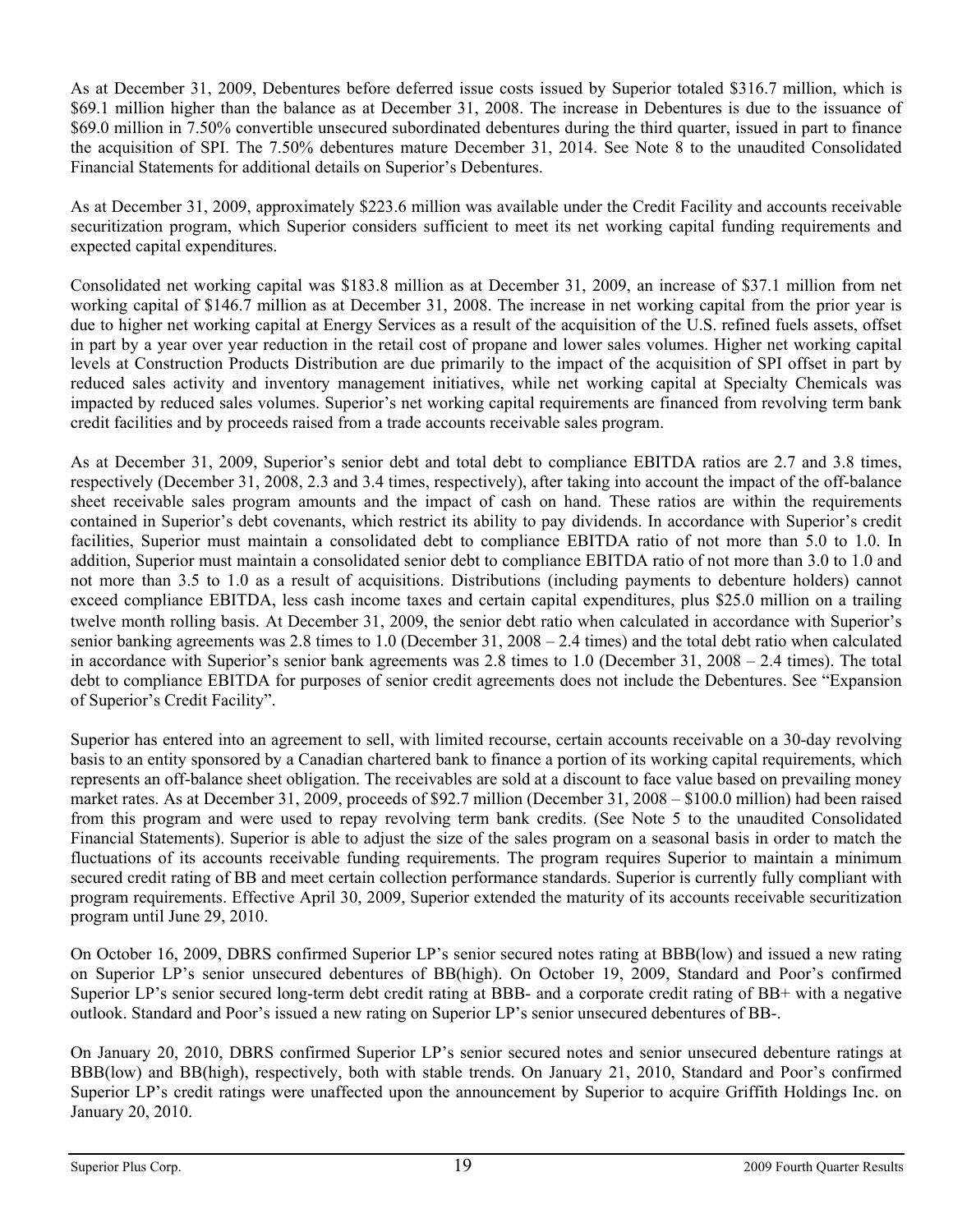As at December 31, 2009, Debentures before deferred issue costs issued by Superior totaled $316.7 million, which is $69.1 million higher than the balance as at December 31, 2008. The increase in Debentures is due to the issuance of $69.0 million in 7.50% convertible unsecured subordinated debentures during the third quarter, issued in part to finance the acquisition of SPI. The 7.50% debentures mature December 31, 2014. See Note 8 to the unaudited Consolidated Financial Statements for additional details on Superior's Debentures.

As at December 31, 2009, approximately $223.6 million was available under the Credit Facility and accounts receivable securitization program, which Superior considers sufficient to meet its net working capital funding requirements and expected capital expenditures.

Consolidated net working capital was $183.8 million as at December 31, 2009, an increase of $37.1 million from net working capital of $146.7 million as at December 31, 2008. The increase in net working capital from the prior year is due to higher net working capital at Energy Services as a result of the acquisition of the U.S. refined fuels assets, offset in part by a year over year reduction in the retail cost of propane and lower sales volumes. Higher net working capital levels at Construction Products Distribution are due primarily to the impact of the acquisition of SPI offset in part by reduced sales activity and inventory management initiatives, while net working capital at Specialty Chemicals was impacted by reduced sales volumes. Superior's net working capital requirements are financed from revolving term bank credit facilities and by proceeds raised from a trade accounts receivable sales program.

As at December 31, 2009, Superior's senior debt and total debt to compliance EBITDA ratios are 2.7 and 3.8 times, respectively (December 31, 2008, 2.3 and 3.4 times, respectively), after taking into account the impact of the off-balance sheet receivable sales program amounts and the impact of cash on hand. These ratios are within the requirements contained in Superior's debt covenants, which restrict its ability to pay dividends. In accordance with Superior's credit facilities, Superior must maintain a consolidated debt to compliance EBITDA ratio of not more than 5.0 to 1.0. In addition, Superior must maintain a consolidated senior debt to compliance EBITDA ratio of not more than 3.0 to 1.0 and not more than 3.5 to 1.0 as a result of acquisitions. Distributions (including payments to debenture holders) cannot exceed compliance EBITDA, less cash income taxes and certain capital expenditures, plus $25.0 million on a trailing twelve month rolling basis. At December 31, 2009, the senior debt ratio when calculated in accordance with Superior's senior banking agreements was 2.8 times to 1.0 (December 31, 2008 – 2.4 times) and the total debt ratio when calculated in accordance with Superior's senior bank agreements was 2.8 times to 1.0 (December 31, 2008 – 2.4 times). The total debt to compliance EBITDA for purposes of senior credit agreements does not include the Debentures. See "Expansion of Superior's Credit Facility".

Superior has entered into an agreement to sell, with limited recourse, certain accounts receivable on a 30-day revolving basis to an entity sponsored by a Canadian chartered bank to finance a portion of its working capital requirements, which represents an off-balance sheet obligation. The receivables are sold at a discount to face value based on prevailing money market rates. As at December 31, 2009, proceeds of $92.7 million (December 31, 2008 – $100.0 million) had been raised from this program and were used to repay revolving term bank credits. (See Note 5 to the unaudited Consolidated Financial Statements). Superior is able to adjust the size of the sales program on a seasonal basis in order to match the fluctuations of its accounts receivable funding requirements. The program requires Superior to maintain a minimum secured credit rating of BB and meet certain collection performance standards. Superior is currently fully compliant with program requirements. Effective April 30, 2009, Superior extended the maturity of its accounts receivable securitization program until June 29, 2010.

On October 16, 2009, DBRS confirmed Superior LP's senior secured notes rating at BBB(low) and issued a new rating on Superior LP's senior unsecured debentures of BB(high). On October 19, 2009, Standard and Poor's confirmed Superior LP's senior secured long-term debt credit rating at BBB- and a corporate credit rating of BB+ with a negative outlook. Standard and Poor's issued a new rating on Superior LP's senior unsecured debentures of BB-.

On January 20, 2010, DBRS confirmed Superior LP's senior secured notes and senior unsecured debenture ratings at BBB(low) and BB(high), respectively, both with stable trends. On January 21, 2010, Standard and Poor's confirmed Superior LP's credit ratings were unaffected upon the announcement by Superior to acquire Griffith Holdings Inc. on January 20, 2010.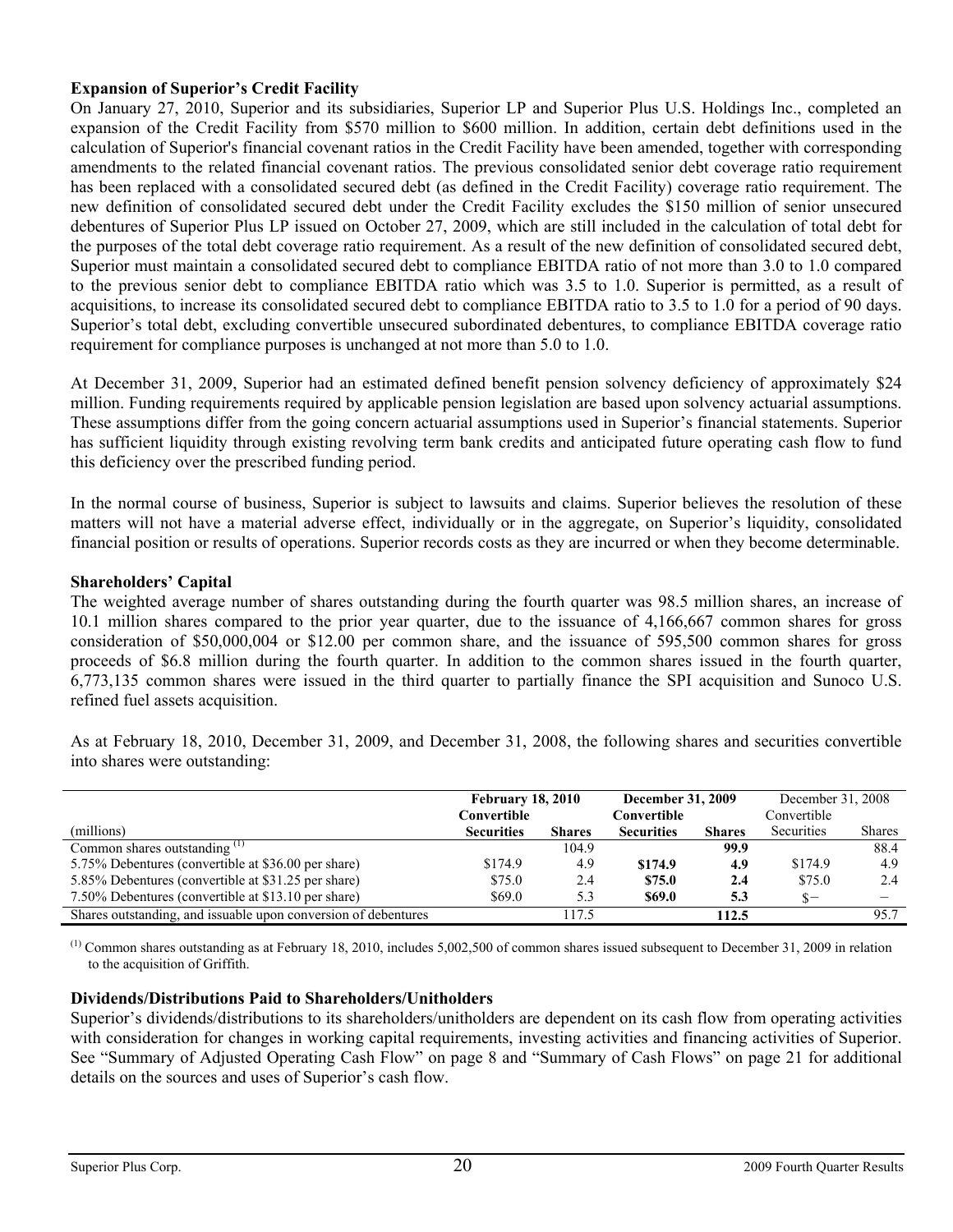### Expansion of Superior's Credit Facility

On January 27, 2010, Superior and its subsidiaries, Superior LP and Superior Plus U.S. Holdings Inc., completed an expansion of the Credit Facility from $570 million to $600 million. In addition, certain debt definitions used in the calculation of Superior's financial covenant ratios in the Credit Facility have been amended, together with corresponding amendments to the related financial covenant ratios. The previous consolidated senior debt coverage ratio requirement has been replaced with a consolidated secured debt (as defined in the Credit Facility) coverage ratio requirement. The new definition of consolidated secured debt under the Credit Facility excludes the $150 million of senior unsecured debentures of Superior Plus LP issued on October 27, 2009, which are still included in the calculation of total debt for the purposes of the total debt coverage ratio requirement. As a result of the new definition of consolidated secured debt, Superior must maintain a consolidated secured debt to compliance EBITDA ratio of not more than 3.0 to 1.0 compared to the previous senior debt to compliance EBITDA ratio which was 3.5 to 1.0. Superior is permitted, as a result of acquisitions, to increase its consolidated secured debt to compliance EBITDA ratio to 3.5 to 1.0 for a period of 90 days. Superior's total debt, excluding convertible unsecured subordinated debentures, to compliance EBITDA coverage ratio requirement for compliance purposes is unchanged at not more than 5.0 to 1.0.

At December 31, 2009, Superior had an estimated defined benefit pension solvency deficiency of approximately $24 million. Funding requirements required by applicable pension legislation are based upon solvency actuarial assumptions. These assumptions differ from the going concern actuarial assumptions used in Superior's financial statements. Superior has sufficient liquidity through existing revolving term bank credits and anticipated future operating cash flow to fund this deficiency over the prescribed funding period.

In the normal course of business, Superior is subject to lawsuits and claims. Superior believes the resolution of these matters will not have a material adverse effect, individually or in the aggregate, on Superior's liquidity, consolidated financial position or results of operations. Superior records costs as they are incurred or when they become determinable.

### Shareholders' Capital

The weighted average number of shares outstanding during the fourth quarter was 98.5 million shares, an increase of 10.1 million shares compared to the prior year quarter, due to the issuance of 4,166,667 common shares for gross consideration of $50,000,004 or $12.00 per common share, and the issuance of 595,500 common shares for gross proceeds of $6.8 million during the fourth quarter. In addition to the common shares issued in the fourth quarter, 6,773,135 common shares were issued in the third quarter to partially finance the SPI acquisition and Sunoco U.S. refined fuel assets acquisition.

As at February 18, 2010, December 31, 2009, and December 31, 2008, the following shares and securities convertible into shares were outstanding:

| (millions) | **February 18, 2010** Convertible Securities | Shares | **December 31, 2009** Convertible Securities | Shares | December 31, 2008 Convertible Securities | Shares |
|---|---|---|---|---|---|---|
| Common shares outstanding [(1)] | | 104.9 | | **99.9** | | 88.4 |
| 5.75% Debentures (convertible at $36.00 per share) | $174.9 | 4.9 | **$174.9** | **4.9** | $174.9 | 4.9 |
| 5.85% Debentures (convertible at $31.25 per share) | $75.0 | 2.4 | **$75.0** | **2.4** | $75.0 | 2.4 |
| 7.50% Debentures (convertible at $13.10 per share) | $69.0 | 5.3 | **$69.0** | **5.3** | $− | − |
| Shares outstanding, and issuable upon conversion of debentures | | 117.5 | | **112.5** | | 95.7 |

[(1)] Common shares outstanding as at February 18, 2010, includes 5,002,500 of common shares issued subsequent to December 31, 2009 in relation to the acquisition of Griffith.

### Dividends/Distributions Paid to Shareholders/Unitholders

Superior's dividends/distributions to its shareholders/unitholders are dependent on its cash flow from operating activities with consideration for changes in working capital requirements, investing activities and financing activities of Superior. See "Summary of Adjusted Operating Cash Flow" on page 8 and "Summary of Cash Flows" on page 21 for additional details on the sources and uses of Superior's cash flow.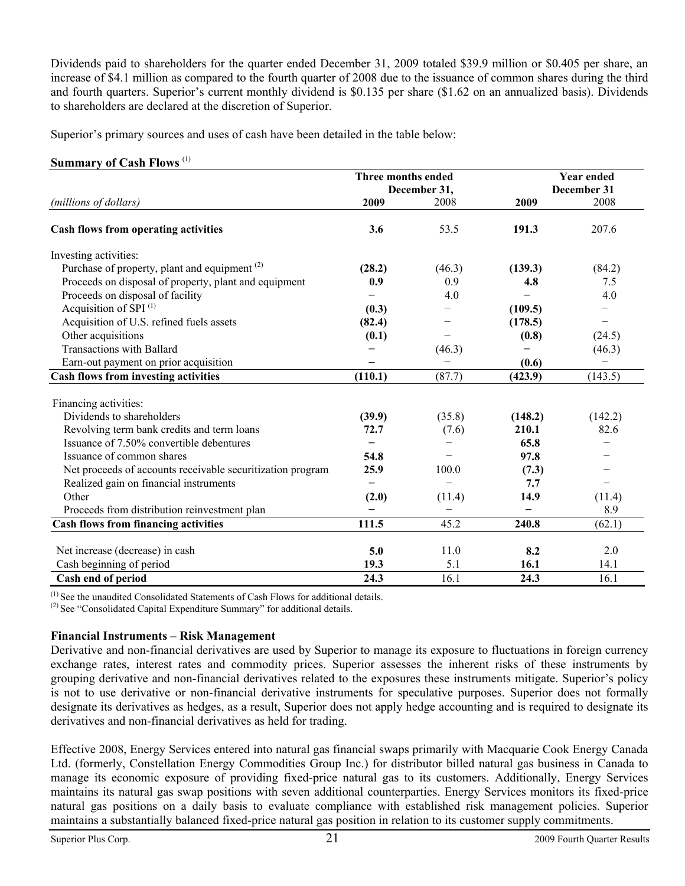Dividends paid to shareholders for the quarter ended December 31, 2009 totaled $39.9 million or $0.405 per share, an increase of $4.1 million as compared to the fourth quarter of 2008 due to the issuance of common shares during the third and fourth quarters. Superior's current monthly dividend is $0.135 per share ($1.62 on an annualized basis). Dividends to shareholders are declared at the discretion of Superior.

Superior's primary sources and uses of cash have been detailed in the table below:

**Summary of Cash Flows** [(1)]

| *(millions of dollars)* | Three months ended December 31, 2009 | Three months ended December 31, 2008 | Year ended December 31 2009 | Year ended December 31 2008 |
|---|---|---|---|---|
| **Cash flows from operating activities** | **3.6** | 53.5 | **191.3** | 207.6 |
| Investing activities: | | | | |
| Purchase of property, plant and equipment [(2)] | **(28.2)** | (46.3) | **(139.3)** | (84.2) |
| Proceeds on disposal of property, plant and equipment | **0.9** | 0.9 | **4.8** | 7.5 |
| Proceeds on disposal of facility | **–** | 4.0 | **–** | 4.0 |
| Acquisition of SPI [(1)] | **(0.3)** | – | **(109.5)** | – |
| Acquisition of U.S. refined fuels assets | **(82.4)** | – | **(178.5)** | – |
| Other acquisitions | **(0.1)** | – | **(0.8)** | (24.5) |
| Transactions with Ballard | **–** | (46.3) | **–** | (46.3) |
| Earn-out payment on prior acquisition | **–** | – | **(0.6)** | – |
| **Cash flows from investing activities** | **(110.1)** | (87.7) | **(423.9)** | (143.5) |
| Financing activities: | | | | |
| Dividends to shareholders | **(39.9)** | (35.8) | **(148.2)** | (142.2) |
| Revolving term bank credits and term loans | **72.7** | (7.6) | **210.1** | 82.6 |
| Issuance of 7.50% convertible debentures | **–** | – | **65.8** | – |
| Issuance of common shares | **54.8** | – | **97.8** | – |
| Net proceeds of accounts receivable securitization program | **25.9** | 100.0 | **(7.3)** | – |
| Realized gain on financial instruments | **–** | – | **7.7** | – |
| Other | **(2.0)** | (11.4) | **14.9** | (11.4) |
| Proceeds from distribution reinvestment plan | **–** | – | **–** | 8.9 |
| **Cash flows from financing activities** | **111.5** | 45.2 | **240.8** | (62.1) |
| Net increase (decrease) in cash | **5.0** | 11.0 | **8.2** | 2.0 |
| Cash beginning of period | **19.3** | 5.1 | **16.1** | 14.1 |
| **Cash end of period** | **24.3** | 16.1 | **24.3** | 16.1 |

[(1)] See the unaudited Consolidated Statements of Cash Flows for additional details.
[(2)] See "Consolidated Capital Expenditure Summary" for additional details.

**Financial Instruments – Risk Management**

Derivative and non-financial derivatives are used by Superior to manage its exposure to fluctuations in foreign currency exchange rates, interest rates and commodity prices. Superior assesses the inherent risks of these instruments by grouping derivative and non-financial derivatives related to the exposures these instruments mitigate. Superior's policy is not to use derivative or non-financial derivative instruments for speculative purposes. Superior does not formally designate its derivatives as hedges, as a result, Superior does not apply hedge accounting and is required to designate its derivatives and non-financial derivatives as held for trading.

Effective 2008, Energy Services entered into natural gas financial swaps primarily with Macquarie Cook Energy Canada Ltd. (formerly, Constellation Energy Commodities Group Inc.) for distributor billed natural gas business in Canada to manage its economic exposure of providing fixed-price natural gas to its customers. Additionally, Energy Services maintains its natural gas swap positions with seven additional counterparties. Energy Services monitors its fixed-price natural gas positions on a daily basis to evaluate compliance with established risk management policies. Superior maintains a substantially balanced fixed-price natural gas position in relation to its customer supply commitments.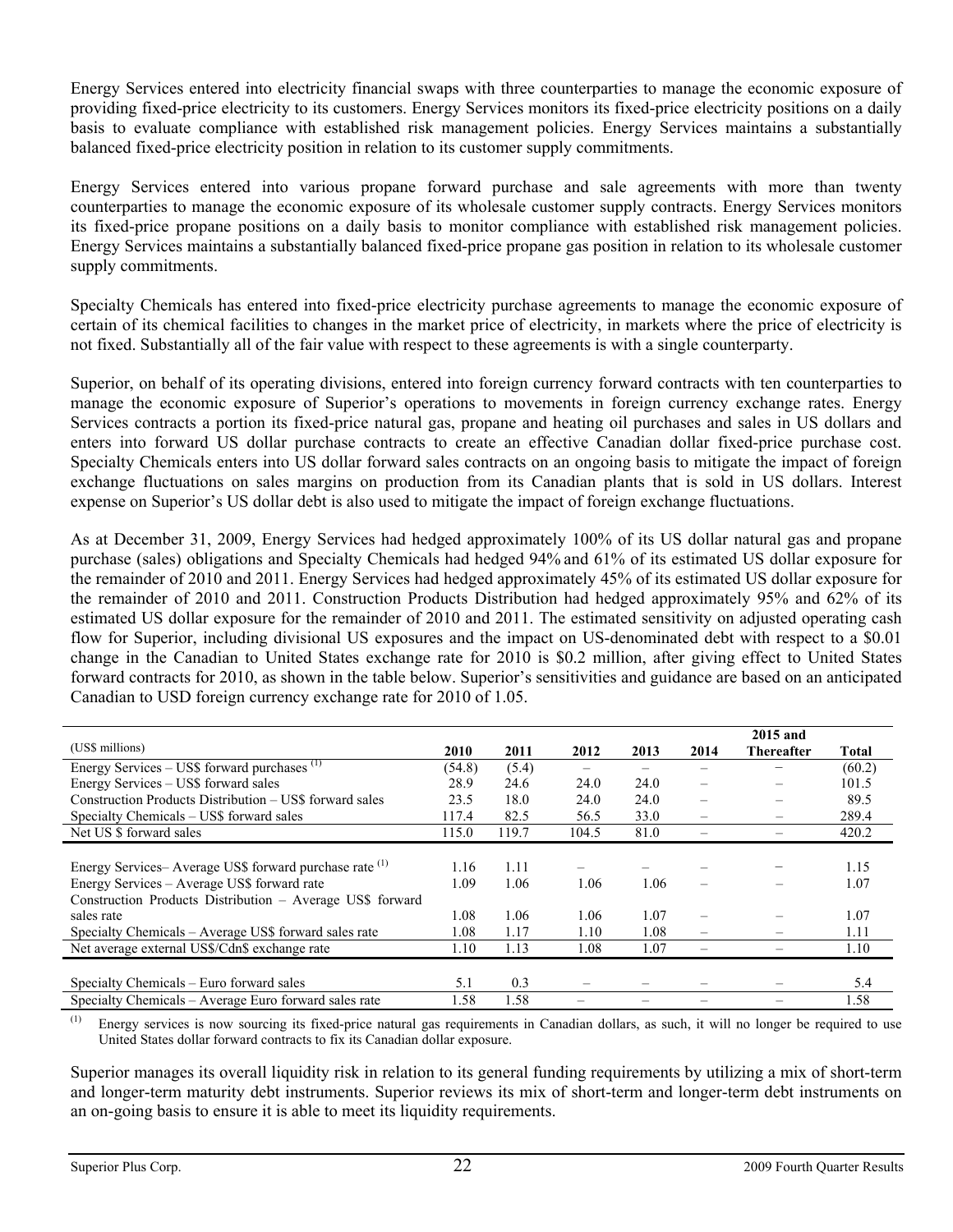Energy Services entered into electricity financial swaps with three counterparties to manage the economic exposure of providing fixed-price electricity to its customers. Energy Services monitors its fixed-price electricity positions on a daily basis to evaluate compliance with established risk management policies. Energy Services maintains a substantially balanced fixed-price electricity position in relation to its customer supply commitments.

Energy Services entered into various propane forward purchase and sale agreements with more than twenty counterparties to manage the economic exposure of its wholesale customer supply contracts. Energy Services monitors its fixed-price propane positions on a daily basis to monitor compliance with established risk management policies. Energy Services maintains a substantially balanced fixed-price propane gas position in relation to its wholesale customer supply commitments.

Specialty Chemicals has entered into fixed-price electricity purchase agreements to manage the economic exposure of certain of its chemical facilities to changes in the market price of electricity, in markets where the price of electricity is not fixed. Substantially all of the fair value with respect to these agreements is with a single counterparty.

Superior, on behalf of its operating divisions, entered into foreign currency forward contracts with ten counterparties to manage the economic exposure of Superior's operations to movements in foreign currency exchange rates. Energy Services contracts a portion its fixed-price natural gas, propane and heating oil purchases and sales in US dollars and enters into forward US dollar purchase contracts to create an effective Canadian dollar fixed-price purchase cost. Specialty Chemicals enters into US dollar forward sales contracts on an ongoing basis to mitigate the impact of foreign exchange fluctuations on sales margins on production from its Canadian plants that is sold in US dollars. Interest expense on Superior's US dollar debt is also used to mitigate the impact of foreign exchange fluctuations.

As at December 31, 2009, Energy Services had hedged approximately 100% of its US dollar natural gas and propane purchase (sales) obligations and Specialty Chemicals had hedged 94% and 61% of its estimated US dollar exposure for the remainder of 2010 and 2011. Energy Services had hedged approximately 45% of its estimated US dollar exposure for the remainder of 2010 and 2011. Construction Products Distribution had hedged approximately 95% and 62% of its estimated US dollar exposure for the remainder of 2010 and 2011. The estimated sensitivity on adjusted operating cash flow for Superior, including divisional US exposures and the impact on US-denominated debt with respect to a $0.01 change in the Canadian to United States exchange rate for 2010 is $0.2 million, after giving effect to United States forward contracts for 2010, as shown in the table below. Superior's sensitivities and guidance are based on an anticipated Canadian to USD foreign currency exchange rate for 2010 of 1.05.

| (US$ millions) | 2010 | 2011 | 2012 | 2013 | 2014 | 2015 and Thereafter | Total |
|---|---|---|---|---|---|---|---|
| Energy Services – US$ forward purchases [(1)] | (54.8) | (5.4) | – | – | – | – | (60.2) |
| Energy Services – US$ forward sales | 28.9 | 24.6 | 24.0 | 24.0 | – | – | 101.5 |
| Construction Products Distribution – US$ forward sales | 23.5 | 18.0 | 24.0 | 24.0 | – | – | 89.5 |
| Specialty Chemicals – US$ forward sales | 117.4 | 82.5 | 56.5 | 33.0 | – | – | 289.4 |
| Net US $ forward sales | 115.0 | 119.7 | 104.5 | 81.0 | – | – | 420.2 |
| | | | | | | | |
| Energy Services– Average US$ forward purchase rate [(1)] | 1.16 | 1.11 | – | – | – | – | 1.15 |
| Energy Services – Average US$ forward rate | 1.09 | 1.06 | 1.06 | 1.06 | – | – | 1.07 |
| Construction Products Distribution – Average US$ forward sales rate | 1.08 | 1.06 | 1.06 | 1.07 | – | – | 1.07 |
| Specialty Chemicals – Average US$ forward sales rate | 1.08 | 1.17 | 1.10 | 1.08 | – | – | 1.11 |
| Net average external US$/Cdn$ exchange rate | 1.10 | 1.13 | 1.08 | 1.07 | – | – | 1.10 |
| | | | | | | | |
| Specialty Chemicals – Euro forward sales | 5.1 | 0.3 | – | – | – | – | 5.4 |
| Specialty Chemicals – Average Euro forward sales rate | 1.58 | 1.58 | – | – | – | – | 1.58 |

(1) Energy services is now sourcing its fixed-price natural gas requirements in Canadian dollars, as such, it will no longer be required to use United States dollar forward contracts to fix its Canadian dollar exposure.

Superior manages its overall liquidity risk in relation to its general funding requirements by utilizing a mix of short-term and longer-term maturity debt instruments. Superior reviews its mix of short-term and longer-term debt instruments on an on-going basis to ensure it is able to meet its liquidity requirements.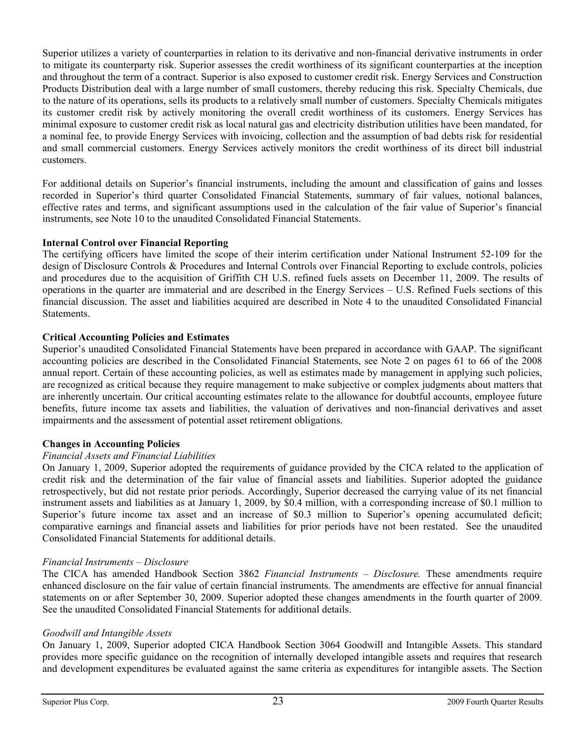Superior utilizes a variety of counterparties in relation to its derivative and non-financial derivative instruments in order to mitigate its counterparty risk. Superior assesses the credit worthiness of its significant counterparties at the inception and throughout the term of a contract. Superior is also exposed to customer credit risk. Energy Services and Construction Products Distribution deal with a large number of small customers, thereby reducing this risk. Specialty Chemicals, due to the nature of its operations, sells its products to a relatively small number of customers. Specialty Chemicals mitigates its customer credit risk by actively monitoring the overall credit worthiness of its customers. Energy Services has minimal exposure to customer credit risk as local natural gas and electricity distribution utilities have been mandated, for a nominal fee, to provide Energy Services with invoicing, collection and the assumption of bad debts risk for residential and small commercial customers. Energy Services actively monitors the credit worthiness of its direct bill industrial customers.

For additional details on Superior's financial instruments, including the amount and classification of gains and losses recorded in Superior's third quarter Consolidated Financial Statements, summary of fair values, notional balances, effective rates and terms, and significant assumptions used in the calculation of the fair value of Superior's financial instruments, see Note 10 to the unaudited Consolidated Financial Statements.

**Internal Control over Financial Reporting**

The certifying officers have limited the scope of their interim certification under National Instrument 52-109 for the design of Disclosure Controls & Procedures and Internal Controls over Financial Reporting to exclude controls, policies and procedures due to the acquisition of Griffith CH U.S. refined fuels assets on December 11, 2009. The results of operations in the quarter are immaterial and are described in the Energy Services – U.S. Refined Fuels sections of this financial discussion. The asset and liabilities acquired are described in Note 4 to the unaudited Consolidated Financial Statements.

**Critical Accounting Policies and Estimates**

Superior's unaudited Consolidated Financial Statements have been prepared in accordance with GAAP. The significant accounting policies are described in the Consolidated Financial Statements, see Note 2 on pages 61 to 66 of the 2008 annual report. Certain of these accounting policies, as well as estimates made by management in applying such policies, are recognized as critical because they require management to make subjective or complex judgments about matters that are inherently uncertain. Our critical accounting estimates relate to the allowance for doubtful accounts, employee future benefits, future income tax assets and liabilities, the valuation of derivatives and non-financial derivatives and asset impairments and the assessment of potential asset retirement obligations.

**Changes in Accounting Policies**

*Financial Assets and Financial Liabilities*

On January 1, 2009, Superior adopted the requirements of guidance provided by the CICA related to the application of credit risk and the determination of the fair value of financial assets and liabilities. Superior adopted the guidance retrospectively, but did not restate prior periods. Accordingly, Superior decreased the carrying value of its net financial instrument assets and liabilities as at January 1, 2009, by $0.4 million, with a corresponding increase of $0.1 million to Superior's future income tax asset and an increase of $0.3 million to Superior's opening accumulated deficit; comparative earnings and financial assets and liabilities for prior periods have not been restated. See the unaudited Consolidated Financial Statements for additional details.

*Financial Instruments – Disclosure*

The CICA has amended Handbook Section 3862 *Financial Instruments – Disclosure.* These amendments require enhanced disclosure on the fair value of certain financial instruments. The amendments are effective for annual financial statements on or after September 30, 2009. Superior adopted these changes amendments in the fourth quarter of 2009. See the unaudited Consolidated Financial Statements for additional details.

*Goodwill and Intangible Assets*

On January 1, 2009, Superior adopted CICA Handbook Section 3064 Goodwill and Intangible Assets. This standard provides more specific guidance on the recognition of internally developed intangible assets and requires that research and development expenditures be evaluated against the same criteria as expenditures for intangible assets. The Section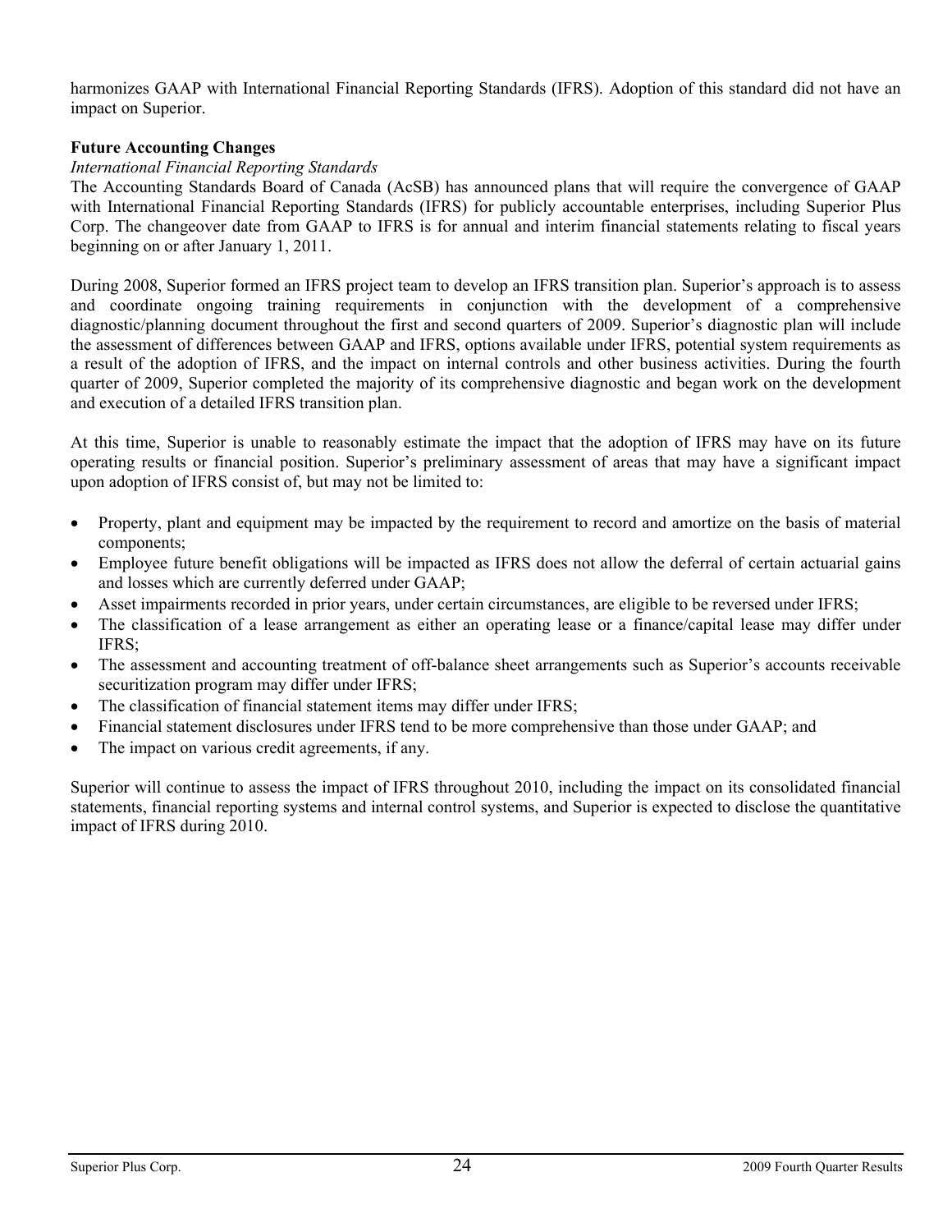harmonizes GAAP with International Financial Reporting Standards (IFRS). Adoption of this standard did not have an impact on Superior.

**Future Accounting Changes**

*International Financial Reporting Standards*

The Accounting Standards Board of Canada (AcSB) has announced plans that will require the convergence of GAAP with International Financial Reporting Standards (IFRS) for publicly accountable enterprises, including Superior Plus Corp. The changeover date from GAAP to IFRS is for annual and interim financial statements relating to fiscal years beginning on or after January 1, 2011.

During 2008, Superior formed an IFRS project team to develop an IFRS transition plan. Superior's approach is to assess and coordinate ongoing training requirements in conjunction with the development of a comprehensive diagnostic/planning document throughout the first and second quarters of 2009. Superior's diagnostic plan will include the assessment of differences between GAAP and IFRS, options available under IFRS, potential system requirements as a result of the adoption of IFRS, and the impact on internal controls and other business activities. During the fourth quarter of 2009, Superior completed the majority of its comprehensive diagnostic and began work on the development and execution of a detailed IFRS transition plan.

At this time, Superior is unable to reasonably estimate the impact that the adoption of IFRS may have on its future operating results or financial position. Superior's preliminary assessment of areas that may have a significant impact upon adoption of IFRS consist of, but may not be limited to:

- Property, plant and equipment may be impacted by the requirement to record and amortize on the basis of material components;
- Employee future benefit obligations will be impacted as IFRS does not allow the deferral of certain actuarial gains and losses which are currently deferred under GAAP;
- Asset impairments recorded in prior years, under certain circumstances, are eligible to be reversed under IFRS;
- The classification of a lease arrangement as either an operating lease or a finance/capital lease may differ under IFRS;
- The assessment and accounting treatment of off-balance sheet arrangements such as Superior's accounts receivable securitization program may differ under IFRS;
- The classification of financial statement items may differ under IFRS;
- Financial statement disclosures under IFRS tend to be more comprehensive than those under GAAP; and
- The impact on various credit agreements, if any.

Superior will continue to assess the impact of IFRS throughout 2010, including the impact on its consolidated financial statements, financial reporting systems and internal control systems, and Superior is expected to disclose the quantitative impact of IFRS during 2010.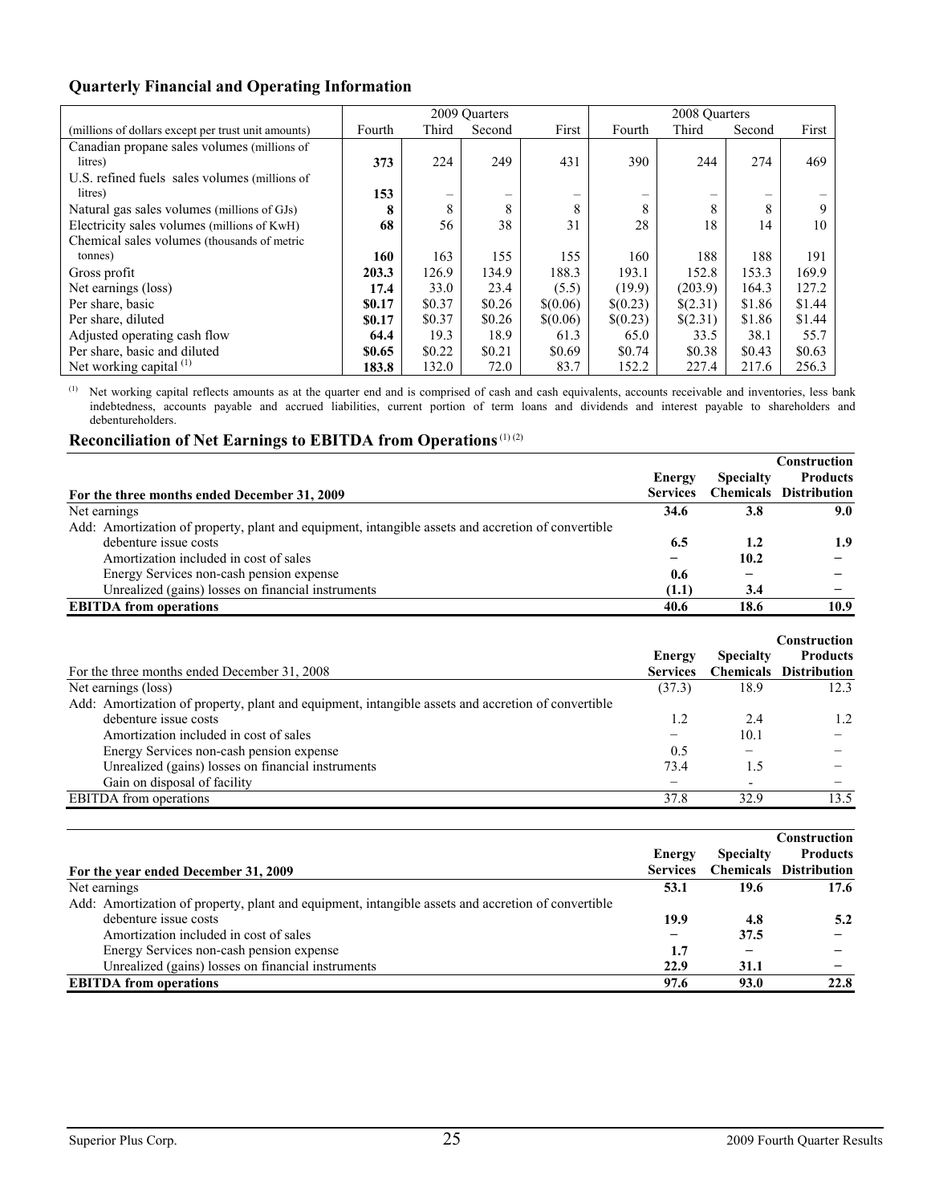## Quarterly Financial and Operating Information

| (millions of dollars except per trust unit amounts) | 2009 Quarters | | | | 2008 Quarters | | | |
|---|---|---|---|---|---|---|---|---|
| | Fourth | Third | Second | First | Fourth | Third | Second | First |
| Canadian propane sales volumes (millions of litres) | **373** | 224 | 249 | 431 | 390 | 244 | 274 | 469 |
| U.S. refined fuels sales volumes (millions of litres) | **153** | – | – | – | – | – | – | – |
| Natural gas sales volumes (millions of GJs) | **8** | 8 | 8 | 8 | 8 | 8 | 8 | 9 |
| Electricity sales volumes (millions of KwH) | **68** | 56 | 38 | 31 | 28 | 18 | 14 | 10 |
| Chemical sales volumes (thousands of metric tonnes) | **160** | 163 | 155 | 155 | 160 | 188 | 188 | 191 |
| Gross profit | **203.3** | 126.9 | 134.9 | 188.3 | 193.1 | 152.8 | 153.3 | 169.9 |
| Net earnings (loss) | **17.4** | 33.0 | 23.4 | (5.5) | (19.9) | (203.9) | 164.3 | 127.2 |
| Per share, basic | **$0.17** | $0.37 | $0.26 | $(0.06) | $(0.23) | $(2.31) | $1.86 | $1.44 |
| Per share, diluted | **$0.17** | $0.37 | $0.26 | $(0.06) | $(0.23) | $(2.31) | $1.86 | $1.44 |
| Adjusted operating cash flow | **64.4** | 19.3 | 18.9 | 61.3 | 65.0 | 33.5 | 38.1 | 55.7 |
| Per share, basic and diluted | **$0.65** | $0.22 | $0.21 | $0.69 | $0.74 | $0.38 | $0.43 | $0.63 |
| Net working capital [(1)] | **183.8** | 132.0 | 72.0 | 83.7 | 152.2 | 227.4 | 217.6 | 256.3 |

[(1)] Net working capital reflects amounts as at the quarter end and is comprised of cash and cash equivalents, accounts receivable and inventories, less bank indebtedness, accounts payable and accrued liabilities, current portion of term loans and dividends and interest payable to shareholders and debentureholders.

## Reconciliation of Net Earnings to EBITDA from Operations [(1) (2)]

| For the three months ended December 31, 2009 | Energy Services | Specialty Chemicals | Construction Products Distribution |
|---|---|---|---|
| Net earnings | **34.6** | **3.8** | **9.0** |
| Add: Amortization of property, plant and equipment, intangible assets and accretion of convertible debenture issue costs | **6.5** | **1.2** | **1.9** |
| Amortization included in cost of sales | **–** | **10.2** | **–** |
| Energy Services non-cash pension expense | **0.6** | **–** | **–** |
| Unrealized (gains) losses on financial instruments | **(1.1)** | **3.4** | **–** |
| **EBITDA from operations** | **40.6** | **18.6** | **10.9** |

| For the three months ended December 31, 2008 | Energy Services | Specialty Chemicals | Construction Products Distribution |
|---|---|---|---|
| Net earnings (loss) | (37.3) | 18.9 | 12.3 |
| Add: Amortization of property, plant and equipment, intangible assets and accretion of convertible debenture issue costs | 1.2 | 2.4 | 1.2 |
| Amortization included in cost of sales | – | 10.1 | – |
| Energy Services non-cash pension expense | 0.5 | – | – |
| Unrealized (gains) losses on financial instruments | 73.4 | 1.5 | – |
| Gain on disposal of facility | – | - | – |
| EBITDA from operations | 37.8 | 32.9 | 13.5 |

| For the year ended December 31, 2009 | Energy Services | Specialty Chemicals | Construction Products Distribution |
|---|---|---|---|
| Net earnings | **53.1** | **19.6** | **17.6** |
| Add: Amortization of property, plant and equipment, intangible assets and accretion of convertible debenture issue costs | **19.9** | **4.8** | **5.2** |
| Amortization included in cost of sales | **–** | **37.5** | **–** |
| Energy Services non-cash pension expense | **1.7** | **–** | **–** |
| Unrealized (gains) losses on financial instruments | **22.9** | **31.1** | **–** |
| **EBITDA from operations** | **97.6** | **93.0** | **22.8** |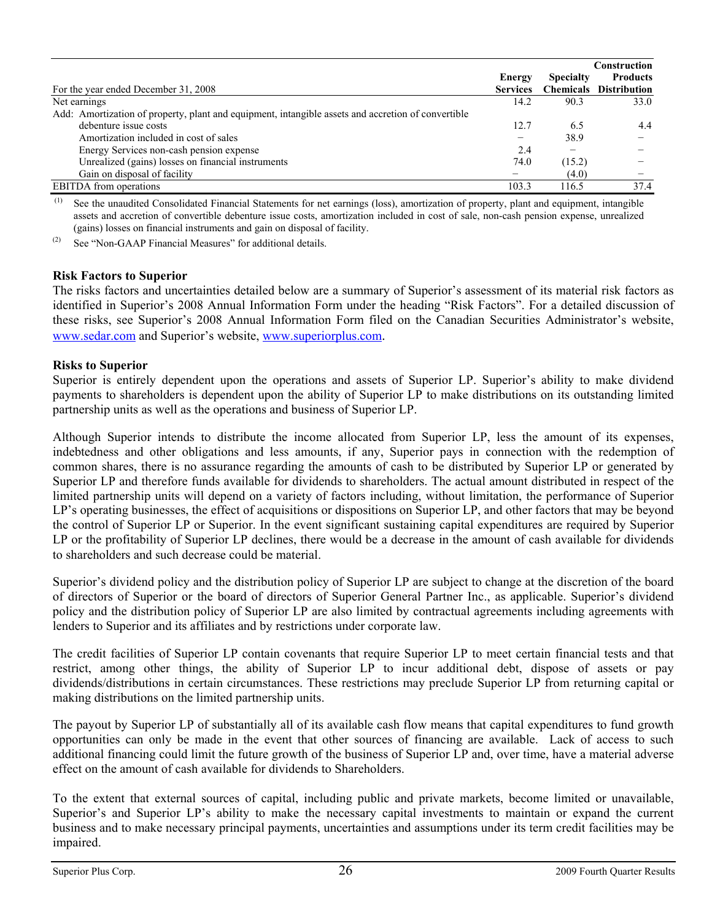| For the year ended December 31, 2008 | Energy Services | Specialty Chemicals | Construction Products Distribution |
|---|---|---|---|
| Net earnings | 14.2 | 90.3 | 33.0 |
| Add: Amortization of property, plant and equipment, intangible assets and accretion of convertible debenture issue costs | 12.7 | 6.5 | 4.4 |
| Amortization included in cost of sales | – | 38.9 | – |
| Energy Services non-cash pension expense | 2.4 | – | – |
| Unrealized (gains) losses on financial instruments | 74.0 | (15.2) | – |
| Gain on disposal of facility | – | (4.0) | – |
| EBITDA from operations | 103.3 | 116.5 | 37.4 |

(1) See the unaudited Consolidated Financial Statements for net earnings (loss), amortization of property, plant and equipment, intangible assets and accretion of convertible debenture issue costs, amortization included in cost of sale, non-cash pension expense, unrealized (gains) losses on financial instruments and gain on disposal of facility.

(2) See "Non-GAAP Financial Measures" for additional details.

### Risk Factors to Superior

The risks factors and uncertainties detailed below are a summary of Superior's assessment of its material risk factors as identified in Superior's 2008 Annual Information Form under the heading "Risk Factors". For a detailed discussion of these risks, see Superior's 2008 Annual Information Form filed on the Canadian Securities Administrator's website, www.sedar.com and Superior's website, www.superiorplus.com.

### Risks to Superior

Superior is entirely dependent upon the operations and assets of Superior LP. Superior's ability to make dividend payments to shareholders is dependent upon the ability of Superior LP to make distributions on its outstanding limited partnership units as well as the operations and business of Superior LP.

Although Superior intends to distribute the income allocated from Superior LP, less the amount of its expenses, indebtedness and other obligations and less amounts, if any, Superior pays in connection with the redemption of common shares, there is no assurance regarding the amounts of cash to be distributed by Superior LP or generated by Superior LP and therefore funds available for dividends to shareholders. The actual amount distributed in respect of the limited partnership units will depend on a variety of factors including, without limitation, the performance of Superior LP's operating businesses, the effect of acquisitions or dispositions on Superior LP, and other factors that may be beyond the control of Superior LP or Superior. In the event significant sustaining capital expenditures are required by Superior LP or the profitability of Superior LP declines, there would be a decrease in the amount of cash available for dividends to shareholders and such decrease could be material.

Superior's dividend policy and the distribution policy of Superior LP are subject to change at the discretion of the board of directors of Superior or the board of directors of Superior General Partner Inc., as applicable. Superior's dividend policy and the distribution policy of Superior LP are also limited by contractual agreements including agreements with lenders to Superior and its affiliates and by restrictions under corporate law.

The credit facilities of Superior LP contain covenants that require Superior LP to meet certain financial tests and that restrict, among other things, the ability of Superior LP to incur additional debt, dispose of assets or pay dividends/distributions in certain circumstances. These restrictions may preclude Superior LP from returning capital or making distributions on the limited partnership units.

The payout by Superior LP of substantially all of its available cash flow means that capital expenditures to fund growth opportunities can only be made in the event that other sources of financing are available. Lack of access to such additional financing could limit the future growth of the business of Superior LP and, over time, have a material adverse effect on the amount of cash available for dividends to Shareholders.

To the extent that external sources of capital, including public and private markets, become limited or unavailable, Superior's and Superior LP's ability to make the necessary capital investments to maintain or expand the current business and to make necessary principal payments, uncertainties and assumptions under its term credit facilities may be impaired.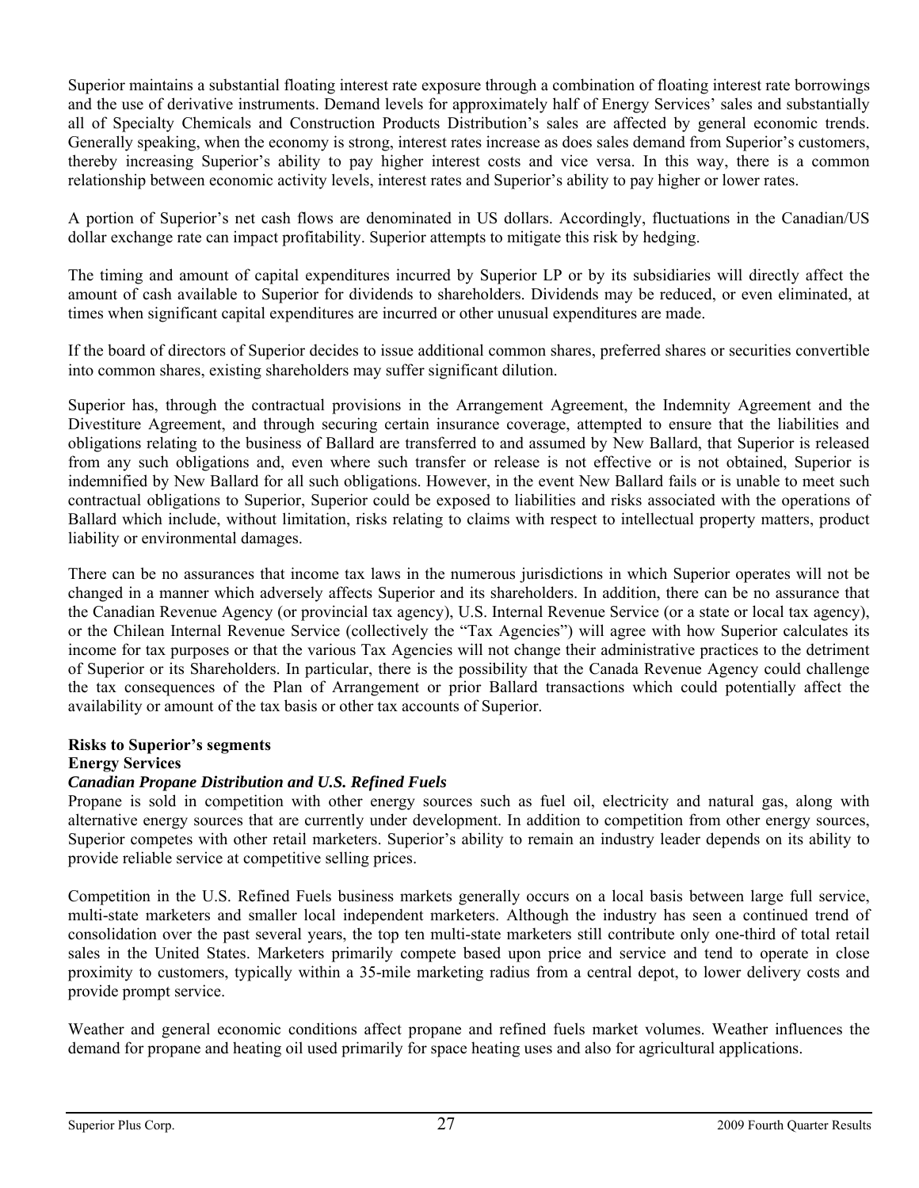Superior maintains a substantial floating interest rate exposure through a combination of floating interest rate borrowings and the use of derivative instruments. Demand levels for approximately half of Energy Services' sales and substantially all of Specialty Chemicals and Construction Products Distribution's sales are affected by general economic trends. Generally speaking, when the economy is strong, interest rates increase as does sales demand from Superior's customers, thereby increasing Superior's ability to pay higher interest costs and vice versa. In this way, there is a common relationship between economic activity levels, interest rates and Superior's ability to pay higher or lower rates.

A portion of Superior's net cash flows are denominated in US dollars. Accordingly, fluctuations in the Canadian/US dollar exchange rate can impact profitability. Superior attempts to mitigate this risk by hedging.

The timing and amount of capital expenditures incurred by Superior LP or by its subsidiaries will directly affect the amount of cash available to Superior for dividends to shareholders. Dividends may be reduced, or even eliminated, at times when significant capital expenditures are incurred or other unusual expenditures are made.

If the board of directors of Superior decides to issue additional common shares, preferred shares or securities convertible into common shares, existing shareholders may suffer significant dilution.

Superior has, through the contractual provisions in the Arrangement Agreement, the Indemnity Agreement and the Divestiture Agreement, and through securing certain insurance coverage, attempted to ensure that the liabilities and obligations relating to the business of Ballard are transferred to and assumed by New Ballard, that Superior is released from any such obligations and, even where such transfer or release is not effective or is not obtained, Superior is indemnified by New Ballard for all such obligations. However, in the event New Ballard fails or is unable to meet such contractual obligations to Superior, Superior could be exposed to liabilities and risks associated with the operations of Ballard which include, without limitation, risks relating to claims with respect to intellectual property matters, product liability or environmental damages.

There can be no assurances that income tax laws in the numerous jurisdictions in which Superior operates will not be changed in a manner which adversely affects Superior and its shareholders. In addition, there can be no assurance that the Canadian Revenue Agency (or provincial tax agency), U.S. Internal Revenue Service (or a state or local tax agency), or the Chilean Internal Revenue Service (collectively the "Tax Agencies") will agree with how Superior calculates its income for tax purposes or that the various Tax Agencies will not change their administrative practices to the detriment of Superior or its Shareholders. In particular, there is the possibility that the Canada Revenue Agency could challenge the tax consequences of the Plan of Arrangement or prior Ballard transactions which could potentially affect the availability or amount of the tax basis or other tax accounts of Superior.

**Risks to Superior's segments**

**Energy Services**

***Canadian Propane Distribution and U.S. Refined Fuels***

Propane is sold in competition with other energy sources such as fuel oil, electricity and natural gas, along with alternative energy sources that are currently under development. In addition to competition from other energy sources, Superior competes with other retail marketers. Superior's ability to remain an industry leader depends on its ability to provide reliable service at competitive selling prices.

Competition in the U.S. Refined Fuels business markets generally occurs on a local basis between large full service, multi-state marketers and smaller local independent marketers. Although the industry has seen a continued trend of consolidation over the past several years, the top ten multi-state marketers still contribute only one-third of total retail sales in the United States. Marketers primarily compete based upon price and service and tend to operate in close proximity to customers, typically within a 35-mile marketing radius from a central depot, to lower delivery costs and provide prompt service.

Weather and general economic conditions affect propane and refined fuels market volumes. Weather influences the demand for propane and heating oil used primarily for space heating uses and also for agricultural applications.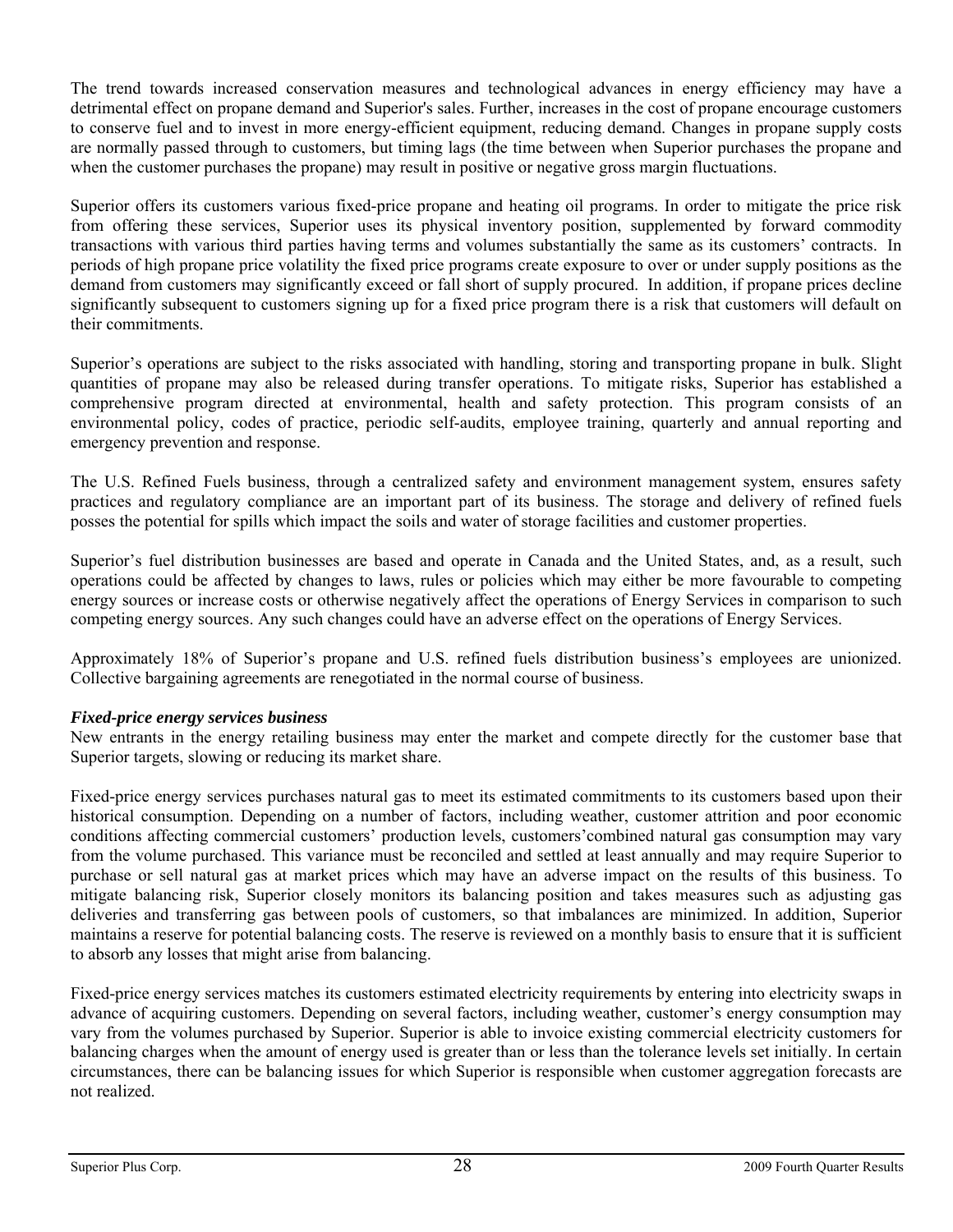The trend towards increased conservation measures and technological advances in energy efficiency may have a detrimental effect on propane demand and Superior's sales. Further, increases in the cost of propane encourage customers to conserve fuel and to invest in more energy-efficient equipment, reducing demand. Changes in propane supply costs are normally passed through to customers, but timing lags (the time between when Superior purchases the propane and when the customer purchases the propane) may result in positive or negative gross margin fluctuations.

Superior offers its customers various fixed-price propane and heating oil programs. In order to mitigate the price risk from offering these services, Superior uses its physical inventory position, supplemented by forward commodity transactions with various third parties having terms and volumes substantially the same as its customers' contracts. In periods of high propane price volatility the fixed price programs create exposure to over or under supply positions as the demand from customers may significantly exceed or fall short of supply procured. In addition, if propane prices decline significantly subsequent to customers signing up for a fixed price program there is a risk that customers will default on their commitments.

Superior's operations are subject to the risks associated with handling, storing and transporting propane in bulk. Slight quantities of propane may also be released during transfer operations. To mitigate risks, Superior has established a comprehensive program directed at environmental, health and safety protection. This program consists of an environmental policy, codes of practice, periodic self-audits, employee training, quarterly and annual reporting and emergency prevention and response.

The U.S. Refined Fuels business, through a centralized safety and environment management system, ensures safety practices and regulatory compliance are an important part of its business. The storage and delivery of refined fuels posses the potential for spills which impact the soils and water of storage facilities and customer properties.

Superior's fuel distribution businesses are based and operate in Canada and the United States, and, as a result, such operations could be affected by changes to laws, rules or policies which may either be more favourable to competing energy sources or increase costs or otherwise negatively affect the operations of Energy Services in comparison to such competing energy sources. Any such changes could have an adverse effect on the operations of Energy Services.

Approximately 18% of Superior's propane and U.S. refined fuels distribution business's employees are unionized. Collective bargaining agreements are renegotiated in the normal course of business.

***Fixed-price energy services business***

New entrants in the energy retailing business may enter the market and compete directly for the customer base that Superior targets, slowing or reducing its market share.

Fixed-price energy services purchases natural gas to meet its estimated commitments to its customers based upon their historical consumption. Depending on a number of factors, including weather, customer attrition and poor economic conditions affecting commercial customers' production levels, customers'combined natural gas consumption may vary from the volume purchased. This variance must be reconciled and settled at least annually and may require Superior to purchase or sell natural gas at market prices which may have an adverse impact on the results of this business. To mitigate balancing risk, Superior closely monitors its balancing position and takes measures such as adjusting gas deliveries and transferring gas between pools of customers, so that imbalances are minimized. In addition, Superior maintains a reserve for potential balancing costs. The reserve is reviewed on a monthly basis to ensure that it is sufficient to absorb any losses that might arise from balancing.

Fixed-price energy services matches its customers estimated electricity requirements by entering into electricity swaps in advance of acquiring customers. Depending on several factors, including weather, customer's energy consumption may vary from the volumes purchased by Superior. Superior is able to invoice existing commercial electricity customers for balancing charges when the amount of energy used is greater than or less than the tolerance levels set initially. In certain circumstances, there can be balancing issues for which Superior is responsible when customer aggregation forecasts are not realized.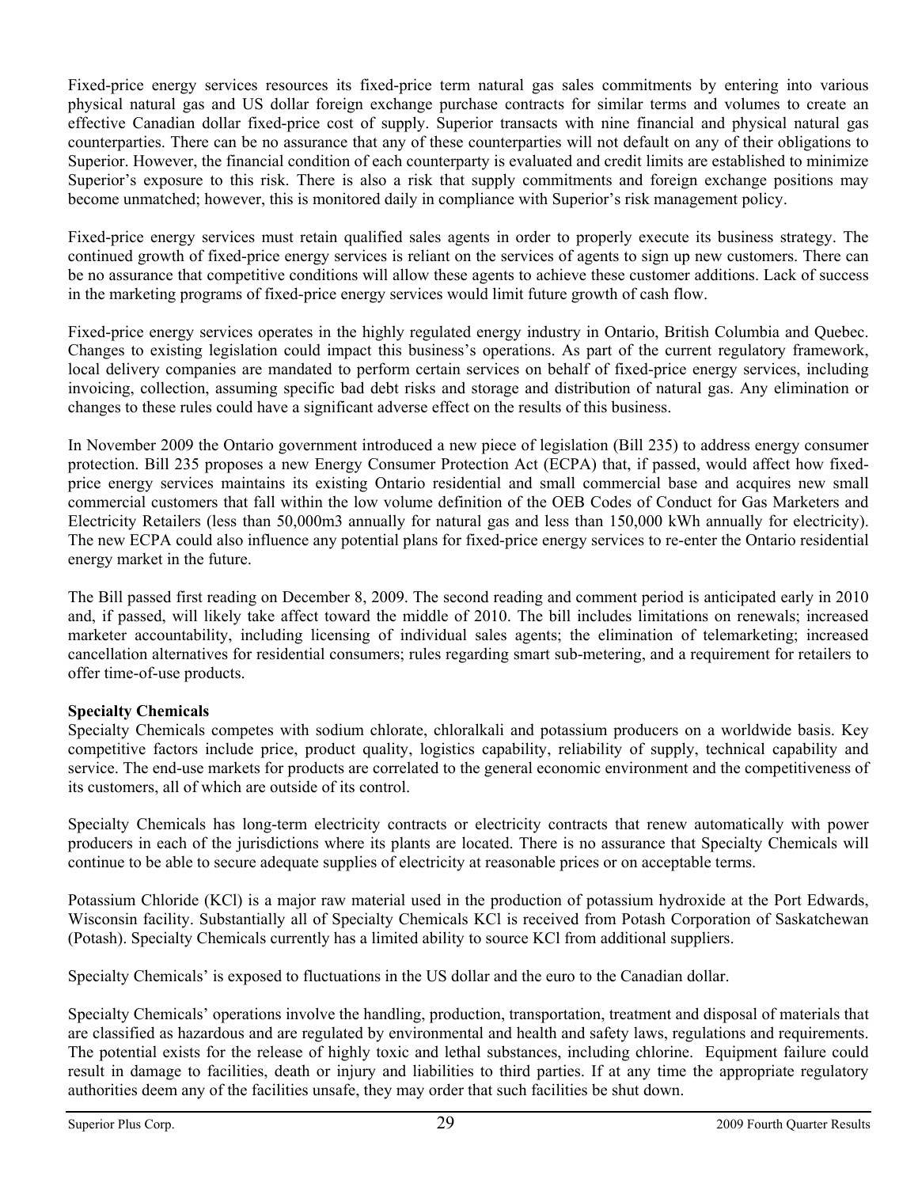Fixed-price energy services resources its fixed-price term natural gas sales commitments by entering into various physical natural gas and US dollar foreign exchange purchase contracts for similar terms and volumes to create an effective Canadian dollar fixed-price cost of supply. Superior transacts with nine financial and physical natural gas counterparties. There can be no assurance that any of these counterparties will not default on any of their obligations to Superior. However, the financial condition of each counterparty is evaluated and credit limits are established to minimize Superior's exposure to this risk. There is also a risk that supply commitments and foreign exchange positions may become unmatched; however, this is monitored daily in compliance with Superior's risk management policy.

Fixed-price energy services must retain qualified sales agents in order to properly execute its business strategy. The continued growth of fixed-price energy services is reliant on the services of agents to sign up new customers. There can be no assurance that competitive conditions will allow these agents to achieve these customer additions. Lack of success in the marketing programs of fixed-price energy services would limit future growth of cash flow.

Fixed-price energy services operates in the highly regulated energy industry in Ontario, British Columbia and Quebec. Changes to existing legislation could impact this business's operations. As part of the current regulatory framework, local delivery companies are mandated to perform certain services on behalf of fixed-price energy services, including invoicing, collection, assuming specific bad debt risks and storage and distribution of natural gas. Any elimination or changes to these rules could have a significant adverse effect on the results of this business.

In November 2009 the Ontario government introduced a new piece of legislation (Bill 235) to address energy consumer protection. Bill 235 proposes a new Energy Consumer Protection Act (ECPA) that, if passed, would affect how fixed-price energy services maintains its existing Ontario residential and small commercial base and acquires new small commercial customers that fall within the low volume definition of the OEB Codes of Conduct for Gas Marketers and Electricity Retailers (less than 50,000m3 annually for natural gas and less than 150,000 kWh annually for electricity). The new ECPA could also influence any potential plans for fixed-price energy services to re-enter the Ontario residential energy market in the future.

The Bill passed first reading on December 8, 2009. The second reading and comment period is anticipated early in 2010 and, if passed, will likely take affect toward the middle of 2010. The bill includes limitations on renewals; increased marketer accountability, including licensing of individual sales agents; the elimination of telemarketing; increased cancellation alternatives for residential consumers; rules regarding smart sub-metering, and a requirement for retailers to offer time-of-use products.

**Specialty Chemicals**

Specialty Chemicals competes with sodium chlorate, chloralkali and potassium producers on a worldwide basis. Key competitive factors include price, product quality, logistics capability, reliability of supply, technical capability and service. The end-use markets for products are correlated to the general economic environment and the competitiveness of its customers, all of which are outside of its control.

Specialty Chemicals has long-term electricity contracts or electricity contracts that renew automatically with power producers in each of the jurisdictions where its plants are located. There is no assurance that Specialty Chemicals will continue to be able to secure adequate supplies of electricity at reasonable prices or on acceptable terms.

Potassium Chloride (KCl) is a major raw material used in the production of potassium hydroxide at the Port Edwards, Wisconsin facility. Substantially all of Specialty Chemicals KCl is received from Potash Corporation of Saskatchewan (Potash). Specialty Chemicals currently has a limited ability to source KCl from additional suppliers.

Specialty Chemicals' is exposed to fluctuations in the US dollar and the euro to the Canadian dollar.

Specialty Chemicals' operations involve the handling, production, transportation, treatment and disposal of materials that are classified as hazardous and are regulated by environmental and health and safety laws, regulations and requirements. The potential exists for the release of highly toxic and lethal substances, including chlorine. Equipment failure could result in damage to facilities, death or injury and liabilities to third parties. If at any time the appropriate regulatory authorities deem any of the facilities unsafe, they may order that such facilities be shut down.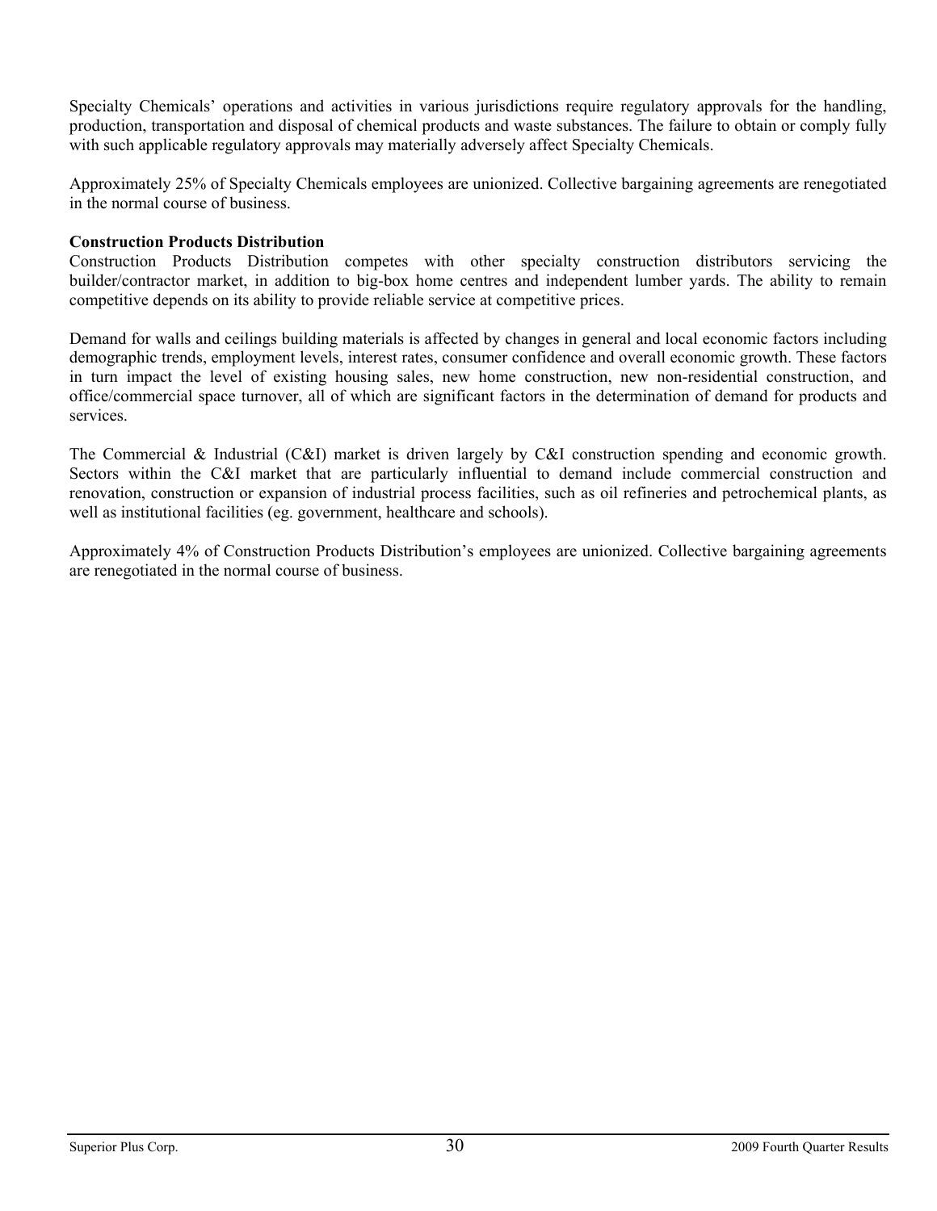Specialty Chemicals' operations and activities in various jurisdictions require regulatory approvals for the handling, production, transportation and disposal of chemical products and waste substances. The failure to obtain or comply fully with such applicable regulatory approvals may materially adversely affect Specialty Chemicals.

Approximately 25% of Specialty Chemicals employees are unionized. Collective bargaining agreements are renegotiated in the normal course of business.

**Construction Products Distribution**

Construction Products Distribution competes with other specialty construction distributors servicing the builder/contractor market, in addition to big-box home centres and independent lumber yards. The ability to remain competitive depends on its ability to provide reliable service at competitive prices.

Demand for walls and ceilings building materials is affected by changes in general and local economic factors including demographic trends, employment levels, interest rates, consumer confidence and overall economic growth. These factors in turn impact the level of existing housing sales, new home construction, new non-residential construction, and office/commercial space turnover, all of which are significant factors in the determination of demand for products and services.

The Commercial & Industrial (C&I) market is driven largely by C&I construction spending and economic growth. Sectors within the C&I market that are particularly influential to demand include commercial construction and renovation, construction or expansion of industrial process facilities, such as oil refineries and petrochemical plants, as well as institutional facilities (eg. government, healthcare and schools).

Approximately 4% of Construction Products Distribution's employees are unionized. Collective bargaining agreements are renegotiated in the normal course of business.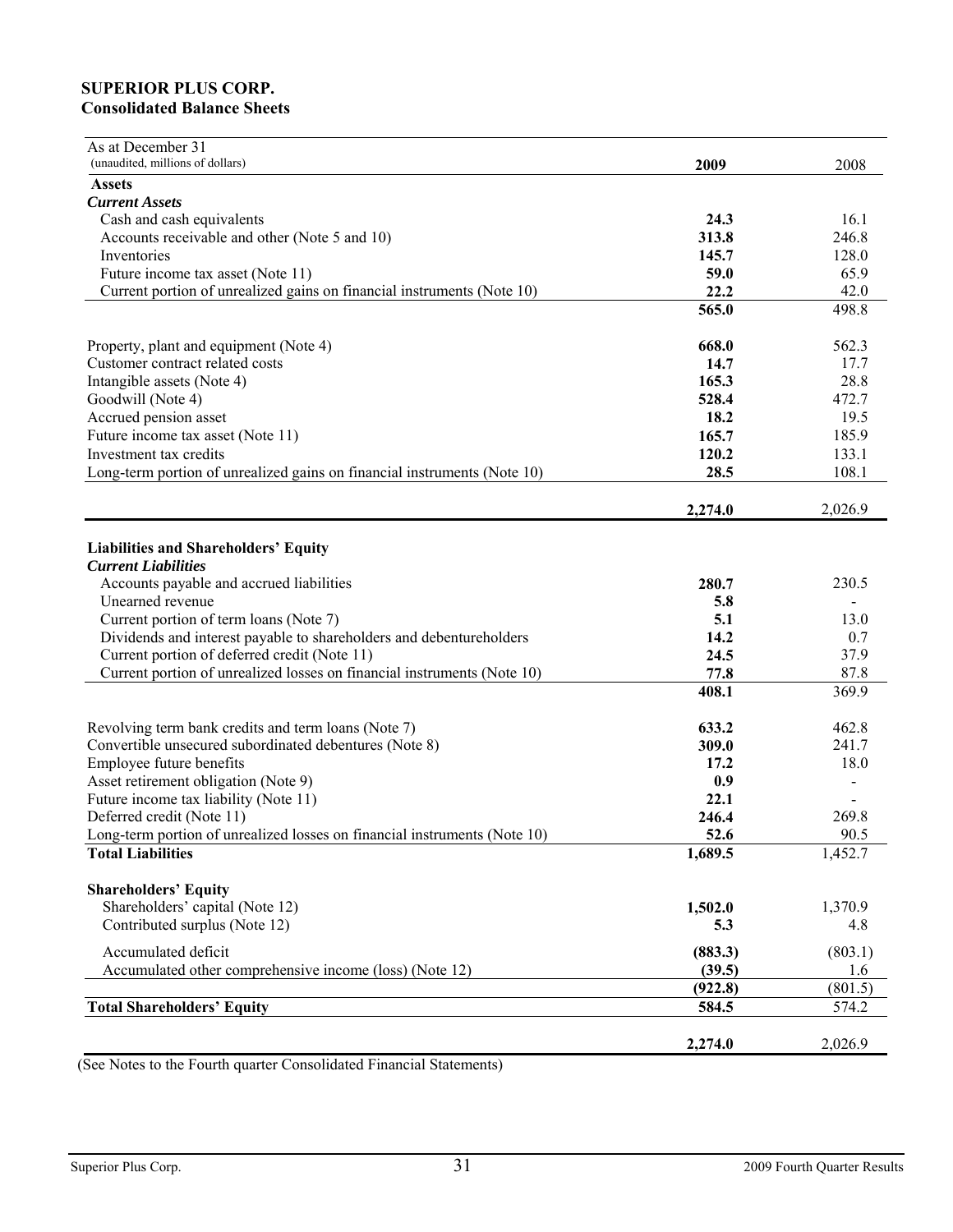**SUPERIOR PLUS CORP.**
**Consolidated Balance Sheets**

| As at December 31<br>(unaudited, millions of dollars) | 2009 | 2008 |
|---|---|---|
| **Assets** | | |
| ***Current Assets*** | | |
| Cash and cash equivalents | **24.3** | 16.1 |
| Accounts receivable and other (Note 5 and 10) | **313.8** | 246.8 |
| Inventories | **145.7** | 128.0 |
| Future income tax asset (Note 11) | **59.0** | 65.9 |
| Current portion of unrealized gains on financial instruments (Note 10) | **22.2** | 42.0 |
| | **565.0** | 498.8 |
| Property, plant and equipment (Note 4) | **668.0** | 562.3 |
| Customer contract related costs | **14.7** | 17.7 |
| Intangible assets (Note 4) | **165.3** | 28.8 |
| Goodwill (Note 4) | **528.4** | 472.7 |
| Accrued pension asset | **18.2** | 19.5 |
| Future income tax asset (Note 11) | **165.7** | 185.9 |
| Investment tax credits | **120.2** | 133.1 |
| Long-term portion of unrealized gains on financial instruments (Note 10) | **28.5** | 108.1 |
| | **2,274.0** | 2,026.9 |
| **Liabilities and Shareholders' Equity** | | |
| ***Current Liabilities*** | | |
| Accounts payable and accrued liabilities | **280.7** | 230.5 |
| Unearned revenue | **5.8** | - |
| Current portion of term loans (Note 7) | **5.1** | 13.0 |
| Dividends and interest payable to shareholders and debentureholders | **14.2** | 0.7 |
| Current portion of deferred credit (Note 11) | **24.5** | 37.9 |
| Current portion of unrealized losses on financial instruments (Note 10) | **77.8** | 87.8 |
| | **408.1** | 369.9 |
| Revolving term bank credits and term loans (Note 7) | **633.2** | 462.8 |
| Convertible unsecured subordinated debentures (Note 8) | **309.0** | 241.7 |
| Employee future benefits | **17.2** | 18.0 |
| Asset retirement obligation (Note 9) | **0.9** | - |
| Future income tax liability (Note 11) | **22.1** | - |
| Deferred credit (Note 11) | **246.4** | 269.8 |
| Long-term portion of unrealized losses on financial instruments (Note 10) | **52.6** | 90.5 |
| **Total Liabilities** | **1,689.5** | 1,452.7 |
| **Shareholders' Equity** | | |
| Shareholders' capital (Note 12) | **1,502.0** | 1,370.9 |
| Contributed surplus (Note 12) | **5.3** | 4.8 |
| Accumulated deficit | **(883.3)** | (803.1) |
| Accumulated other comprehensive income (loss) (Note 12) | **(39.5)** | 1.6 |
| | **(922.8)** | (801.5) |
| **Total Shareholders' Equity** | **584.5** | 574.2 |
| | **2,274.0** | 2,026.9 |

(See Notes to the Fourth quarter Consolidated Financial Statements)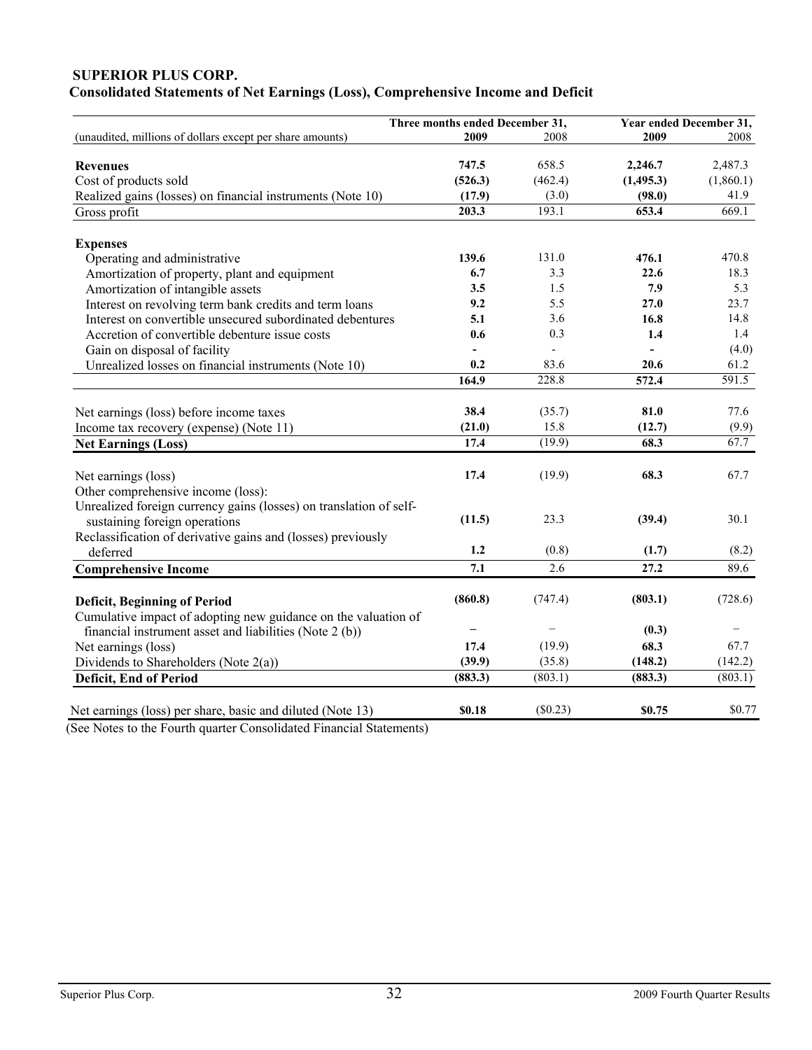**SUPERIOR PLUS CORP.**

**Consolidated Statements of Net Earnings (Loss), Comprehensive Income and Deficit**

| (unaudited, millions of dollars except per share amounts) | Three months ended December 31, 2009 | 2008 | Year ended December 31, 2009 | 2008 |
|---|---|---|---|---|
| **Revenues** | **747.5** | 658.5 | **2,246.7** | 2,487.3 |
| Cost of products sold | **(526.3)** | (462.4) | **(1,495.3)** | (1,860.1) |
| Realized gains (losses) on financial instruments (Note 10) | **(17.9)** | (3.0) | **(98.0)** | 41.9 |
| Gross profit | **203.3** | 193.1 | **653.4** | 669.1 |
| **Expenses** | | | | |
| Operating and administrative | **139.6** | 131.0 | **476.1** | 470.8 |
| Amortization of property, plant and equipment | **6.7** | 3.3 | **22.6** | 18.3 |
| Amortization of intangible assets | **3.5** | 1.5 | **7.9** | 5.3 |
| Interest on revolving term bank credits and term loans | **9.2** | 5.5 | **27.0** | 23.7 |
| Interest on convertible unsecured subordinated debentures | **5.1** | 3.6 | **16.8** | 14.8 |
| Accretion of convertible debenture issue costs | **0.6** | 0.3 | **1.4** | 1.4 |
| Gain on disposal of facility | **-** | - | **-** | (4.0) |
| Unrealized losses on financial instruments (Note 10) | **0.2** | 83.6 | **20.6** | 61.2 |
| | **164.9** | 228.8 | **572.4** | 591.5 |
| Net earnings (loss) before income taxes | **38.4** | (35.7) | **81.0** | 77.6 |
| Income tax recovery (expense) (Note 11) | **(21.0)** | 15.8 | **(12.7)** | (9.9) |
| **Net Earnings (Loss)** | **17.4** | (19.9) | **68.3** | 67.7 |
| Net earnings (loss) | **17.4** | (19.9) | **68.3** | 67.7 |
| Other comprehensive income (loss): | | | | |
| Unrealized foreign currency gains (losses) on translation of self-sustaining foreign operations | **(11.5)** | 23.3 | **(39.4)** | 30.1 |
| Reclassification of derivative gains and (losses) previously deferred | **1.2** | (0.8) | **(1.7)** | (8.2) |
| **Comprehensive Income** | **7.1** | 2.6 | **27.2** | 89.6 |
| **Deficit, Beginning of Period** | **(860.8)** | (747.4) | **(803.1)** | (728.6) |
| Cumulative impact of adopting new guidance on the valuation of financial instrument asset and liabilities (Note 2 (b)) | **–** | – | **(0.3)** | – |
| Net earnings (loss) | **17.4** | (19.9) | **68.3** | 67.7 |
| Dividends to Shareholders (Note 2(a)) | **(39.9)** | (35.8) | **(148.2)** | (142.2) |
| **Deficit, End of Period** | **(883.3)** | (803.1) | **(883.3)** | (803.1) |
| Net earnings (loss) per share, basic and diluted (Note 13) | **$0.18** | ($0.23) | **$0.75** | $0.77 |

(See Notes to the Fourth quarter Consolidated Financial Statements)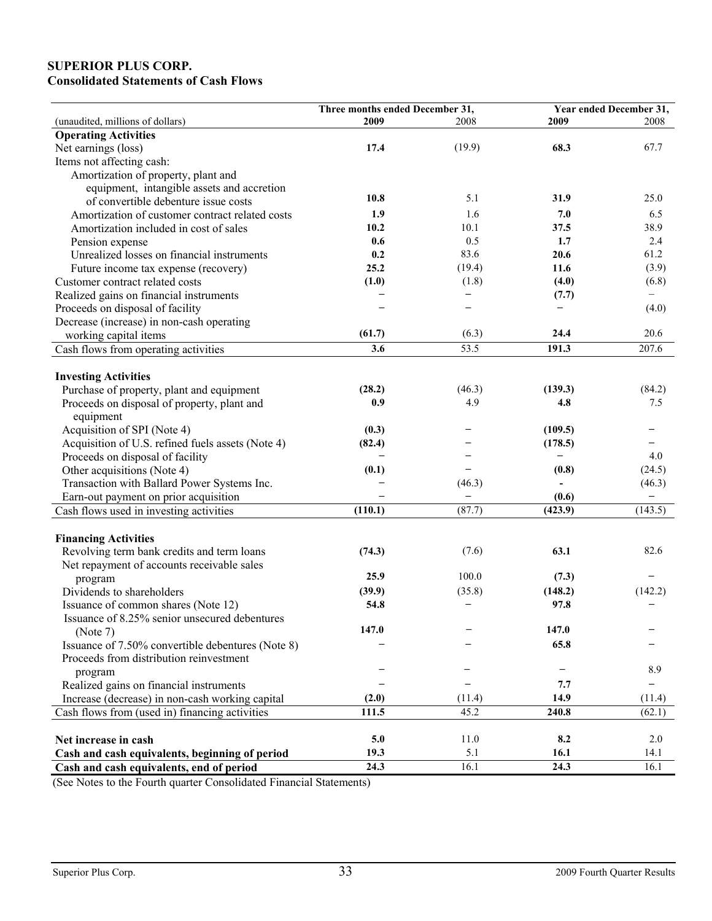**SUPERIOR PLUS CORP.**
**Consolidated Statements of Cash Flows**

| (unaudited, millions of dollars) | Three months ended December 31, 2009 | 2008 | Year ended December 31, 2009 | 2008 |
|---|---|---|---|---|
| **Operating Activities** | | | | |
| Net earnings (loss) | **17.4** | (19.9) | **68.3** | 67.7 |
| Items not affecting cash: | | | | |
| Amortization of property, plant and equipment, intangible assets and accretion of convertible debenture issue costs | **10.8** | 5.1 | **31.9** | 25.0 |
| Amortization of customer contract related costs | **1.9** | 1.6 | **7.0** | 6.5 |
| Amortization included in cost of sales | **10.2** | 10.1 | **37.5** | 38.9 |
| Pension expense | **0.6** | 0.5 | **1.7** | 2.4 |
| Unrealized losses on financial instruments | **0.2** | 83.6 | **20.6** | 61.2 |
| Future income tax expense (recovery) | **25.2** | (19.4) | **11.6** | (3.9) |
| Customer contract related costs | **(1.0)** | (1.8) | **(4.0)** | (6.8) |
| Realized gains on financial instruments | **–** | – | **(7.7)** | – |
| Proceeds on disposal of facility | **–** | – | **–** | (4.0) |
| Decrease (increase) in non-cash operating working capital items | **(61.7)** | (6.3) | **24.4** | 20.6 |
| Cash flows from operating activities | **3.6** | 53.5 | **191.3** | 207.6 |
| **Investing Activities** | | | | |
| Purchase of property, plant and equipment | **(28.2)** | (46.3) | **(139.3)** | (84.2) |
| Proceeds on disposal of property, plant and equipment | **0.9** | 4.9 | **4.8** | 7.5 |
| Acquisition of SPI (Note 4) | **(0.3)** | – | **(109.5)** | – |
| Acquisition of U.S. refined fuels assets (Note 4) | **(82.4)** | – | **(178.5)** | – |
| Proceeds on disposal of facility | **–** | – | **–** | 4.0 |
| Other acquisitions (Note 4) | **(0.1)** | – | **(0.8)** | (24.5) |
| Transaction with Ballard Power Systems Inc. | **–** | (46.3) | **-** | (46.3) |
| Earn-out payment on prior acquisition | **–** | – | **(0.6)** | – |
| Cash flows used in investing activities | **(110.1)** | (87.7) | **(423.9)** | (143.5) |
| **Financing Activities** | | | | |
| Revolving term bank credits and term loans | **(74.3)** | (7.6) | **63.1** | 82.6 |
| Net repayment of accounts receivable sales program | **25.9** | 100.0 | **(7.3)** | – |
| Dividends to shareholders | **(39.9)** | (35.8) | **(148.2)** | (142.2) |
| Issuance of common shares (Note 12) | **54.8** | – | **97.8** | – |
| Issuance of 8.25% senior unsecured debentures (Note 7) | **147.0** | – | **147.0** | – |
| Issuance of 7.50% convertible debentures (Note 8) | **–** | – | **65.8** | – |
| Proceeds from distribution reinvestment program | **–** | – | **–** | 8.9 |
| Realized gains on financial instruments | **–** | – | **7.7** | – |
| Increase (decrease) in non-cash working capital | **(2.0)** | (11.4) | **14.9** | (11.4) |
| Cash flows from (used in) financing activities | **111.5** | 45.2 | **240.8** | (62.1) |
| **Net increase in cash** | **5.0** | 11.0 | **8.2** | 2.0 |
| **Cash and cash equivalents, beginning of period** | **19.3** | 5.1 | **16.1** | 14.1 |
| **Cash and cash equivalents, end of period** | **24.3** | 16.1 | **24.3** | 16.1 |

(See Notes to the Fourth quarter Consolidated Financial Statements)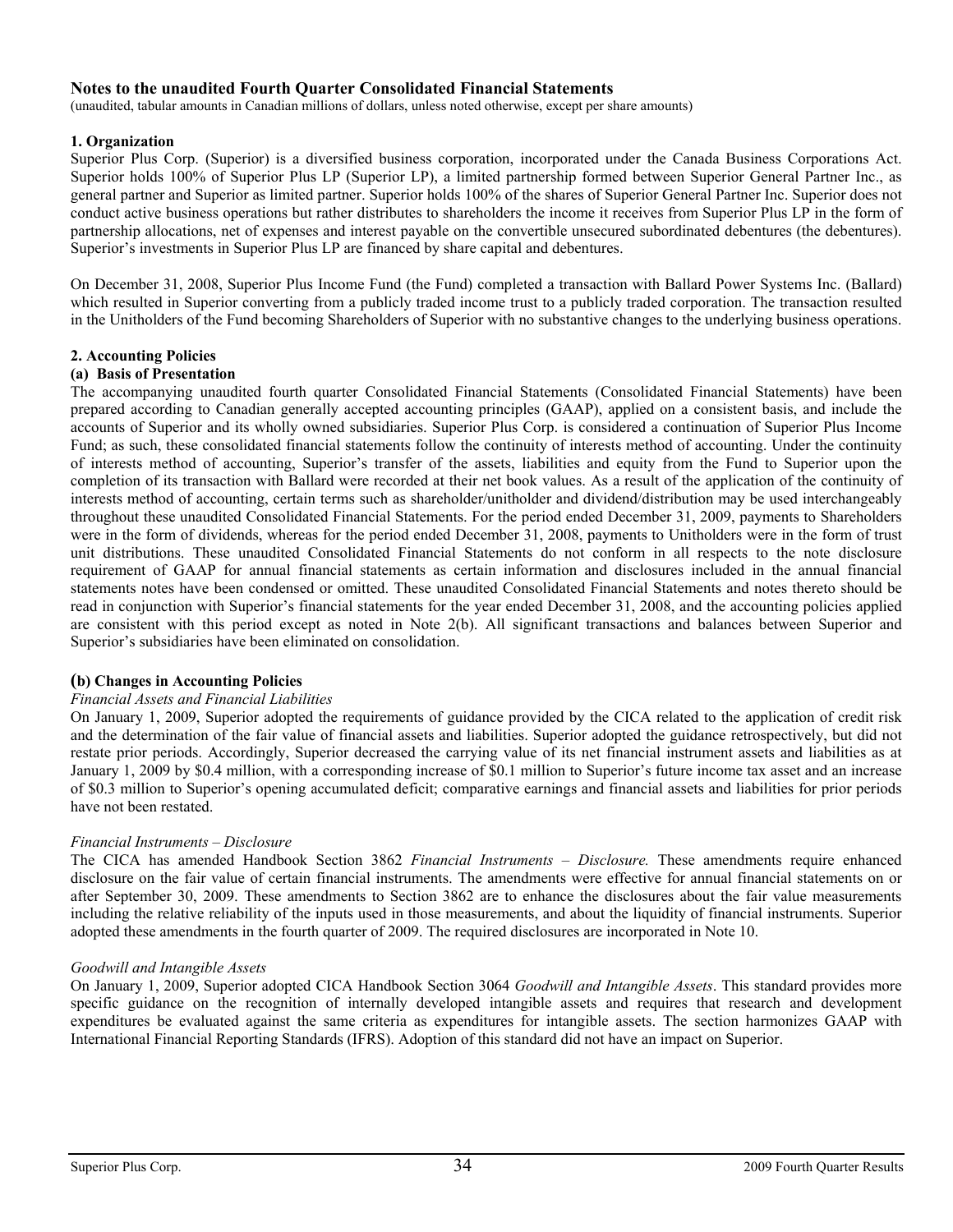## Notes to the unaudited Fourth Quarter Consolidated Financial Statements

(unaudited, tabular amounts in Canadian millions of dollars, unless noted otherwise, except per share amounts)

### 1. Organization

Superior Plus Corp. (Superior) is a diversified business corporation, incorporated under the Canada Business Corporations Act. Superior holds 100% of Superior Plus LP (Superior LP), a limited partnership formed between Superior General Partner Inc., as general partner and Superior as limited partner. Superior holds 100% of the shares of Superior General Partner Inc. Superior does not conduct active business operations but rather distributes to shareholders the income it receives from Superior Plus LP in the form of partnership allocations, net of expenses and interest payable on the convertible unsecured subordinated debentures (the debentures). Superior's investments in Superior Plus LP are financed by share capital and debentures.

On December 31, 2008, Superior Plus Income Fund (the Fund) completed a transaction with Ballard Power Systems Inc. (Ballard) which resulted in Superior converting from a publicly traded income trust to a publicly traded corporation. The transaction resulted in the Unitholders of the Fund becoming Shareholders of Superior with no substantive changes to the underlying business operations.

### 2. Accounting Policies

#### (a) Basis of Presentation

The accompanying unaudited fourth quarter Consolidated Financial Statements (Consolidated Financial Statements) have been prepared according to Canadian generally accepted accounting principles (GAAP), applied on a consistent basis, and include the accounts of Superior and its wholly owned subsidiaries. Superior Plus Corp. is considered a continuation of Superior Plus Income Fund; as such, these consolidated financial statements follow the continuity of interests method of accounting. Under the continuity of interests method of accounting, Superior's transfer of the assets, liabilities and equity from the Fund to Superior upon the completion of its transaction with Ballard were recorded at their net book values. As a result of the application of the continuity of interests method of accounting, certain terms such as shareholder/unitholder and dividend/distribution may be used interchangeably throughout these unaudited Consolidated Financial Statements. For the period ended December 31, 2009, payments to Shareholders were in the form of dividends, whereas for the period ended December 31, 2008, payments to Unitholders were in the form of trust unit distributions. These unaudited Consolidated Financial Statements do not conform in all respects to the note disclosure requirement of GAAP for annual financial statements as certain information and disclosures included in the annual financial statements notes have been condensed or omitted. These unaudited Consolidated Financial Statements and notes thereto should be read in conjunction with Superior's financial statements for the year ended December 31, 2008, and the accounting policies applied are consistent with this period except as noted in Note 2(b). All significant transactions and balances between Superior and Superior's subsidiaries have been eliminated on consolidation.

#### (b) Changes in Accounting Policies

*Financial Assets and Financial Liabilities*

On January 1, 2009, Superior adopted the requirements of guidance provided by the CICA related to the application of credit risk and the determination of the fair value of financial assets and liabilities. Superior adopted the guidance retrospectively, but did not restate prior periods. Accordingly, Superior decreased the carrying value of its net financial instrument assets and liabilities as at January 1, 2009 by $0.4 million, with a corresponding increase of $0.1 million to Superior's future income tax asset and an increase of $0.3 million to Superior's opening accumulated deficit; comparative earnings and financial assets and liabilities for prior periods have not been restated.

*Financial Instruments – Disclosure*

The CICA has amended Handbook Section 3862 *Financial Instruments – Disclosure.* These amendments require enhanced disclosure on the fair value of certain financial instruments. The amendments were effective for annual financial statements on or after September 30, 2009. These amendments to Section 3862 are to enhance the disclosures about the fair value measurements including the relative reliability of the inputs used in those measurements, and about the liquidity of financial instruments. Superior adopted these amendments in the fourth quarter of 2009. The required disclosures are incorporated in Note 10.

*Goodwill and Intangible Assets*

On January 1, 2009, Superior adopted CICA Handbook Section 3064 *Goodwill and Intangible Assets*. This standard provides more specific guidance on the recognition of internally developed intangible assets and requires that research and development expenditures be evaluated against the same criteria as expenditures for intangible assets. The section harmonizes GAAP with International Financial Reporting Standards (IFRS). Adoption of this standard did not have an impact on Superior.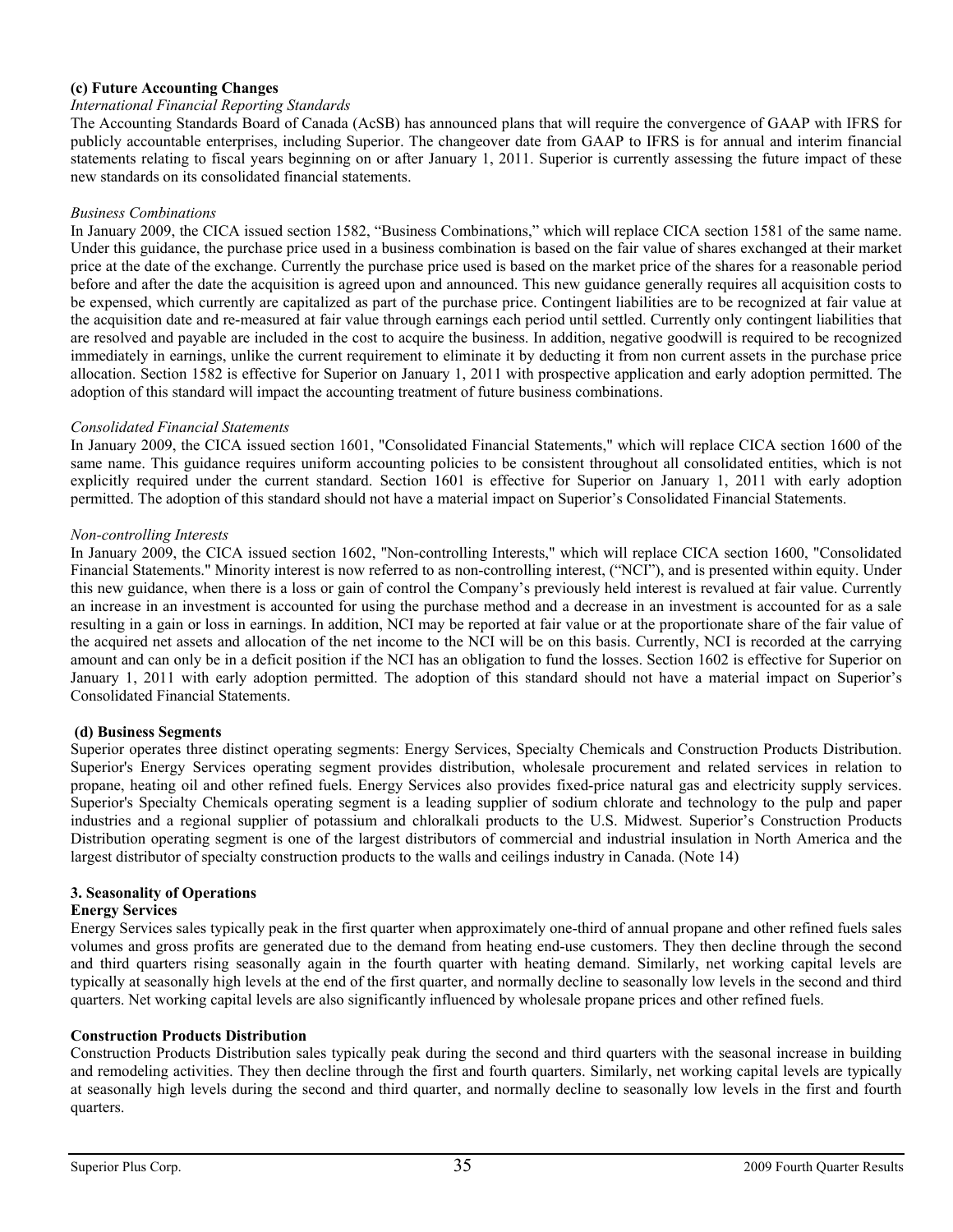**(c) Future Accounting Changes**

*International Financial Reporting Standards*

The Accounting Standards Board of Canada (AcSB) has announced plans that will require the convergence of GAAP with IFRS for publicly accountable enterprises, including Superior. The changeover date from GAAP to IFRS is for annual and interim financial statements relating to fiscal years beginning on or after January 1, 2011. Superior is currently assessing the future impact of these new standards on its consolidated financial statements.

*Business Combinations*

In January 2009, the CICA issued section 1582, "Business Combinations," which will replace CICA section 1581 of the same name. Under this guidance, the purchase price used in a business combination is based on the fair value of shares exchanged at their market price at the date of the exchange. Currently the purchase price used is based on the market price of the shares for a reasonable period before and after the date the acquisition is agreed upon and announced. This new guidance generally requires all acquisition costs to be expensed, which currently are capitalized as part of the purchase price. Contingent liabilities are to be recognized at fair value at the acquisition date and re-measured at fair value through earnings each period until settled. Currently only contingent liabilities that are resolved and payable are included in the cost to acquire the business. In addition, negative goodwill is required to be recognized immediately in earnings, unlike the current requirement to eliminate it by deducting it from non current assets in the purchase price allocation. Section 1582 is effective for Superior on January 1, 2011 with prospective application and early adoption permitted. The adoption of this standard will impact the accounting treatment of future business combinations.

*Consolidated Financial Statements*

In January 2009, the CICA issued section 1601, "Consolidated Financial Statements," which will replace CICA section 1600 of the same name. This guidance requires uniform accounting policies to be consistent throughout all consolidated entities, which is not explicitly required under the current standard. Section 1601 is effective for Superior on January 1, 2011 with early adoption permitted. The adoption of this standard should not have a material impact on Superior's Consolidated Financial Statements.

*Non-controlling Interests*

In January 2009, the CICA issued section 1602, "Non-controlling Interests," which will replace CICA section 1600, "Consolidated Financial Statements." Minority interest is now referred to as non-controlling interest, ("NCI"), and is presented within equity. Under this new guidance, when there is a loss or gain of control the Company's previously held interest is revalued at fair value. Currently an increase in an investment is accounted for using the purchase method and a decrease in an investment is accounted for as a sale resulting in a gain or loss in earnings. In addition, NCI may be reported at fair value or at the proportionate share of the fair value of the acquired net assets and allocation of the net income to the NCI will be on this basis. Currently, NCI is recorded at the carrying amount and can only be in a deficit position if the NCI has an obligation to fund the losses. Section 1602 is effective for Superior on January 1, 2011 with early adoption permitted. The adoption of this standard should not have a material impact on Superior's Consolidated Financial Statements.

**(d) Business Segments**

Superior operates three distinct operating segments: Energy Services, Specialty Chemicals and Construction Products Distribution. Superior's Energy Services operating segment provides distribution, wholesale procurement and related services in relation to propane, heating oil and other refined fuels. Energy Services also provides fixed-price natural gas and electricity supply services. Superior's Specialty Chemicals operating segment is a leading supplier of sodium chlorate and technology to the pulp and paper industries and a regional supplier of potassium and chloralkali products to the U.S. Midwest. Superior's Construction Products Distribution operating segment is one of the largest distributors of commercial and industrial insulation in North America and the largest distributor of specialty construction products to the walls and ceilings industry in Canada. (Note 14)

## 3. Seasonality of Operations

**Energy Services**

Energy Services sales typically peak in the first quarter when approximately one-third of annual propane and other refined fuels sales volumes and gross profits are generated due to the demand from heating end-use customers. They then decline through the second and third quarters rising seasonally again in the fourth quarter with heating demand. Similarly, net working capital levels are typically at seasonally high levels at the end of the first quarter, and normally decline to seasonally low levels in the second and third quarters. Net working capital levels are also significantly influenced by wholesale propane prices and other refined fuels.

**Construction Products Distribution**

Construction Products Distribution sales typically peak during the second and third quarters with the seasonal increase in building and remodeling activities. They then decline through the first and fourth quarters. Similarly, net working capital levels are typically at seasonally high levels during the second and third quarter, and normally decline to seasonally low levels in the first and fourth quarters.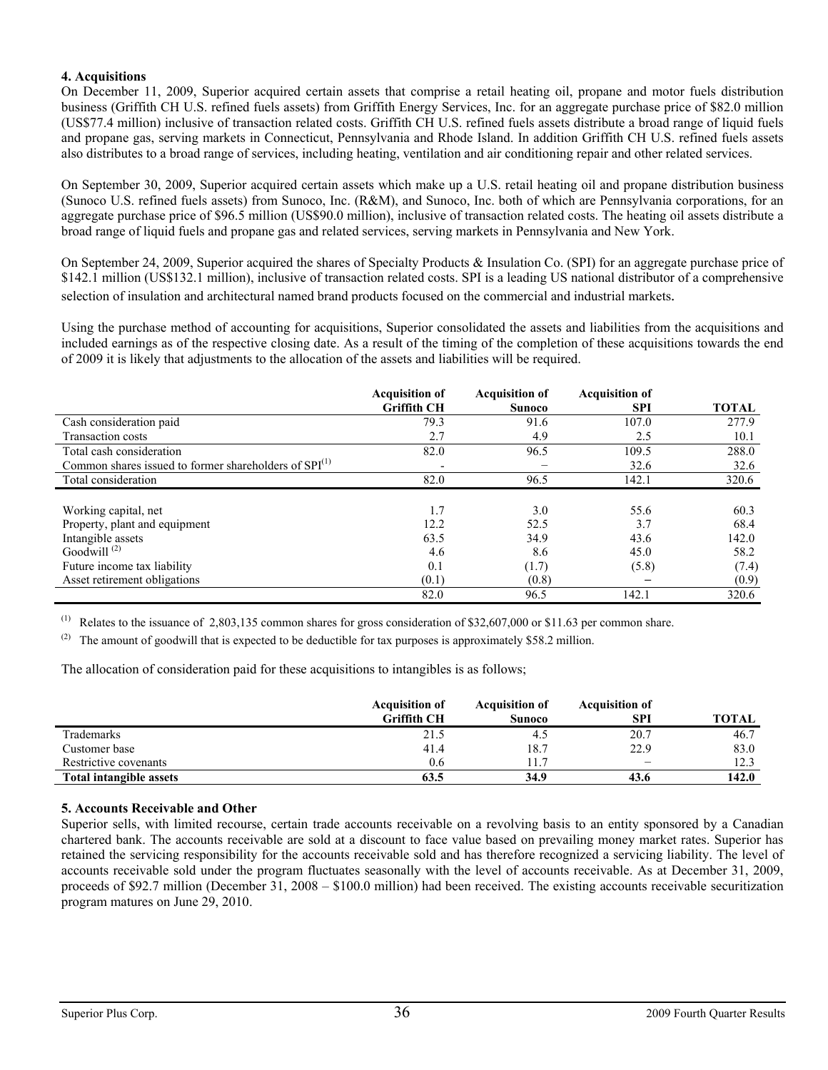## 4. Acquisitions

On December 11, 2009, Superior acquired certain assets that comprise a retail heating oil, propane and motor fuels distribution business (Griffith CH U.S. refined fuels assets) from Griffith Energy Services, Inc. for an aggregate purchase price of $82.0 million (US$77.4 million) inclusive of transaction related costs. Griffith CH U.S. refined fuels assets distribute a broad range of liquid fuels and propane gas, serving markets in Connecticut, Pennsylvania and Rhode Island. In addition Griffith CH U.S. refined fuels assets also distributes to a broad range of services, including heating, ventilation and air conditioning repair and other related services.

On September 30, 2009, Superior acquired certain assets which make up a U.S. retail heating oil and propane distribution business (Sunoco U.S. refined fuels assets) from Sunoco, Inc. (R&M), and Sunoco, Inc. both of which are Pennsylvania corporations, for an aggregate purchase price of $96.5 million (US$90.0 million), inclusive of transaction related costs. The heating oil assets distribute a broad range of liquid fuels and propane gas and related services, serving markets in Pennsylvania and New York.

On September 24, 2009, Superior acquired the shares of Specialty Products & Insulation Co. (SPI) for an aggregate purchase price of $142.1 million (US$132.1 million), inclusive of transaction related costs. SPI is a leading US national distributor of a comprehensive selection of insulation and architectural named brand products focused on the commercial and industrial markets.

Using the purchase method of accounting for acquisitions, Superior consolidated the assets and liabilities from the acquisitions and included earnings as of the respective closing date. As a result of the timing of the completion of these acquisitions towards the end of 2009 it is likely that adjustments to the allocation of the assets and liabilities will be required.

| | Acquisition of Griffith CH | Acquisition of Sunoco | Acquisition of SPI | TOTAL |
|---|---|---|---|---|
| Cash consideration paid | 79.3 | 91.6 | 107.0 | 277.9 |
| Transaction costs | 2.7 | 4.9 | 2.5 | 10.1 |
| Total cash consideration | 82.0 | 96.5 | 109.5 | 288.0 |
| Common shares issued to former shareholders of SPI[(1)] | - | – | 32.6 | 32.6 |
| Total consideration | 82.0 | 96.5 | 142.1 | 320.6 |
| | | | | |
| Working capital, net | 1.7 | 3.0 | 55.6 | 60.3 |
| Property, plant and equipment | 12.2 | 52.5 | 3.7 | 68.4 |
| Intangible assets | 63.5 | 34.9 | 43.6 | 142.0 |
| Goodwill [(2)] | 4.6 | 8.6 | 45.0 | 58.2 |
| Future income tax liability | 0.1 | (1.7) | (5.8) | (7.4) |
| Asset retirement obligations | (0.1) | (0.8) | – | (0.9) |
| | 82.0 | 96.5 | 142.1 | 320.6 |

(1) Relates to the issuance of 2,803,135 common shares for gross consideration of $32,607,000 or $11.63 per common share.

(2) The amount of goodwill that is expected to be deductible for tax purposes is approximately $58.2 million.

The allocation of consideration paid for these acquisitions to intangibles is as follows;

| | Acquisition of Griffith CH | Acquisition of Sunoco | Acquisition of SPI | TOTAL |
|---|---|---|---|---|
| Trademarks | 21.5 | 4.5 | 20.7 | 46.7 |
| Customer base | 41.4 | 18.7 | 22.9 | 83.0 |
| Restrictive covenants | 0.6 | 11.7 | – | 12.3 |
| **Total intangible assets** | **63.5** | **34.9** | **43.6** | **142.0** |

## 5. Accounts Receivable and Other

Superior sells, with limited recourse, certain trade accounts receivable on a revolving basis to an entity sponsored by a Canadian chartered bank. The accounts receivable are sold at a discount to face value based on prevailing money market rates. Superior has retained the servicing responsibility for the accounts receivable sold and has therefore recognized a servicing liability. The level of accounts receivable sold under the program fluctuates seasonally with the level of accounts receivable. As at December 31, 2009, proceeds of $92.7 million (December 31, 2008 – $100.0 million) had been received. The existing accounts receivable securitization program matures on June 29, 2010.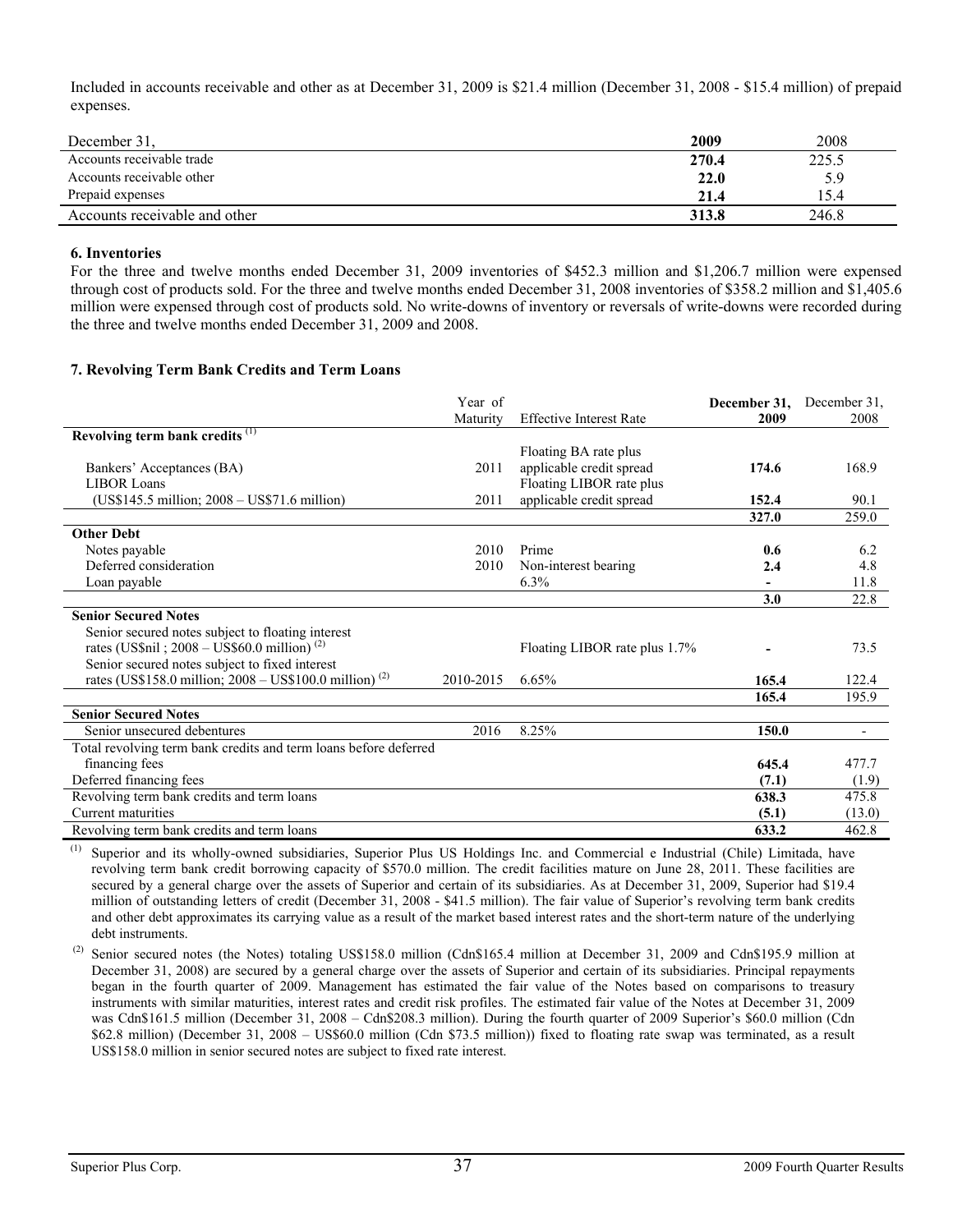Included in accounts receivable and other as at December 31, 2009 is $21.4 million (December 31, 2008 - $15.4 million) of prepaid expenses.

| December 31, | **2009** | 2008 |
|---|---|---|
| Accounts receivable trade | **270.4** | 225.5 |
| Accounts receivable other | **22.0** | 5.9 |
| Prepaid expenses | **21.4** | 15.4 |
| Accounts receivable and other | **313.8** | 246.8 |

### 6. Inventories

For the three and twelve months ended December 31, 2009 inventories of $452.3 million and $1,206.7 million were expensed through cost of products sold. For the three and twelve months ended December 31, 2008 inventories of $358.2 million and $1,405.6 million were expensed through cost of products sold. No write-downs of inventory or reversals of write-downs were recorded during the three and twelve months ended December 31, 2009 and 2008.

### 7. Revolving Term Bank Credits and Term Loans

| | Year of Maturity | Effective Interest Rate | **December 31, 2009** | December 31, 2008 |
|---|---|---|---|---|
| **Revolving term bank credits** [1] | | | | |
| Bankers' Acceptances (BA) | 2011 | Floating BA rate plus applicable credit spread | **174.6** | 168.9 |
| LIBOR Loans (US$145.5 million; 2008 – US$71.6 million) | 2011 | Floating LIBOR rate plus applicable credit spread | **152.4** | 90.1 |
| | | | **327.0** | 259.0 |
| **Other Debt** | | | | |
| Notes payable | 2010 | Prime | **0.6** | 6.2 |
| Deferred consideration | 2010 | Non-interest bearing | **2.4** | 4.8 |
| Loan payable | | 6.3% | **-** | 11.8 |
| | | | **3.0** | 22.8 |
| **Senior Secured Notes** | | | | |
| Senior secured notes subject to floating interest rates (US$nil ; 2008 – US$60.0 million) [2] | | Floating LIBOR rate plus 1.7% | **-** | 73.5 |
| Senior secured notes subject to fixed interest rates (US$158.0 million; 2008 – US$100.0 million) [2] | 2010-2015 | 6.65% | **165.4** | 122.4 |
| | | | **165.4** | 195.9 |
| **Senior Secured Notes** | | | | |
| Senior unsecured debentures | 2016 | 8.25% | **150.0** | - |
| Total revolving term bank credits and term loans before deferred financing fees | | | **645.4** | 477.7 |
| Deferred financing fees | | | **(7.1)** | (1.9) |
| Revolving term bank credits and term loans | | | **638.3** | 475.8 |
| Current maturities | | | **(5.1)** | (13.0) |
| Revolving term bank credits and term loans | | | **633.2** | 462.8 |

(1) Superior and its wholly-owned subsidiaries, Superior Plus US Holdings Inc. and Commercial e Industrial (Chile) Limitada, have revolving term bank credit borrowing capacity of $570.0 million. The credit facilities mature on June 28, 2011. These facilities are secured by a general charge over the assets of Superior and certain of its subsidiaries. As at December 31, 2009, Superior had $19.4 million of outstanding letters of credit (December 31, 2008 - $41.5 million). The fair value of Superior's revolving term bank credits and other debt approximates its carrying value as a result of the market based interest rates and the short-term nature of the underlying debt instruments.

(2) Senior secured notes (the Notes) totaling US$158.0 million (Cdn$165.4 million at December 31, 2009 and Cdn$195.9 million at December 31, 2008) are secured by a general charge over the assets of Superior and certain of its subsidiaries. Principal repayments began in the fourth quarter of 2009. Management has estimated the fair value of the Notes based on comparisons to treasury instruments with similar maturities, interest rates and credit risk profiles. The estimated fair value of the Notes at December 31, 2009 was Cdn$161.5 million (December 31, 2008 – Cdn$208.3 million). During the fourth quarter of 2009 Superior's $60.0 million (Cdn $62.8 million) (December 31, 2008 – US$60.0 million (Cdn $73.5 million)) fixed to floating rate swap was terminated, as a result US$158.0 million in senior secured notes are subject to fixed rate interest.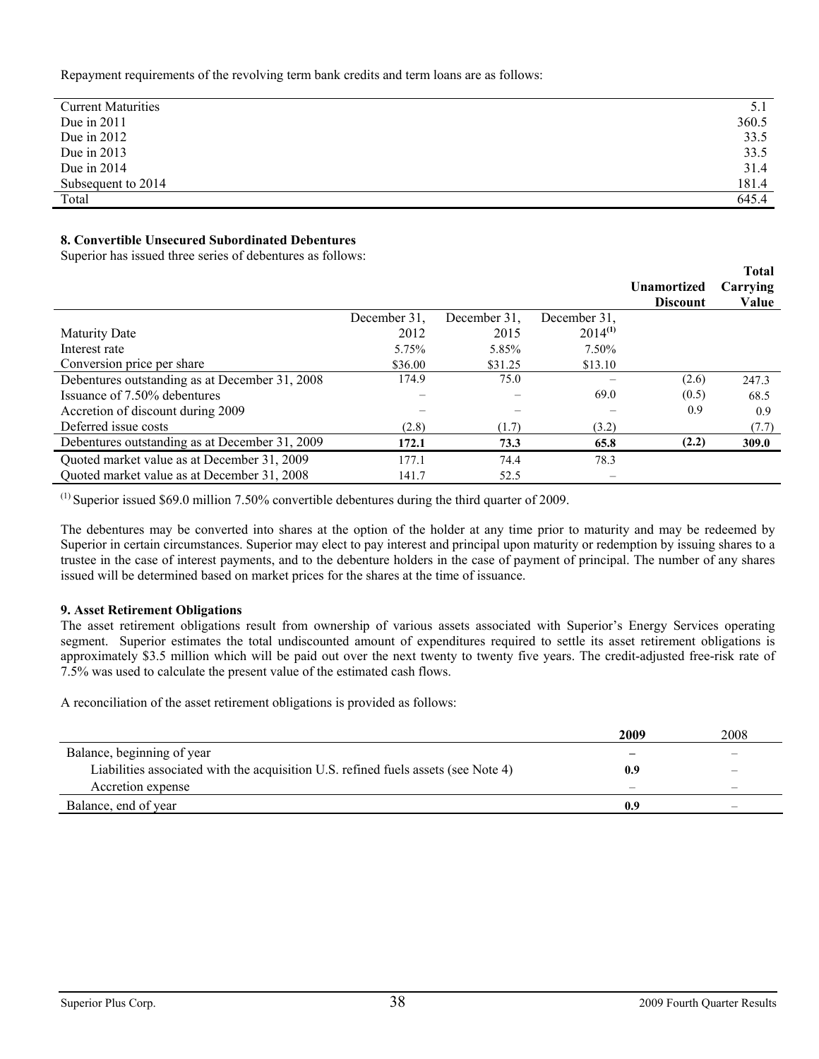Repayment requirements of the revolving term bank credits and term loans are as follows:

| | |
|---|---|
| Current Maturities | 5.1 |
| Due in 2011 | 360.5 |
| Due in 2012 | 33.5 |
| Due in 2013 | 33.5 |
| Due in 2014 | 31.4 |
| Subsequent to 2014 | 181.4 |
| Total | 645.4 |

**8. Convertible Unsecured Subordinated Debentures**

Superior has issued three series of debentures as follows:

| | | | | **Unamortized Discount** | **Total Carrying Value** |
|---|---|---|---|---|---|
| Maturity Date | December 31, 2012 | December 31, 2015 | December 31, 2014[(1)] | | |
| Interest rate | 5.75% | 5.85% | 7.50% | | |
| Conversion price per share | \$36.00 | \$31.25 | \$13.10 | | |
| Debentures outstanding as at December 31, 2008 | 174.9 | 75.0 | – | (2.6) | 247.3 |
| Issuance of 7.50% debentures | – | – | 69.0 | (0.5) | 68.5 |
| Accretion of discount during 2009 | – | – | – | 0.9 | 0.9 |
| Deferred issue costs | (2.8) | (1.7) | (3.2) | | (7.7) |
| Debentures outstanding as at December 31, 2009 | **172.1** | **73.3** | **65.8** | **(2.2)** | **309.0** |
| Quoted market value as at December 31, 2009 | 177.1 | 74.4 | 78.3 | | |
| Quoted market value as at December 31, 2008 | 141.7 | 52.5 | – | | |

(1) Superior issued \$69.0 million 7.50% convertible debentures during the third quarter of 2009.

The debentures may be converted into shares at the option of the holder at any time prior to maturity and may be redeemed by Superior in certain circumstances. Superior may elect to pay interest and principal upon maturity or redemption by issuing shares to a trustee in the case of interest payments, and to the debenture holders in the case of payment of principal. The number of any shares issued will be determined based on market prices for the shares at the time of issuance.

**9. Asset Retirement Obligations**

The asset retirement obligations result from ownership of various assets associated with Superior's Energy Services operating segment. Superior estimates the total undiscounted amount of expenditures required to settle its asset retirement obligations is approximately \$3.5 million which will be paid out over the next twenty to twenty five years. The credit-adjusted free-risk rate of 7.5% was used to calculate the present value of the estimated cash flows.

A reconciliation of the asset retirement obligations is provided as follows:

| | **2009** | 2008 |
|---|---|---|
| Balance, beginning of year | **–** | – |
| Liabilities associated with the acquisition U.S. refined fuels assets (see Note 4) | **0.9** | – |
| Accretion expense | – | – |
| Balance, end of year | **0.9** | – |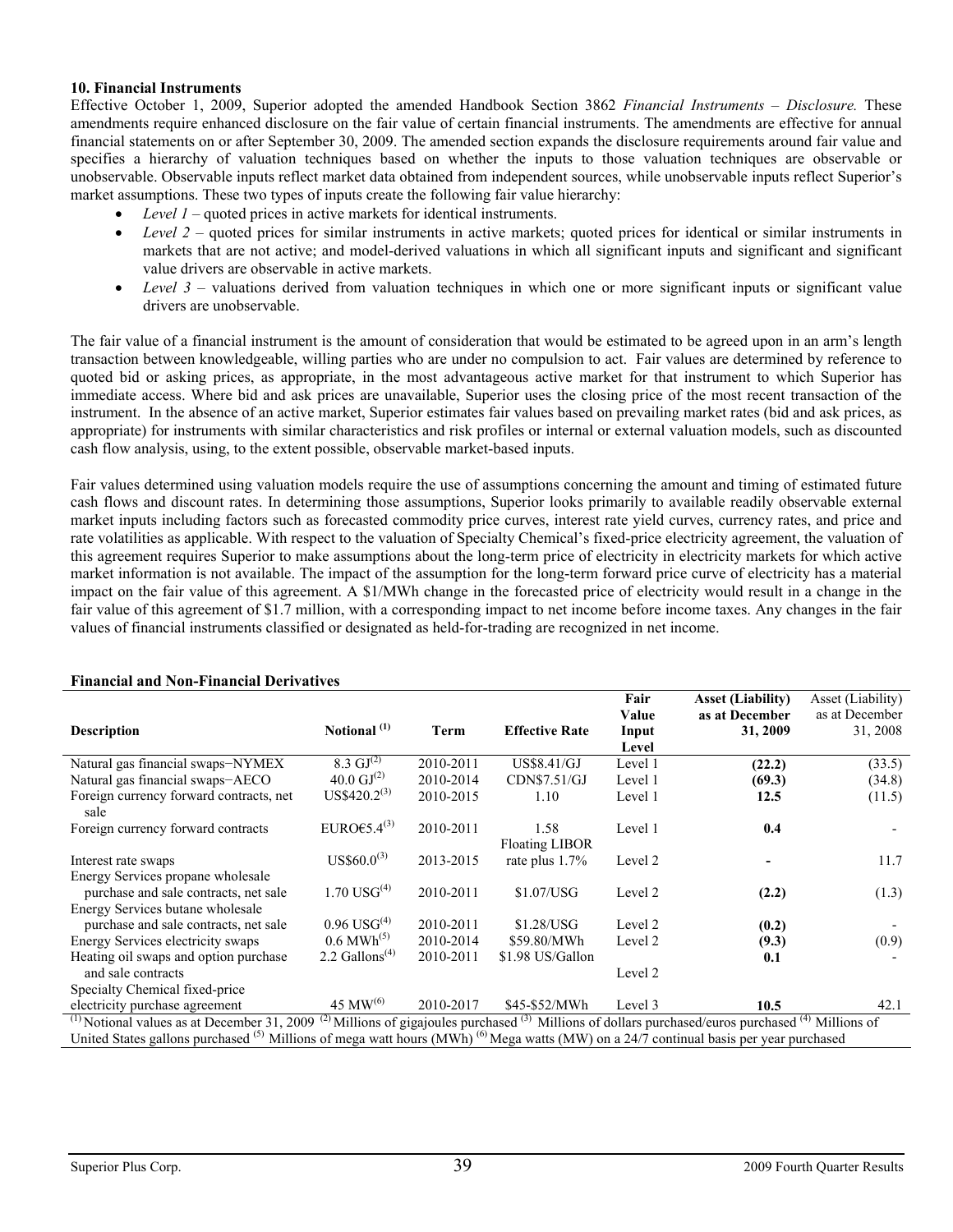## 10. Financial Instruments

Effective October 1, 2009, Superior adopted the amended Handbook Section 3862 *Financial Instruments – Disclosure.* These amendments require enhanced disclosure on the fair value of certain financial instruments. The amendments are effective for annual financial statements on or after September 30, 2009. The amended section expands the disclosure requirements around fair value and specifies a hierarchy of valuation techniques based on whether the inputs to those valuation techniques are observable or unobservable. Observable inputs reflect market data obtained from independent sources, while unobservable inputs reflect Superior's market assumptions. These two types of inputs create the following fair value hierarchy:

- *Level 1* – quoted prices in active markets for identical instruments.
- *Level 2* – quoted prices for similar instruments in active markets; quoted prices for identical or similar instruments in markets that are not active; and model-derived valuations in which all significant inputs and significant and significant value drivers are observable in active markets.
- *Level 3* – valuations derived from valuation techniques in which one or more significant inputs or significant value drivers are unobservable.

The fair value of a financial instrument is the amount of consideration that would be estimated to be agreed upon in an arm's length transaction between knowledgeable, willing parties who are under no compulsion to act. Fair values are determined by reference to quoted bid or asking prices, as appropriate, in the most advantageous active market for that instrument to which Superior has immediate access. Where bid and ask prices are unavailable, Superior uses the closing price of the most recent transaction of the instrument. In the absence of an active market, Superior estimates fair values based on prevailing market rates (bid and ask prices, as appropriate) for instruments with similar characteristics and risk profiles or internal or external valuation models, such as discounted cash flow analysis, using, to the extent possible, observable market-based inputs.

Fair values determined using valuation models require the use of assumptions concerning the amount and timing of estimated future cash flows and discount rates. In determining those assumptions, Superior looks primarily to available readily observable external market inputs including factors such as forecasted commodity price curves, interest rate yield curves, currency rates, and price and rate volatilities as applicable. With respect to the valuation of Specialty Chemical's fixed-price electricity agreement, the valuation of this agreement requires Superior to make assumptions about the long-term price of electricity in electricity markets for which active market information is not available. The impact of the assumption for the long-term forward price curve of electricity has a material impact on the fair value of this agreement. A $1/MWh change in the forecasted price of electricity would result in a change in the fair value of this agreement of $1.7 million, with a corresponding impact to net income before income taxes. Any changes in the fair values of financial instruments classified or designated as held-for-trading are recognized in net income.

**Financial and Non-Financial Derivatives**

| Description | Notional [(1)] | Term | Effective Rate | Fair Value Input Level | Asset (Liability) as at December 31, 2009 | Asset (Liability) as at December 31, 2008 |
|---|---|---|---|---|---|---|
| Natural gas financial swaps−NYMEX | 8.3 GJ[(2)] | 2010-2011 | US$8.41/GJ | Level 1 | **(22.2)** | (33.5) |
| Natural gas financial swaps−AECO | 40.0 GJ[(2)] | 2010-2014 | CDN$7.51/GJ | Level 1 | **(69.3)** | (34.8) |
| Foreign currency forward contracts, net sale | US$420.2[(3)] | 2010-2015 | 1.10 | Level 1 | **12.5** | (11.5) |
| Foreign currency forward contracts | EURO€5.4[(3)] | 2010-2011 | 1.58 | Level 1 | **0.4** | - |
| Interest rate swaps | US$60.0[(3)] | 2013-2015 | Floating LIBOR rate plus 1.7% | Level 2 | **-** | 11.7 |
| Energy Services propane wholesale purchase and sale contracts, net sale | 1.70 USG[(4)] | 2010-2011 | $1.07/USG | Level 2 | **(2.2)** | (1.3) |
| Energy Services butane wholesale purchase and sale contracts, net sale | 0.96 USG[(4)] | 2010-2011 | $1.28/USG | Level 2 | **(0.2)** | - |
| Energy Services electricity swaps | 0.6 MWh[(5)] | 2010-2014 | $59.80/MWh | Level 2 | **(9.3)** | (0.9) |
| Heating oil swaps and option purchase and sale contracts | 2.2 Gallons[(4)] | 2010-2011 | $1.98 US/Gallon | Level 2 | **0.1** | - |
| Specialty Chemical fixed-price electricity purchase agreement | 45 MW[(6)] | 2010-2017 | $45-$52/MWh | Level 3 | **10.5** | 42.1 |

[(1)] Notional values as at December 31, 2009 [(2)] Millions of gigajoules purchased [(3)] Millions of dollars purchased/euros purchased [(4)] Millions of United States gallons purchased [(5)] Millions of mega watt hours (MWh) [(6)] Mega watts (MW) on a 24/7 continual basis per year purchased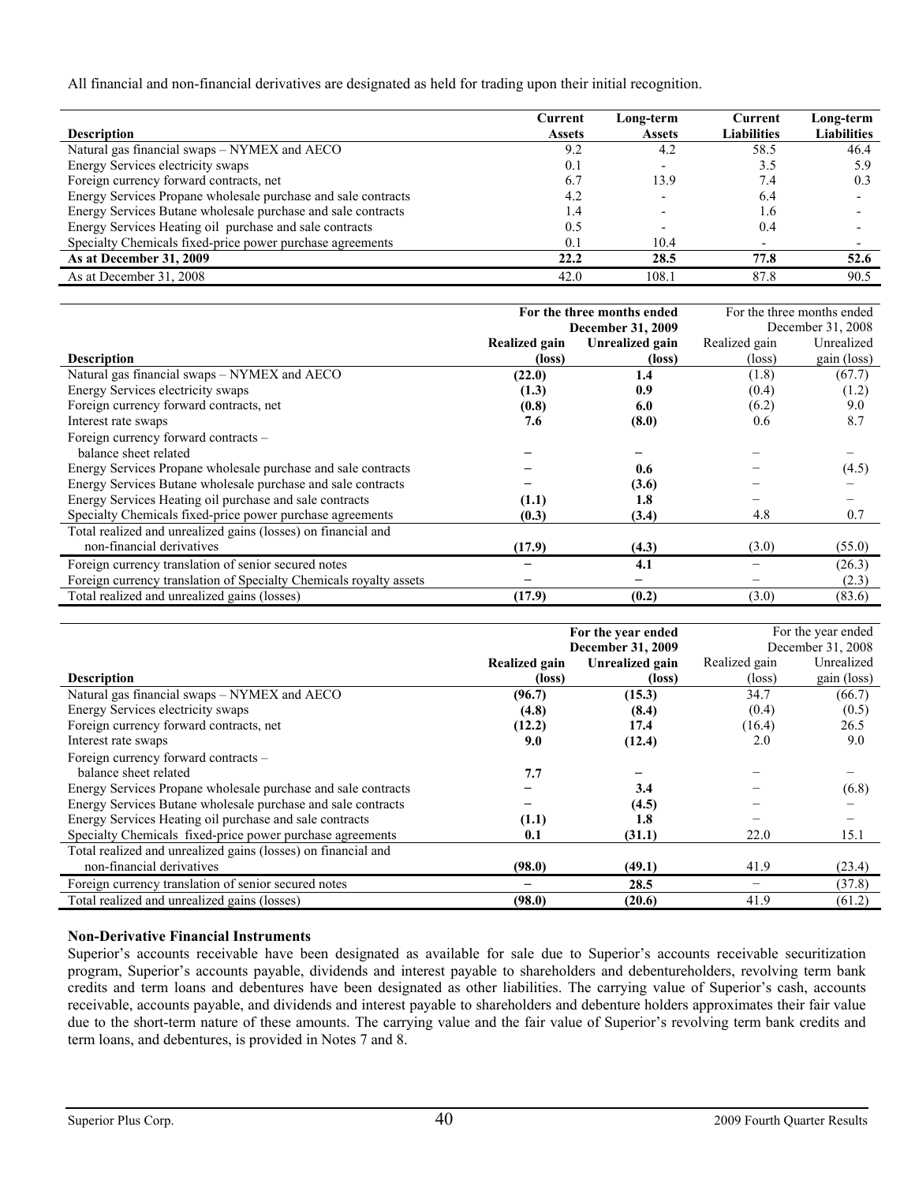All financial and non-financial derivatives are designated as held for trading upon their initial recognition.

| Description | Current Assets | Long-term Assets | Current Liabilities | Long-term Liabilities |
|---|---|---|---|---|
| Natural gas financial swaps – NYMEX and AECO | 9.2 | 4.2 | 58.5 | 46.4 |
| Energy Services electricity swaps | 0.1 | - | 3.5 | 5.9 |
| Foreign currency forward contracts, net | 6.7 | 13.9 | 7.4 | 0.3 |
| Energy Services Propane wholesale purchase and sale contracts | 4.2 | - | 6.4 | - |
| Energy Services Butane wholesale purchase and sale contracts | 1.4 | - | 1.6 | - |
| Energy Services Heating oil purchase and sale contracts | 0.5 | - | 0.4 | - |
| Specialty Chemicals fixed-price power purchase agreements | 0.1 | 10.4 | - | - |
| **As at December 31, 2009** | **22.2** | **28.5** | **77.8** | **52.6** |
| As at December 31, 2008 | 42.0 | 108.1 | 87.8 | 90.5 |

| | **For the three months ended December 31, 2009** | | For the three months ended December 31, 2008 | |
|---|---|---|---|---|
| **Description** | **Realized gain (loss)** | **Unrealized gain (loss)** | Realized gain (loss) | Unrealized gain (loss) |
| Natural gas financial swaps – NYMEX and AECO | **(22.0)** | **1.4** | (1.8) | (67.7) |
| Energy Services electricity swaps | **(1.3)** | **0.9** | (0.4) | (1.2) |
| Foreign currency forward contracts, net | **(0.8)** | **6.0** | (6.2) | 9.0 |
| Interest rate swaps | **7.6** | **(8.0)** | 0.6 | 8.7 |
| Foreign currency forward contracts – balance sheet related | **–** | **–** | – | – |
| Energy Services Propane wholesale purchase and sale contracts | **–** | **0.6** | – | (4.5) |
| Energy Services Butane wholesale purchase and sale contracts | **–** | **(3.6)** | – | – |
| Energy Services Heating oil purchase and sale contracts | **(1.1)** | **1.8** | – | – |
| Specialty Chemicals fixed-price power purchase agreements | **(0.3)** | **(3.4)** | 4.8 | 0.7 |
| Total realized and unrealized gains (losses) on financial and non-financial derivatives | **(17.9)** | **(4.3)** | (3.0) | (55.0) |
| Foreign currency translation of senior secured notes | **–** | **4.1** | – | (26.3) |
| Foreign currency translation of Specialty Chemicals royalty assets | **–** | **–** | – | (2.3) |
| Total realized and unrealized gains (losses) | **(17.9)** | **(0.2)** | (3.0) | (83.6) |

| | **For the year ended December 31, 2009** | | For the year ended December 31, 2008 | |
|---|---|---|---|---|
| **Description** | **Realized gain (loss)** | **Unrealized gain (loss)** | Realized gain (loss) | Unrealized gain (loss) |
| Natural gas financial swaps – NYMEX and AECO | **(96.7)** | **(15.3)** | 34.7 | (66.7) |
| Energy Services electricity swaps | **(4.8)** | **(8.4)** | (0.4) | (0.5) |
| Foreign currency forward contracts, net | **(12.2)** | **17.4** | (16.4) | 26.5 |
| Interest rate swaps | **9.0** | **(12.4)** | 2.0 | 9.0 |
| Foreign currency forward contracts – balance sheet related | **7.7** | **–** | – | – |
| Energy Services Propane wholesale purchase and sale contracts | **–** | **3.4** | – | (6.8) |
| Energy Services Butane wholesale purchase and sale contracts | **–** | **(4.5)** | – | – |
| Energy Services Heating oil purchase and sale contracts | **(1.1)** | **1.8** | – | – |
| Specialty Chemicals fixed-price power purchase agreements | **0.1** | **(31.1)** | 22.0 | 15.1 |
| Total realized and unrealized gains (losses) on financial and non-financial derivatives | **(98.0)** | **(49.1)** | 41.9 | (23.4) |
| Foreign currency translation of senior secured notes | **–** | **28.5** | – | (37.8) |
| Total realized and unrealized gains (losses) | **(98.0)** | **(20.6)** | 41.9 | (61.2) |

**Non-Derivative Financial Instruments**

Superior's accounts receivable have been designated as available for sale due to Superior's accounts receivable securitization program, Superior's accounts payable, dividends and interest payable to shareholders and debentureholders, revolving term bank credits and term loans and debentures have been designated as other liabilities. The carrying value of Superior's cash, accounts receivable, accounts payable, and dividends and interest payable to shareholders and debenture holders approximates their fair value due to the short-term nature of these amounts. The carrying value and the fair value of Superior's revolving term bank credits and term loans, and debentures, is provided in Notes 7 and 8.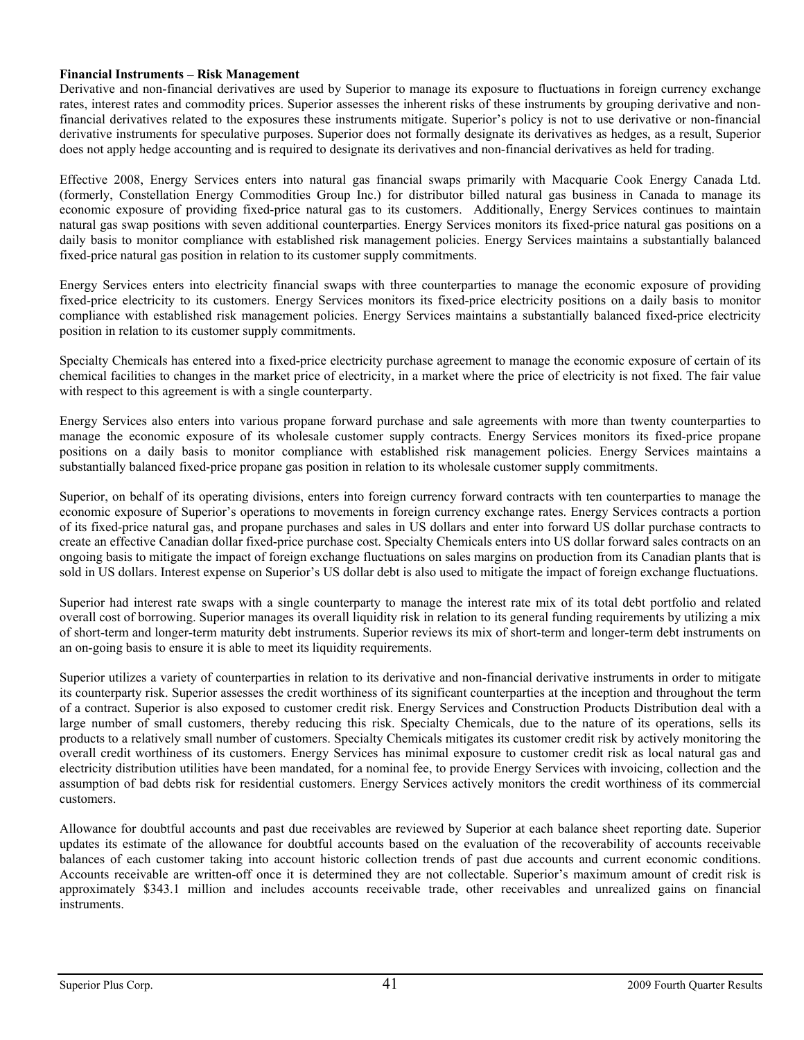**Financial Instruments – Risk Management**

Derivative and non-financial derivatives are used by Superior to manage its exposure to fluctuations in foreign currency exchange rates, interest rates and commodity prices. Superior assesses the inherent risks of these instruments by grouping derivative and non-financial derivatives related to the exposures these instruments mitigate. Superior's policy is not to use derivative or non-financial derivative instruments for speculative purposes. Superior does not formally designate its derivatives as hedges, as a result, Superior does not apply hedge accounting and is required to designate its derivatives and non-financial derivatives as held for trading.

Effective 2008, Energy Services enters into natural gas financial swaps primarily with Macquarie Cook Energy Canada Ltd. (formerly, Constellation Energy Commodities Group Inc.) for distributor billed natural gas business in Canada to manage its economic exposure of providing fixed-price natural gas to its customers. Additionally, Energy Services continues to maintain natural gas swap positions with seven additional counterparties. Energy Services monitors its fixed-price natural gas positions on a daily basis to monitor compliance with established risk management policies. Energy Services maintains a substantially balanced fixed-price natural gas position in relation to its customer supply commitments.

Energy Services enters into electricity financial swaps with three counterparties to manage the economic exposure of providing fixed-price electricity to its customers. Energy Services monitors its fixed-price electricity positions on a daily basis to monitor compliance with established risk management policies. Energy Services maintains a substantially balanced fixed-price electricity position in relation to its customer supply commitments.

Specialty Chemicals has entered into a fixed-price electricity purchase agreement to manage the economic exposure of certain of its chemical facilities to changes in the market price of electricity, in a market where the price of electricity is not fixed. The fair value with respect to this agreement is with a single counterparty.

Energy Services also enters into various propane forward purchase and sale agreements with more than twenty counterparties to manage the economic exposure of its wholesale customer supply contracts. Energy Services monitors its fixed-price propane positions on a daily basis to monitor compliance with established risk management policies. Energy Services maintains a substantially balanced fixed-price propane gas position in relation to its wholesale customer supply commitments.

Superior, on behalf of its operating divisions, enters into foreign currency forward contracts with ten counterparties to manage the economic exposure of Superior's operations to movements in foreign currency exchange rates. Energy Services contracts a portion of its fixed-price natural gas, and propane purchases and sales in US dollars and enter into forward US dollar purchase contracts to create an effective Canadian dollar fixed-price purchase cost. Specialty Chemicals enters into US dollar forward sales contracts on an ongoing basis to mitigate the impact of foreign exchange fluctuations on sales margins on production from its Canadian plants that is sold in US dollars. Interest expense on Superior's US dollar debt is also used to mitigate the impact of foreign exchange fluctuations.

Superior had interest rate swaps with a single counterparty to manage the interest rate mix of its total debt portfolio and related overall cost of borrowing. Superior manages its overall liquidity risk in relation to its general funding requirements by utilizing a mix of short-term and longer-term maturity debt instruments. Superior reviews its mix of short-term and longer-term debt instruments on an on-going basis to ensure it is able to meet its liquidity requirements.

Superior utilizes a variety of counterparties in relation to its derivative and non-financial derivative instruments in order to mitigate its counterparty risk. Superior assesses the credit worthiness of its significant counterparties at the inception and throughout the term of a contract. Superior is also exposed to customer credit risk. Energy Services and Construction Products Distribution deal with a large number of small customers, thereby reducing this risk. Specialty Chemicals, due to the nature of its operations, sells its products to a relatively small number of customers. Specialty Chemicals mitigates its customer credit risk by actively monitoring the overall credit worthiness of its customers. Energy Services has minimal exposure to customer credit risk as local natural gas and electricity distribution utilities have been mandated, for a nominal fee, to provide Energy Services with invoicing, collection and the assumption of bad debts risk for residential customers. Energy Services actively monitors the credit worthiness of its commercial customers.

Allowance for doubtful accounts and past due receivables are reviewed by Superior at each balance sheet reporting date. Superior updates its estimate of the allowance for doubtful accounts based on the evaluation of the recoverability of accounts receivable balances of each customer taking into account historic collection trends of past due accounts and current economic conditions. Accounts receivable are written-off once it is determined they are not collectable. Superior's maximum amount of credit risk is approximately $343.1 million and includes accounts receivable trade, other receivables and unrealized gains on financial instruments.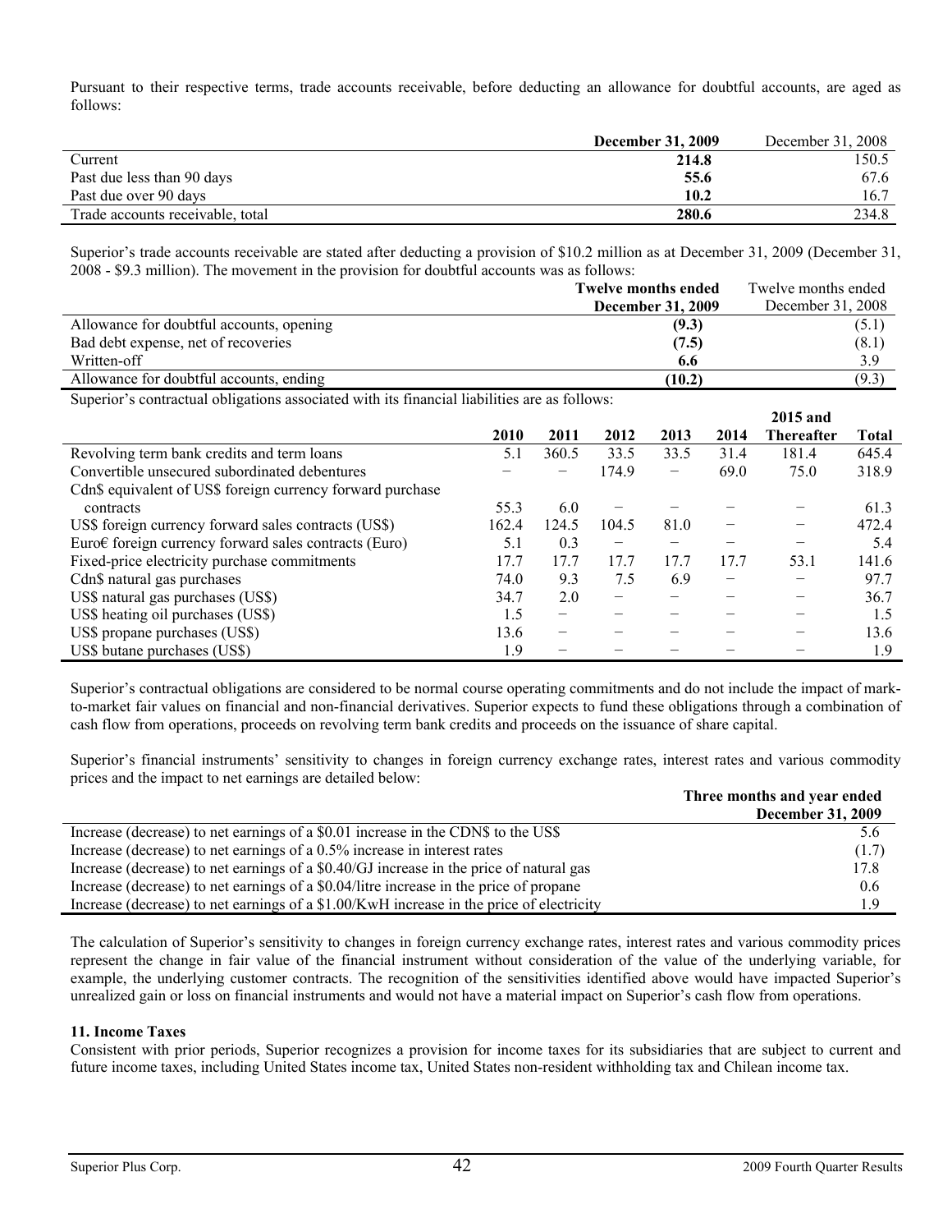Pursuant to their respective terms, trade accounts receivable, before deducting an allowance for doubtful accounts, are aged as follows:

| | **December 31, 2009** | December 31, 2008 |
|---|---|---|
| Current | **214.8** | 150.5 |
| Past due less than 90 days | **55.6** | 67.6 |
| Past due over 90 days | **10.2** | 16.7 |
| Trade accounts receivable, total | **280.6** | 234.8 |

Superior's trade accounts receivable are stated after deducting a provision of $10.2 million as at December 31, 2009 (December 31, 2008 - $9.3 million). The movement in the provision for doubtful accounts was as follows:

| | **Twelve months ended December 31, 2009** | Twelve months ended December 31, 2008 |
|---|---|---|
| Allowance for doubtful accounts, opening | **(9.3)** | (5.1) |
| Bad debt expense, net of recoveries | **(7.5)** | (8.1) |
| Written-off | **6.6** | 3.9 |
| Allowance for doubtful accounts, ending | **(10.2)** | (9.3) |

Superior's contractual obligations associated with its financial liabilities are as follows:

| | 2010 | 2011 | 2012 | 2013 | 2014 | 2015 and Thereafter | Total |
|---|---|---|---|---|---|---|---|
| Revolving term bank credits and term loans | 5.1 | 360.5 | 33.5 | 33.5 | 31.4 | 181.4 | 645.4 |
| Convertible unsecured subordinated debentures | – | – | 174.9 | – | 69.0 | 75.0 | 318.9 |
| Cdn$ equivalent of US$ foreign currency forward purchase contracts | 55.3 | 6.0 | – | – | – | – | 61.3 |
| US$ foreign currency forward sales contracts (US$) | 162.4 | 124.5 | 104.5 | 81.0 | – | – | 472.4 |
| Euro€ foreign currency forward sales contracts (Euro) | 5.1 | 0.3 | – | – | – | – | 5.4 |
| Fixed-price electricity purchase commitments | 17.7 | 17.7 | 17.7 | 17.7 | 17.7 | 53.1 | 141.6 |
| Cdn$ natural gas purchases | 74.0 | 9.3 | 7.5 | 6.9 | – | – | 97.7 |
| US$ natural gas purchases (US$) | 34.7 | 2.0 | – | – | – | – | 36.7 |
| US$ heating oil purchases (US$) | 1.5 | – | – | – | – | – | 1.5 |
| US$ propane purchases (US$) | 13.6 | – | – | – | – | – | 13.6 |
| US$ butane purchases (US$) | 1.9 | – | – | – | – | – | 1.9 |

Superior's contractual obligations are considered to be normal course operating commitments and do not include the impact of mark-to-market fair values on financial and non-financial derivatives. Superior expects to fund these obligations through a combination of cash flow from operations, proceeds on revolving term bank credits and proceeds on the issuance of share capital.

Superior's financial instruments' sensitivity to changes in foreign currency exchange rates, interest rates and various commodity prices and the impact to net earnings are detailed below:

| | **Three months and year ended December 31, 2009** |
|---|---|
| Increase (decrease) to net earnings of a $0.01 increase in the CDN$ to the US$ | 5.6 |
| Increase (decrease) to net earnings of a 0.5% increase in interest rates | (1.7) |
| Increase (decrease) to net earnings of a $0.40/GJ increase in the price of natural gas | 17.8 |
| Increase (decrease) to net earnings of a $0.04/litre increase in the price of propane | 0.6 |
| Increase (decrease) to net earnings of a $1.00/KwH increase in the price of electricity | 1.9 |

The calculation of Superior's sensitivity to changes in foreign currency exchange rates, interest rates and various commodity prices represent the change in fair value of the financial instrument without consideration of the value of the underlying variable, for example, the underlying customer contracts. The recognition of the sensitivities identified above would have impacted Superior's unrealized gain or loss on financial instruments and would not have a material impact on Superior's cash flow from operations.

### 11. Income Taxes

Consistent with prior periods, Superior recognizes a provision for income taxes for its subsidiaries that are subject to current and future income taxes, including United States income tax, United States non-resident withholding tax and Chilean income tax.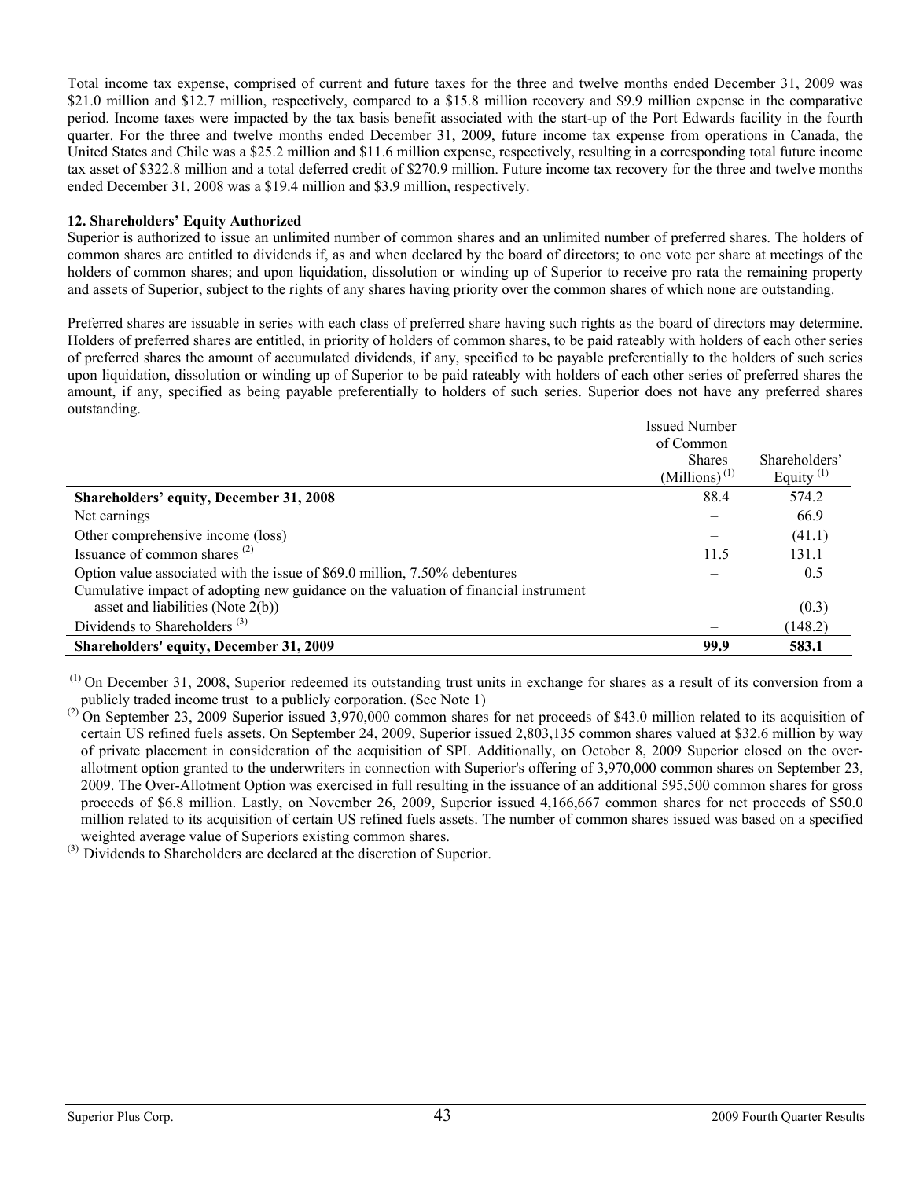Total income tax expense, comprised of current and future taxes for the three and twelve months ended December 31, 2009 was \$21.0 million and \$12.7 million, respectively, compared to a \$15.8 million recovery and \$9.9 million expense in the comparative period. Income taxes were impacted by the tax basis benefit associated with the start-up of the Port Edwards facility in the fourth quarter. For the three and twelve months ended December 31, 2009, future income tax expense from operations in Canada, the United States and Chile was a \$25.2 million and \$11.6 million expense, respectively, resulting in a corresponding total future income tax asset of \$322.8 million and a total deferred credit of \$270.9 million. Future income tax recovery for the three and twelve months ended December 31, 2008 was a \$19.4 million and \$3.9 million, respectively.

**12. Shareholders' Equity Authorized**

Superior is authorized to issue an unlimited number of common shares and an unlimited number of preferred shares. The holders of common shares are entitled to dividends if, as and when declared by the board of directors; to one vote per share at meetings of the holders of common shares; and upon liquidation, dissolution or winding up of Superior to receive pro rata the remaining property and assets of Superior, subject to the rights of any shares having priority over the common shares of which none are outstanding.

Preferred shares are issuable in series with each class of preferred share having such rights as the board of directors may determine. Holders of preferred shares are entitled, in priority of holders of common shares, to be paid rateably with holders of each other series of preferred shares the amount of accumulated dividends, if any, specified to be payable preferentially to the holders of such series upon liquidation, dissolution or winding up of Superior to be paid rateably with holders of each other series of preferred shares the amount, if any, specified as being payable preferentially to holders of such series. Superior does not have any preferred shares outstanding.

| | Issued Number of Common Shares (Millions) [(1)] | Shareholders' Equity [(1)] |
|---|---|---|
| **Shareholders' equity, December 31, 2008** | 88.4 | 574.2 |
| Net earnings | – | 66.9 |
| Other comprehensive income (loss) | – | (41.1) |
| Issuance of common shares [(2)] | 11.5 | 131.1 |
| Option value associated with the issue of \$69.0 million, 7.50% debentures | – | 0.5 |
| Cumulative impact of adopting new guidance on the valuation of financial instrument asset and liabilities (Note 2(b)) | – | (0.3) |
| Dividends to Shareholders [(3)] | – | (148.2) |
| **Shareholders' equity, December 31, 2009** | **99.9** | **583.1** |

[(1)] On December 31, 2008, Superior redeemed its outstanding trust units in exchange for shares as a result of its conversion from a publicly traded income trust to a publicly corporation. (See Note 1)

[(2)] On September 23, 2009 Superior issued 3,970,000 common shares for net proceeds of \$43.0 million related to its acquisition of certain US refined fuels assets. On September 24, 2009, Superior issued 2,803,135 common shares valued at \$32.6 million by way of private placement in consideration of the acquisition of SPI. Additionally, on October 8, 2009 Superior closed on the over-allotment option granted to the underwriters in connection with Superior's offering of 3,970,000 common shares on September 23, 2009. The Over-Allotment Option was exercised in full resulting in the issuance of an additional 595,500 common shares for gross proceeds of \$6.8 million. Lastly, on November 26, 2009, Superior issued 4,166,667 common shares for net proceeds of \$50.0 million related to its acquisition of certain US refined fuels assets. The number of common shares issued was based on a specified weighted average value of Superiors existing common shares.

[(3)] Dividends to Shareholders are declared at the discretion of Superior.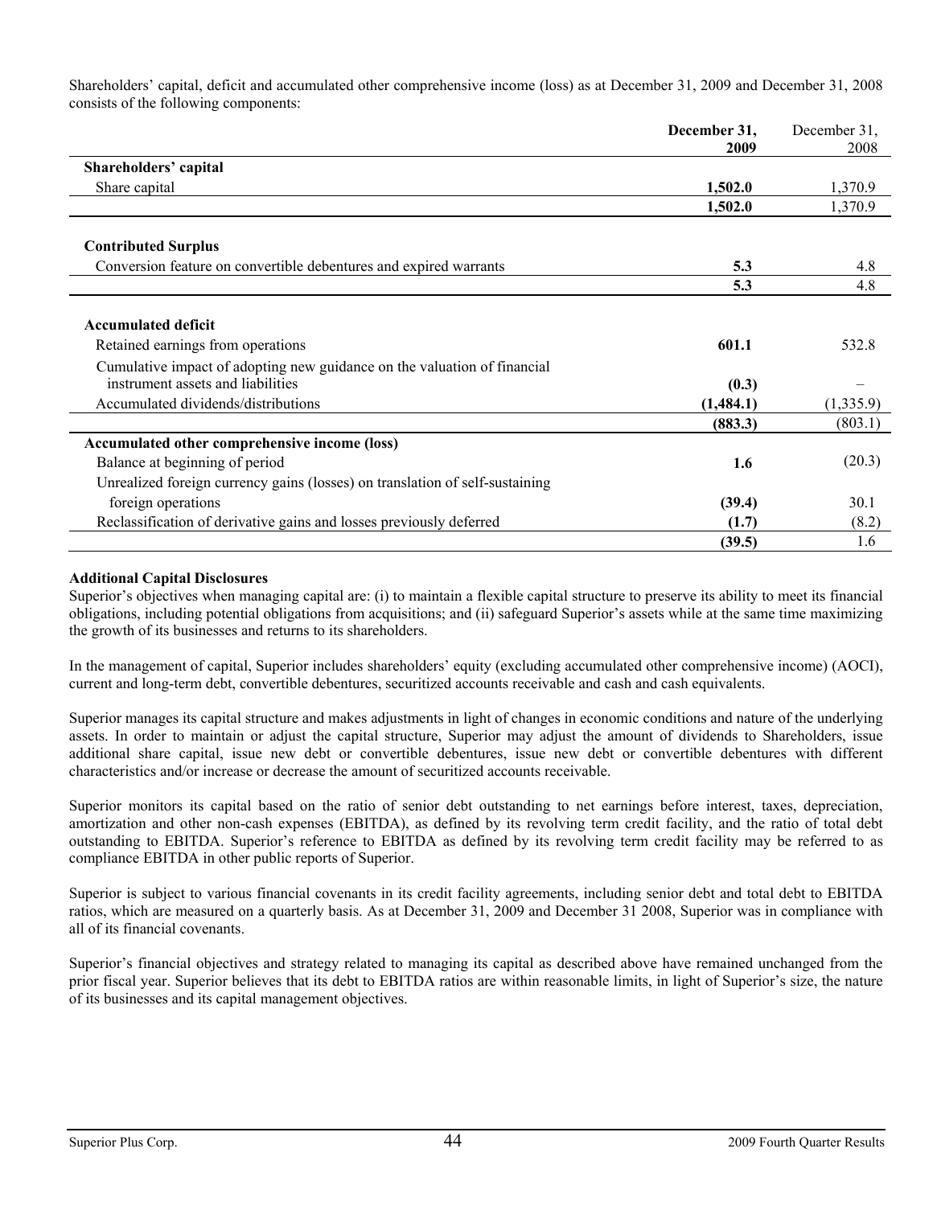Shareholders' capital, deficit and accumulated other comprehensive income (loss) as at December 31, 2009 and December 31, 2008 consists of the following components:

| | **December 31, 2009** | December 31, 2008 |
|---|---|---|
| **Shareholders' capital** | | |
| Share capital | **1,502.0** | 1,370.9 |
| | **1,502.0** | 1,370.9 |
| **Contributed Surplus** | | |
| Conversion feature on convertible debentures and expired warrants | **5.3** | 4.8 |
| | **5.3** | 4.8 |
| **Accumulated deficit** | | |
| Retained earnings from operations | **601.1** | 532.8 |
| Cumulative impact of adopting new guidance on the valuation of financial instrument assets and liabilities | **(0.3)** | – |
| Accumulated dividends/distributions | **(1,484.1)** | (1,335.9) |
| | **(883.3)** | (803.1) |
| **Accumulated other comprehensive income (loss)** | | |
| Balance at beginning of period | **1.6** | (20.3) |
| Unrealized foreign currency gains (losses) on translation of self-sustaining foreign operations | **(39.4)** | 30.1 |
| Reclassification of derivative gains and losses previously deferred | **(1.7)** | (8.2) |
| | **(39.5)** | 1.6 |

**Additional Capital Disclosures**

Superior's objectives when managing capital are: (i) to maintain a flexible capital structure to preserve its ability to meet its financial obligations, including potential obligations from acquisitions; and (ii) safeguard Superior's assets while at the same time maximizing the growth of its businesses and returns to its shareholders.

In the management of capital, Superior includes shareholders' equity (excluding accumulated other comprehensive income) (AOCI), current and long-term debt, convertible debentures, securitized accounts receivable and cash and cash equivalents.

Superior manages its capital structure and makes adjustments in light of changes in economic conditions and nature of the underlying assets. In order to maintain or adjust the capital structure, Superior may adjust the amount of dividends to Shareholders, issue additional share capital, issue new debt or convertible debentures, issue new debt or convertible debentures with different characteristics and/or increase or decrease the amount of securitized accounts receivable.

Superior monitors its capital based on the ratio of senior debt outstanding to net earnings before interest, taxes, depreciation, amortization and other non-cash expenses (EBITDA), as defined by its revolving term credit facility, and the ratio of total debt outstanding to EBITDA. Superior's reference to EBITDA as defined by its revolving term credit facility may be referred to as compliance EBITDA in other public reports of Superior.

Superior is subject to various financial covenants in its credit facility agreements, including senior debt and total debt to EBITDA ratios, which are measured on a quarterly basis. As at December 31, 2009 and December 31 2008, Superior was in compliance with all of its financial covenants.

Superior's financial objectives and strategy related to managing its capital as described above have remained unchanged from the prior fiscal year. Superior believes that its debt to EBITDA ratios are within reasonable limits, in light of Superior's size, the nature of its businesses and its capital management objectives.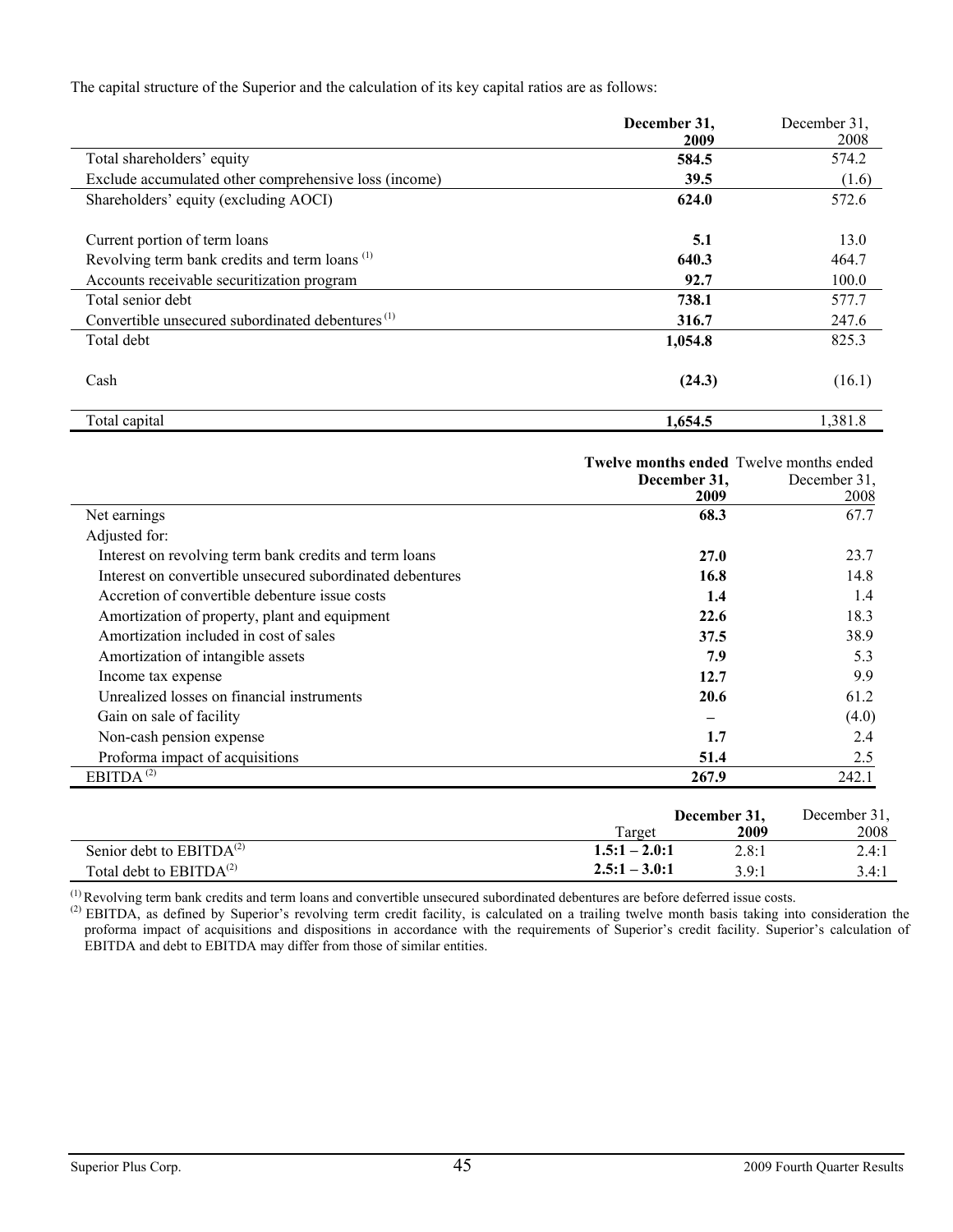The capital structure of the Superior and the calculation of its key capital ratios are as follows:

| | December 31, 2009 | December 31, 2008 |
|---|---|---|
| Total shareholders' equity | **584.5** | 574.2 |
| Exclude accumulated other comprehensive loss (income) | **39.5** | (1.6) |
| Shareholders' equity (excluding AOCI) | **624.0** | 572.6 |
| Current portion of term loans | **5.1** | 13.0 |
| Revolving term bank credits and term loans [(1)] | **640.3** | 464.7 |
| Accounts receivable securitization program | **92.7** | 100.0 |
| Total senior debt | **738.1** | 577.7 |
| Convertible unsecured subordinated debentures [(1)] | **316.7** | 247.6 |
| Total debt | **1,054.8** | 825.3 |
| Cash | **(24.3)** | (16.1) |
| Total capital | **1,654.5** | 1,381.8 |

| | Twelve months ended December 31, 2009 | Twelve months ended December 31, 2008 |
|---|---|---|
| Net earnings | **68.3** | 67.7 |
| Adjusted for: | | |
| Interest on revolving term bank credits and term loans | **27.0** | 23.7 |
| Interest on convertible unsecured subordinated debentures | **16.8** | 14.8 |
| Accretion of convertible debenture issue costs | **1.4** | 1.4 |
| Amortization of property, plant and equipment | **22.6** | 18.3 |
| Amortization included in cost of sales | **37.5** | 38.9 |
| Amortization of intangible assets | **7.9** | 5.3 |
| Income tax expense | **12.7** | 9.9 |
| Unrealized losses on financial instruments | **20.6** | 61.2 |
| Gain on sale of facility | **–** | (4.0) |
| Non-cash pension expense | **1.7** | 2.4 |
| Proforma impact of acquisitions | **51.4** | 2.5 |
| EBITDA [(2)] | **267.9** | 242.1 |

| | Target | December 31, 2009 | December 31, 2008 |
|---|---|---|---|
| Senior debt to EBITDA[(2)] | **1.5:1 – 2.0:1** | 2.8:1 | 2.4:1 |
| Total debt to EBITDA[(2)] | **2.5:1 – 3.0:1** | 3.9:1 | 3.4:1 |

(1) Revolving term bank credits and term loans and convertible unsecured subordinated debentures are before deferred issue costs.

(2) EBITDA, as defined by Superior's revolving term credit facility, is calculated on a trailing twelve month basis taking into consideration the proforma impact of acquisitions and dispositions in accordance with the requirements of Superior's credit facility. Superior's calculation of EBITDA and debt to EBITDA may differ from those of similar entities.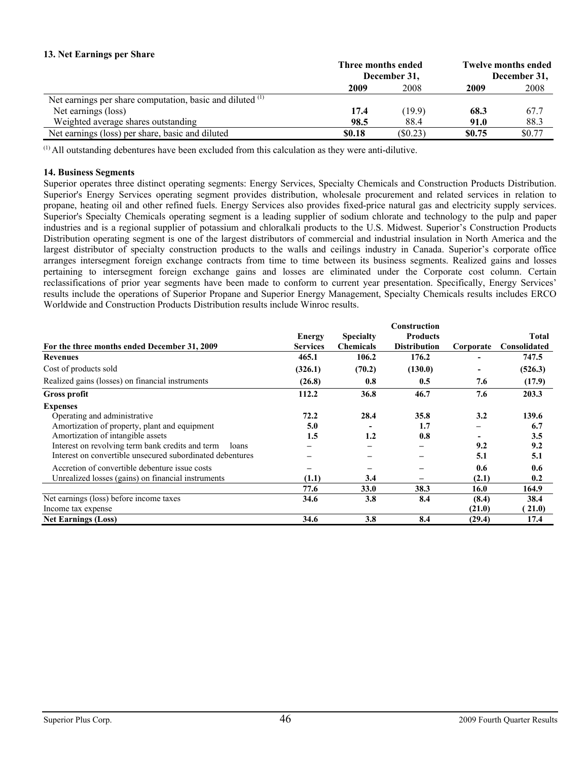### 13. Net Earnings per Share

| | Three months ended December 31, | | Twelve months ended December 31, | |
|---|---|---|---|---|
| | **2009** | 2008 | **2009** | 2008 |
| Net earnings per share computation, basic and diluted [(1)] | | | | |
| Net earnings (loss) | **17.4** | (19.9) | **68.3** | 67.7 |
| Weighted average shares outstanding | **98.5** | 88.4 | **91.0** | 88.3 |
| Net earnings (loss) per share, basic and diluted | **$0.18** | ($0.23) | **$0.75** | $0.77 |

[(1)] All outstanding debentures have been excluded from this calculation as they were anti-dilutive.

### 14. Business Segments

Superior operates three distinct operating segments: Energy Services, Specialty Chemicals and Construction Products Distribution. Superior's Energy Services operating segment provides distribution, wholesale procurement and related services in relation to propane, heating oil and other refined fuels. Energy Services also provides fixed-price natural gas and electricity supply services. Superior's Specialty Chemicals operating segment is a leading supplier of sodium chlorate and technology to the pulp and paper industries and is a regional supplier of potassium and chloralkali products to the U.S. Midwest. Superior's Construction Products Distribution operating segment is one of the largest distributors of commercial and industrial insulation in North America and the largest distributor of specialty construction products to the walls and ceilings industry in Canada. Superior's corporate office arranges intersegment foreign exchange contracts from time to time between its business segments. Realized gains and losses pertaining to intersegment foreign exchange gains and losses are eliminated under the Corporate cost column. Certain reclassifications of prior year segments have been made to conform to current year presentation. Specifically, Energy Services' results include the operations of Superior Propane and Superior Energy Management, Specialty Chemicals results includes ERCO Worldwide and Construction Products Distribution results include Winroc results.

| For the three months ended December 31, 2009 | Energy Services | Specialty Chemicals | Construction Products Distribution | Corporate | Total Consolidated |
|---|---|---|---|---|---|
| **Revenues** | **465.1** | **106.2** | **176.2** | - | **747.5** |
| Cost of products sold | **(326.1)** | **(70.2)** | **(130.0)** | - | **(526.3)** |
| Realized gains (losses) on financial instruments | **(26.8)** | **0.8** | **0.5** | **7.6** | **(17.9)** |
| **Gross profit** | **112.2** | **36.8** | **46.7** | **7.6** | **203.3** |
| **Expenses** | | | | | |
| Operating and administrative | **72.2** | **28.4** | **35.8** | **3.2** | **139.6** |
| Amortization of property, plant and equipment | **5.0** | - | **1.7** | – | **6.7** |
| Amortization of intangible assets | **1.5** | **1.2** | **0.8** | - | **3.5** |
| Interest on revolving term bank credits and term loans | – | – | – | **9.2** | **9.2** |
| Interest on convertible unsecured subordinated debentures | – | – | – | **5.1** | **5.1** |
| Accretion of convertible debenture issue costs | – | – | – | **0.6** | **0.6** |
| Unrealized losses (gains) on financial instruments | **(1.1)** | **3.4** | – | **(2.1)** | **0.2** |
| | **77.6** | **33.0** | **38.3** | **16.0** | **164.9** |
| Net earnings (loss) before income taxes | **34.6** | **3.8** | **8.4** | **(8.4)** | **38.4** |
| Income tax expense | | | | **(21.0)** | **(21.0)** |
| **Net Earnings (Loss)** | **34.6** | **3.8** | **8.4** | **(29.4)** | **17.4** |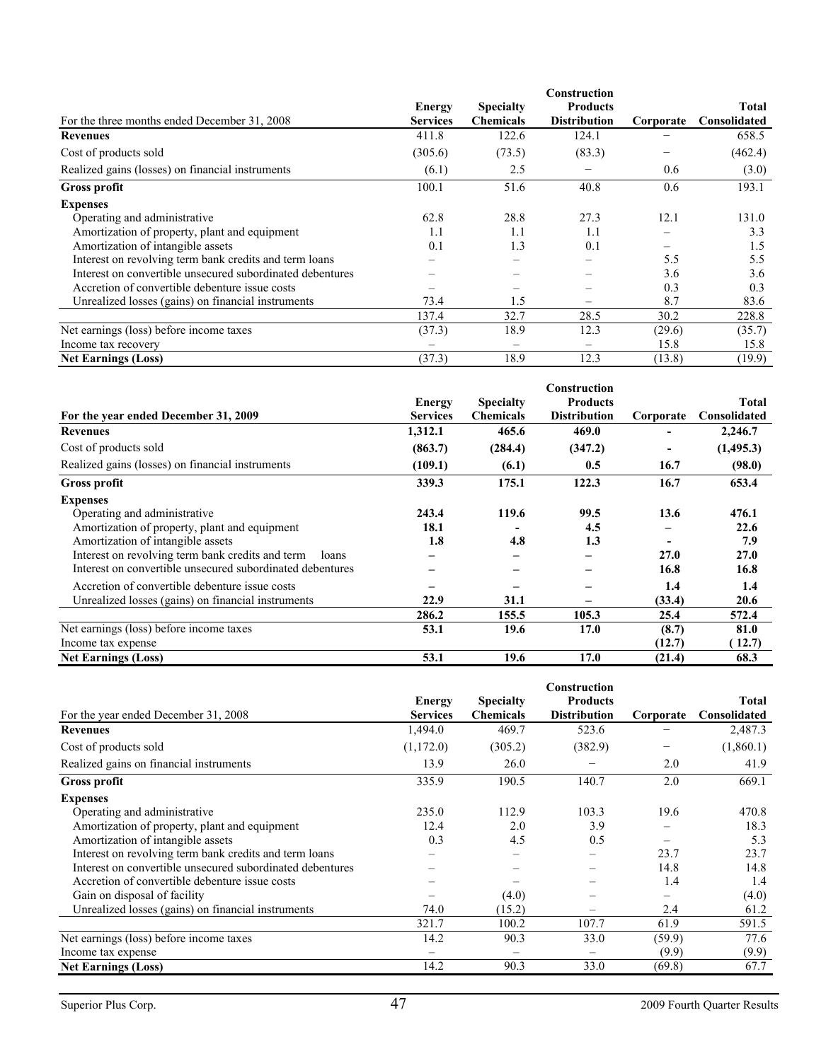| For the three months ended December 31, 2008 | Energy Services | Specialty Chemicals | Construction Products Distribution | Corporate | Total Consolidated |
|---|---|---|---|---|---|
| **Revenues** | 411.8 | 122.6 | 124.1 | – | 658.5 |
| Cost of products sold | (305.6) | (73.5) | (83.3) | – | (462.4) |
| Realized gains (losses) on financial instruments | (6.1) | 2.5 | – | 0.6 | (3.0) |
| **Gross profit** | 100.1 | 51.6 | 40.8 | 0.6 | 193.1 |
| **Expenses** | | | | | |
| Operating and administrative | 62.8 | 28.8 | 27.3 | 12.1 | 131.0 |
| Amortization of property, plant and equipment | 1.1 | 1.1 | 1.1 | – | 3.3 |
| Amortization of intangible assets | 0.1 | 1.3 | 0.1 | – | 1.5 |
| Interest on revolving term bank credits and term loans | – | – | – | 5.5 | 5.5 |
| Interest on convertible unsecured subordinated debentures | – | – | – | 3.6 | 3.6 |
| Accretion of convertible debenture issue costs | – | – | – | 0.3 | 0.3 |
| Unrealized losses (gains) on financial instruments | 73.4 | 1.5 | – | 8.7 | 83.6 |
| | 137.4 | 32.7 | 28.5 | 30.2 | 228.8 |
| Net earnings (loss) before income taxes | (37.3) | 18.9 | 12.3 | (29.6) | (35.7) |
| Income tax recovery | – | – | – | 15.8 | 15.8 |
| **Net Earnings (Loss)** | (37.3) | 18.9 | 12.3 | (13.8) | (19.9) |

| **For the year ended December 31, 2009** | **Energy Services** | **Specialty Chemicals** | **Construction Products Distribution** | **Corporate** | **Total Consolidated** |
|---|---|---|---|---|---|
| **Revenues** | **1,312.1** | **465.6** | **469.0** | **-** | **2,246.7** |
| Cost of products sold | **(863.7)** | **(284.4)** | **(347.2)** | **-** | **(1,495.3)** |
| Realized gains (losses) on financial instruments | **(109.1)** | **(6.1)** | **0.5** | **16.7** | **(98.0)** |
| **Gross profit** | **339.3** | **175.1** | **122.3** | **16.7** | **653.4** |
| **Expenses** | | | | | |
| Operating and administrative | **243.4** | **119.6** | **99.5** | **13.6** | **476.1** |
| Amortization of property, plant and equipment | **18.1** | **-** | **4.5** | **–** | **22.6** |
| Amortization of intangible assets | **1.8** | **4.8** | **1.3** | **-** | **7.9** |
| Interest on revolving term bank credits and term loans | **–** | **–** | **–** | **27.0** | **27.0** |
| Interest on convertible unsecured subordinated debentures | **–** | **–** | **–** | **16.8** | **16.8** |
| Accretion of convertible debenture issue costs | **–** | **–** | **–** | **1.4** | **1.4** |
| Unrealized losses (gains) on financial instruments | **22.9** | **31.1** | **–** | **(33.4)** | **20.6** |
| | **286.2** | **155.5** | **105.3** | **25.4** | **572.4** |
| Net earnings (loss) before income taxes | **53.1** | **19.6** | **17.0** | **(8.7)** | **81.0** |
| Income tax expense | | | | **(12.7)** | **( 12.7)** |
| **Net Earnings (Loss)** | **53.1** | **19.6** | **17.0** | **(21.4)** | **68.3** |

| For the year ended December 31, 2008 | Energy Services | Specialty Chemicals | Construction Products Distribution | Corporate | Total Consolidated |
|---|---|---|---|---|---|
| **Revenues** | 1,494.0 | 469.7 | 523.6 | – | 2,487.3 |
| Cost of products sold | (1,172.0) | (305.2) | (382.9) | – | (1,860.1) |
| Realized gains on financial instruments | 13.9 | 26.0 | – | 2.0 | 41.9 |
| **Gross profit** | 335.9 | 190.5 | 140.7 | 2.0 | 669.1 |
| **Expenses** | | | | | |
| Operating and administrative | 235.0 | 112.9 | 103.3 | 19.6 | 470.8 |
| Amortization of property, plant and equipment | 12.4 | 2.0 | 3.9 | – | 18.3 |
| Amortization of intangible assets | 0.3 | 4.5 | 0.5 | – | 5.3 |
| Interest on revolving term bank credits and term loans | – | – | – | 23.7 | 23.7 |
| Interest on convertible unsecured subordinated debentures | – | – | – | 14.8 | 14.8 |
| Accretion of convertible debenture issue costs | – | – | – | 1.4 | 1.4 |
| Gain on disposal of facility | – | (4.0) | – | – | (4.0) |
| Unrealized losses (gains) on financial instruments | 74.0 | (15.2) | – | 2.4 | 61.2 |
| | 321.7 | 100.2 | 107.7 | 61.9 | 591.5 |
| Net earnings (loss) before income taxes | 14.2 | 90.3 | 33.0 | (59.9) | 77.6 |
| Income tax expense | – | – | – | (9.9) | (9.9) |
| **Net Earnings (Loss)** | 14.2 | 90.3 | 33.0 | (69.8) | 67.7 |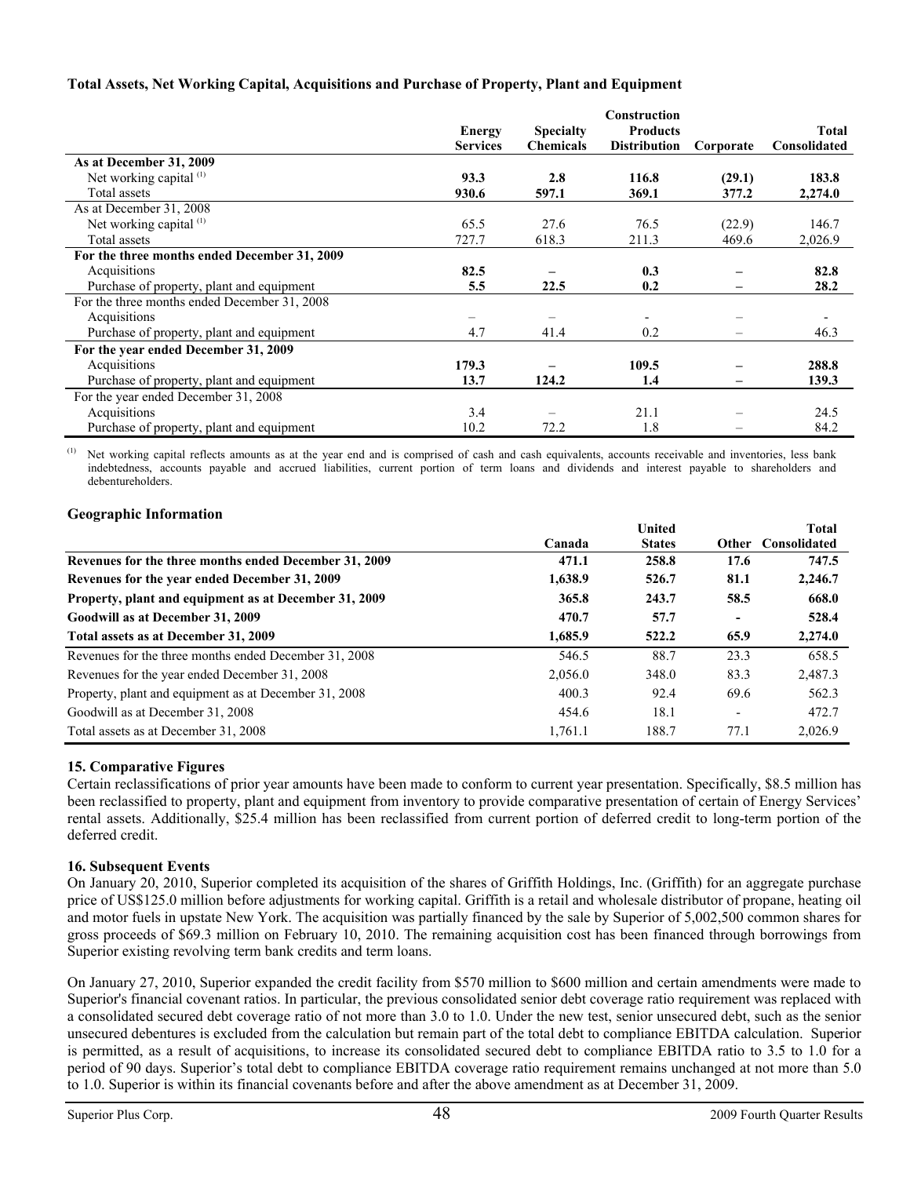**Total Assets, Net Working Capital, Acquisitions and Purchase of Property, Plant and Equipment**

| | Energy Services | Specialty Chemicals | Construction Products Distribution | Corporate | Total Consolidated |
|---|---|---|---|---|---|
| **As at December 31, 2009** | | | | | |
| Net working capital [(1)] | **93.3** | **2.8** | **116.8** | **(29.1)** | **183.8** |
| Total assets | **930.6** | **597.1** | **369.1** | **377.2** | **2,274.0** |
| As at December 31, 2008 | | | | | |
| Net working capital [(1)] | 65.5 | 27.6 | 76.5 | (22.9) | 146.7 |
| Total assets | 727.7 | 618.3 | 211.3 | 469.6 | 2,026.9 |
| **For the three months ended December 31, 2009** | | | | | |
| Acquisitions | **82.5** | **–** | **0.3** | **–** | **82.8** |
| Purchase of property, plant and equipment | **5.5** | **22.5** | **0.2** | **–** | **28.2** |
| For the three months ended December 31, 2008 | | | | | |
| Acquisitions | – | – | - | – | - |
| Purchase of property, plant and equipment | 4.7 | 41.4 | 0.2 | – | 46.3 |
| **For the year ended December 31, 2009** | | | | | |
| Acquisitions | **179.3** | **–** | **109.5** | **–** | **288.8** |
| Purchase of property, plant and equipment | **13.7** | **124.2** | **1.4** | **–** | **139.3** |
| For the year ended December 31, 2008 | | | | | |
| Acquisitions | 3.4 | – | 21.1 | – | 24.5 |
| Purchase of property, plant and equipment | 10.2 | 72.2 | 1.8 | – | 84.2 |

(1) Net working capital reflects amounts as at the year end and is comprised of cash and cash equivalents, accounts receivable and inventories, less bank indebtedness, accounts payable and accrued liabilities, current portion of term loans and dividends and interest payable to shareholders and debentureholders.

**Geographic Information**

| | Canada | United States | Other | Total Consolidated |
|---|---|---|---|---|
| **Revenues for the three months ended December 31, 2009** | **471.1** | **258.8** | **17.6** | **747.5** |
| **Revenues for the year ended December 31, 2009** | **1,638.9** | **526.7** | **81.1** | **2,246.7** |
| **Property, plant and equipment as at December 31, 2009** | **365.8** | **243.7** | **58.5** | **668.0** |
| **Goodwill as at December 31, 2009** | **470.7** | **57.7** | **-** | **528.4** |
| **Total assets as at December 31, 2009** | **1,685.9** | **522.2** | **65.9** | **2,274.0** |
| Revenues for the three months ended December 31, 2008 | 546.5 | 88.7 | 23.3 | 658.5 |
| Revenues for the year ended December 31, 2008 | 2,056.0 | 348.0 | 83.3 | 2,487.3 |
| Property, plant and equipment as at December 31, 2008 | 400.3 | 92.4 | 69.6 | 562.3 |
| Goodwill as at December 31, 2008 | 454.6 | 18.1 | - | 472.7 |
| Total assets as at December 31, 2008 | 1,761.1 | 188.7 | 77.1 | 2,026.9 |

### 15. Comparative Figures

Certain reclassifications of prior year amounts have been made to conform to current year presentation. Specifically, $8.5 million has been reclassified to property, plant and equipment from inventory to provide comparative presentation of certain of Energy Services' rental assets. Additionally, $25.4 million has been reclassified from current portion of deferred credit to long-term portion of the deferred credit.

### 16. Subsequent Events

On January 20, 2010, Superior completed its acquisition of the shares of Griffith Holdings, Inc. (Griffith) for an aggregate purchase price of US$125.0 million before adjustments for working capital. Griffith is a retail and wholesale distributor of propane, heating oil and motor fuels in upstate New York. The acquisition was partially financed by the sale by Superior of 5,002,500 common shares for gross proceeds of $69.3 million on February 10, 2010. The remaining acquisition cost has been financed through borrowings from Superior existing revolving term bank credits and term loans.

On January 27, 2010, Superior expanded the credit facility from $570 million to $600 million and certain amendments were made to Superior's financial covenant ratios. In particular, the previous consolidated senior debt coverage ratio requirement was replaced with a consolidated secured debt coverage ratio of not more than 3.0 to 1.0. Under the new test, senior unsecured debt, such as the senior unsecured debentures is excluded from the calculation but remain part of the total debt to compliance EBITDA calculation. Superior is permitted, as a result of acquisitions, to increase its consolidated secured debt to compliance EBITDA ratio to 3.5 to 1.0 for a period of 90 days. Superior's total debt to compliance EBITDA coverage ratio requirement remains unchanged at not more than 5.0 to 1.0. Superior is within its financial covenants before and after the above amendment as at December 31, 2009.